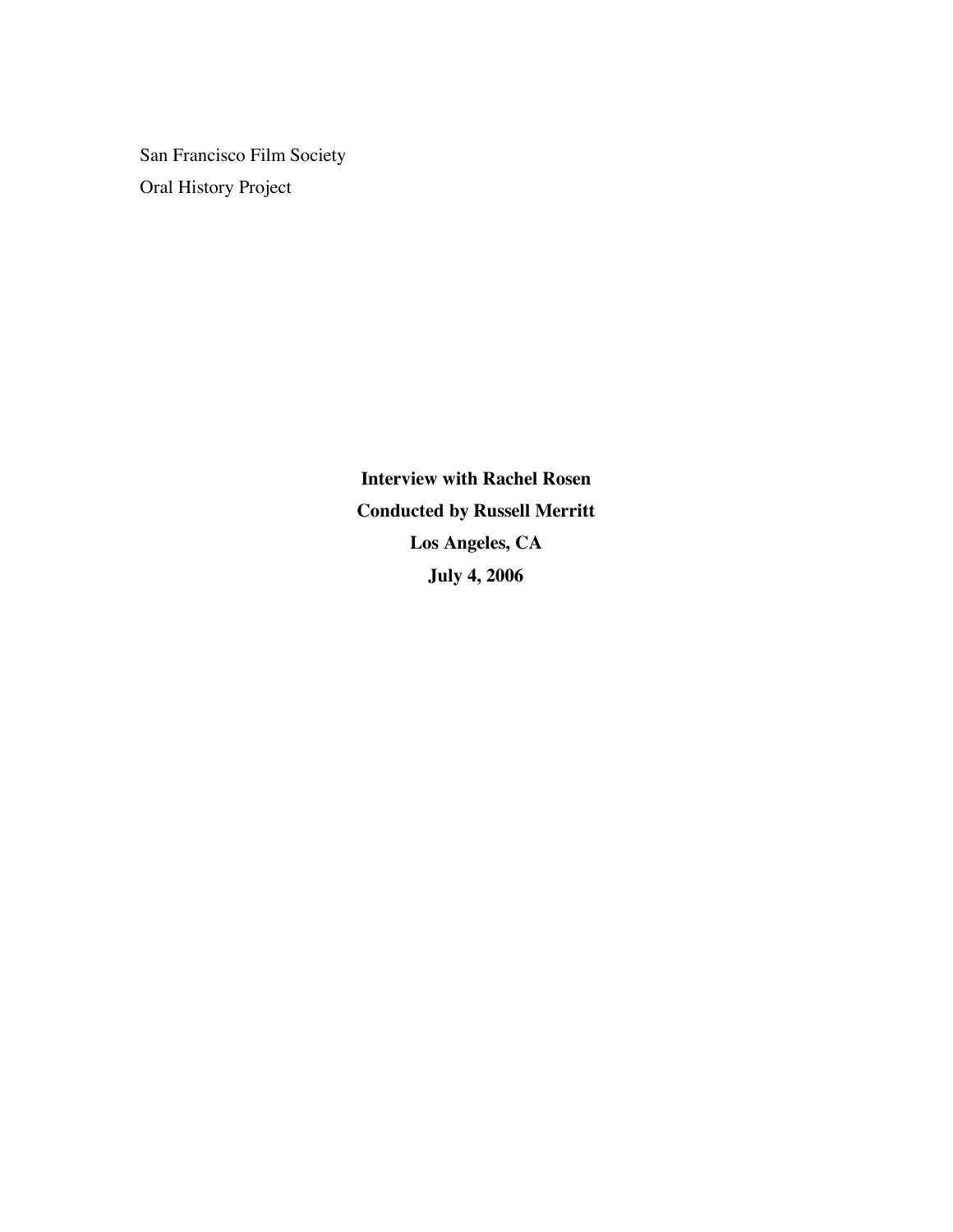San Francisco Film Society

Oral History Project

**Interview with Rachel Rosen**

**Conducted by Russell Merritt**

**Los Angeles, CA**

**July 4, 2006**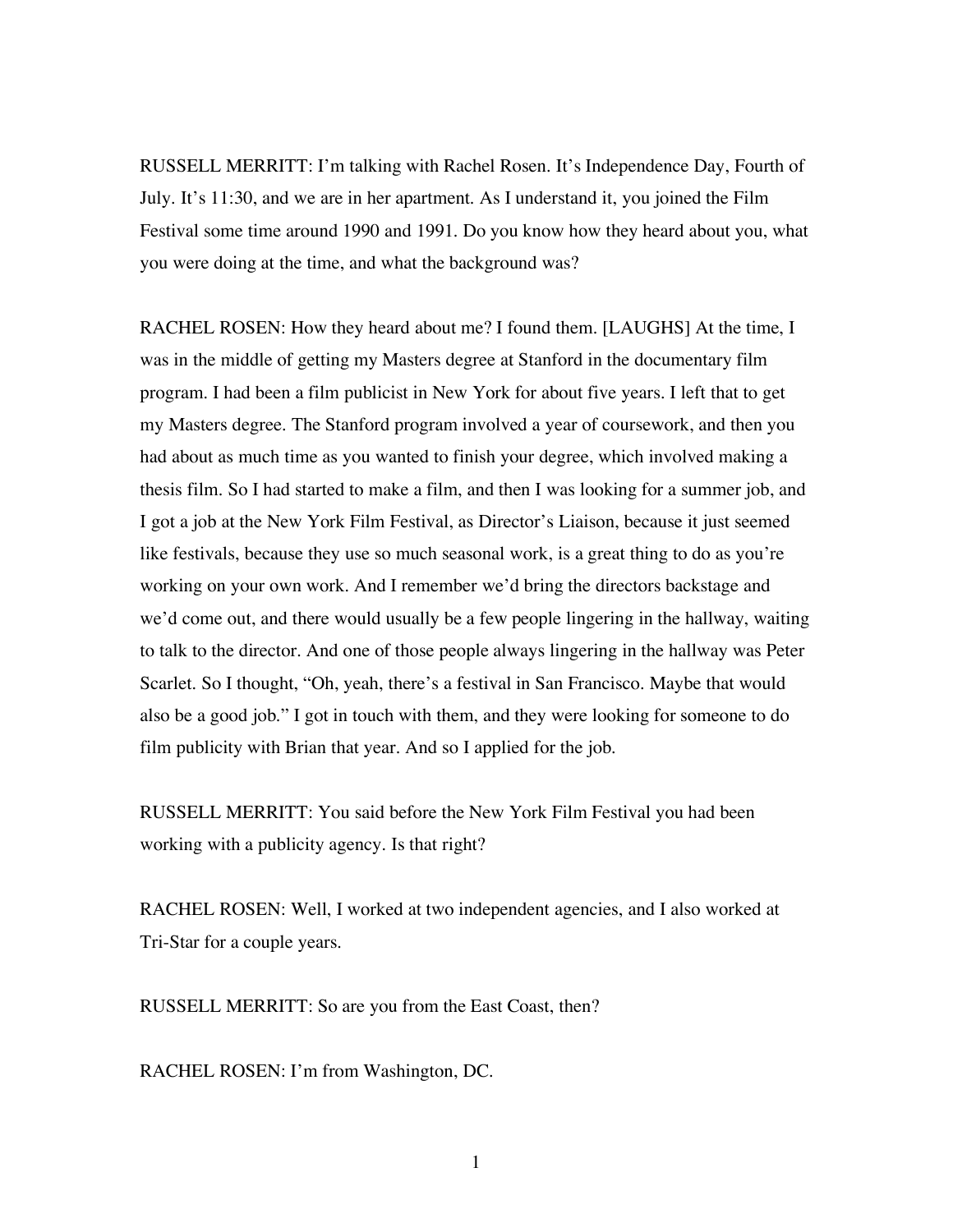RUSSELL MERRITT: I'm talking with Rachel Rosen. It's Independence Day, Fourth of July. It's 11:30, and we are in her apartment. As I understand it, you joined the Film Festival some time around 1990 and 1991. Do you know how they heard about you, what you were doing at the time, and what the background was?

RACHEL ROSEN: How they heard about me? I found them. [LAUGHS] At the time, I was in the middle of getting my Masters degree at Stanford in the documentary film program. I had been a film publicist in New York for about five years. I left that to get my Masters degree. The Stanford program involved a year of coursework, and then you had about as much time as you wanted to finish your degree, which involved making a thesis film. So I had started to make a film, and then I was looking for a summer job, and I got a job at the New York Film Festival, as Director's Liaison, because it just seemed like festivals, because they use so much seasonal work, is a great thing to do as you're working on your own work. And I remember we'd bring the directors backstage and we'd come out, and there would usually be a few people lingering in the hallway, waiting to talk to the director. And one of those people always lingering in the hallway was Peter Scarlet. So I thought, "Oh, yeah, there's a festival in San Francisco. Maybe that would also be a good job." I got in touch with them, and they were looking for someone to do film publicity with Brian that year. And so I applied for the job.

RUSSELL MERRITT: You said before the New York Film Festival you had been working with a publicity agency. Is that right?

RACHEL ROSEN: Well, I worked at two independent agencies, and I also worked at Tri-Star for a couple years.

RUSSELL MERRITT: So are you from the East Coast, then?

RACHEL ROSEN: I'm from Washington, DC.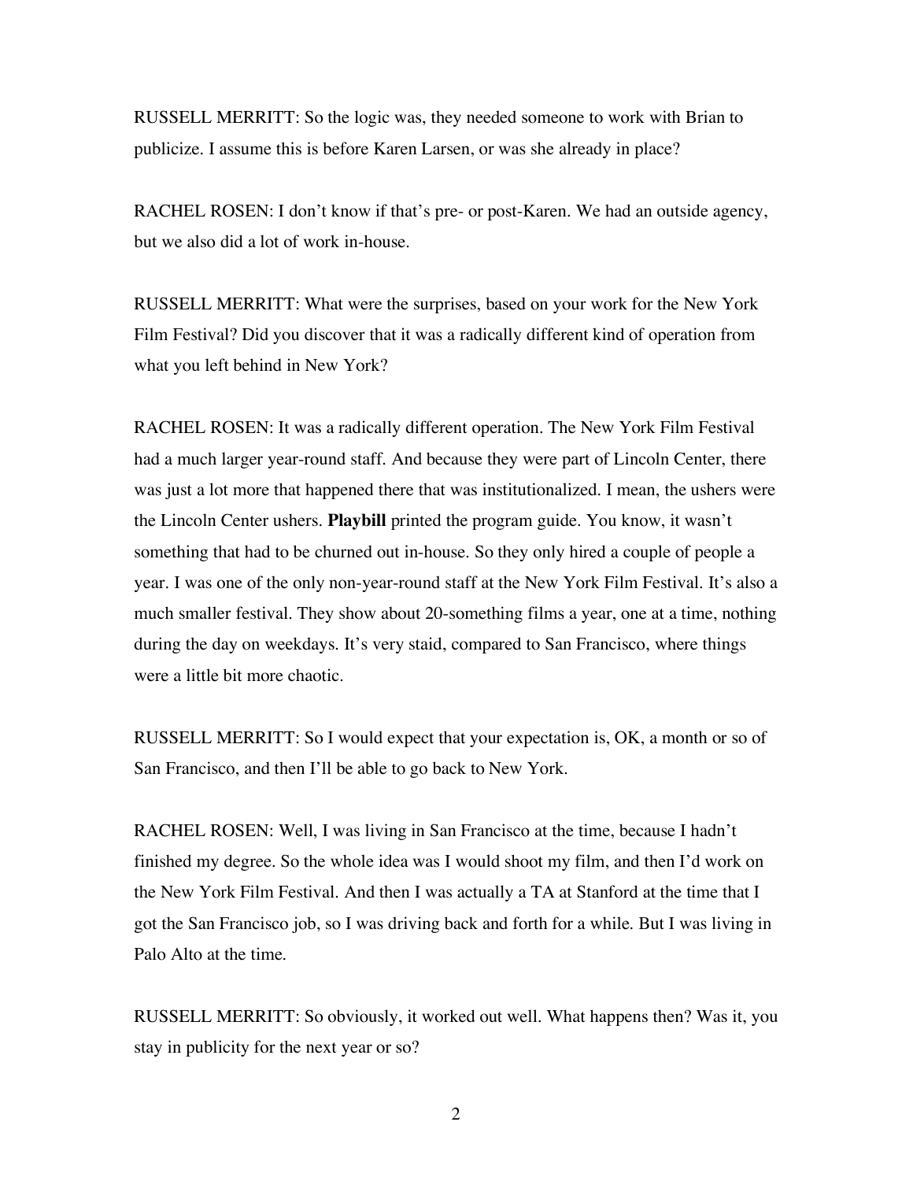RUSSELL MERRITT: So the logic was, they needed someone to work with Brian to publicize. I assume this is before Karen Larsen, or was she already in place?

RACHEL ROSEN: I don't know if that's pre- or post-Karen. We had an outside agency, but we also did a lot of work in-house.

RUSSELL MERRITT: What were the surprises, based on your work for the New York Film Festival? Did you discover that it was a radically different kind of operation from what you left behind in New York?

RACHEL ROSEN: It was a radically different operation. The New York Film Festival had a much larger year-round staff. And because they were part of Lincoln Center, there was just a lot more that happened there that was institutionalized. I mean, the ushers were the Lincoln Center ushers. **Playbill** printed the program guide. You know, it wasn't something that had to be churned out in-house. So they only hired a couple of people a year. I was one of the only non-year-round staff at the New York Film Festival. It's also a much smaller festival. They show about 20-something films a year, one at a time, nothing during the day on weekdays. It's very staid, compared to San Francisco, where things were a little bit more chaotic.

RUSSELL MERRITT: So I would expect that your expectation is, OK, a month or so of San Francisco, and then I'll be able to go back to New York.

RACHEL ROSEN: Well, I was living in San Francisco at the time, because I hadn't finished my degree. So the whole idea was I would shoot my film, and then I'd work on the New York Film Festival. And then I was actually a TA at Stanford at the time that I got the San Francisco job, so I was driving back and forth for a while. But I was living in Palo Alto at the time.

RUSSELL MERRITT: So obviously, it worked out well. What happens then? Was it, you stay in publicity for the next year or so?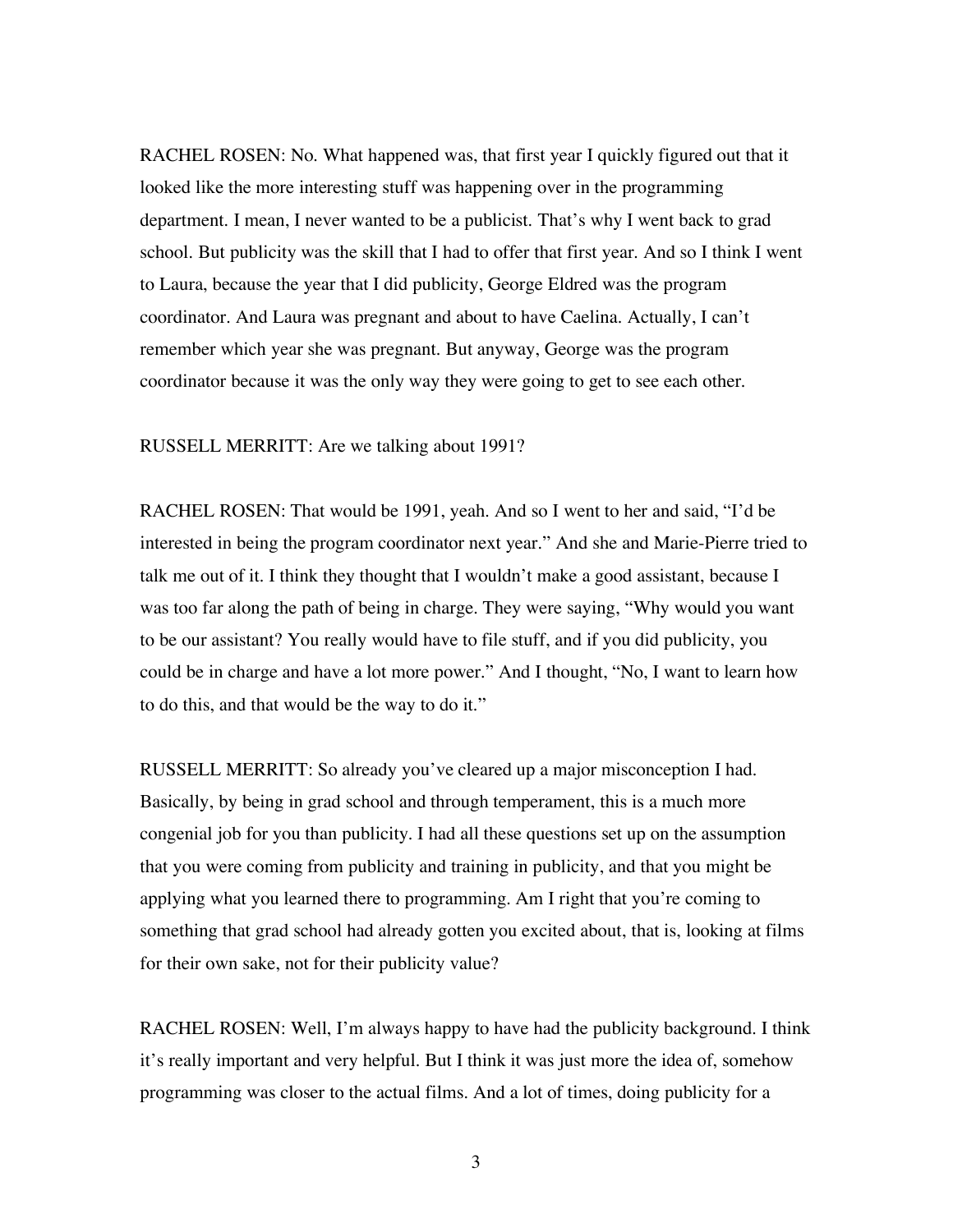RACHEL ROSEN: No. What happened was, that first year I quickly figured out that it looked like the more interesting stuff was happening over in the programming department. I mean, I never wanted to be a publicist. That's why I went back to grad school. But publicity was the skill that I had to offer that first year. And so I think I went to Laura, because the year that I did publicity, George Eldred was the program coordinator. And Laura was pregnant and about to have Caelina. Actually, I can't remember which year she was pregnant. But anyway, George was the program coordinator because it was the only way they were going to get to see each other.

RUSSELL MERRITT: Are we talking about 1991?

RACHEL ROSEN: That would be 1991, yeah. And so I went to her and said, "I'd be interested in being the program coordinator next year." And she and Marie-Pierre tried to talk me out of it. I think they thought that I wouldn't make a good assistant, because I was too far along the path of being in charge. They were saying, "Why would you want to be our assistant? You really would have to file stuff, and if you did publicity, you could be in charge and have a lot more power." And I thought, "No, I want to learn how to do this, and that would be the way to do it."

RUSSELL MERRITT: So already you've cleared up a major misconception I had. Basically, by being in grad school and through temperament, this is a much more congenial job for you than publicity. I had all these questions set up on the assumption that you were coming from publicity and training in publicity, and that you might be applying what you learned there to programming. Am I right that you're coming to something that grad school had already gotten you excited about, that is, looking at films for their own sake, not for their publicity value?

RACHEL ROSEN: Well, I'm always happy to have had the publicity background. I think it's really important and very helpful. But I think it was just more the idea of, somehow programming was closer to the actual films. And a lot of times, doing publicity for a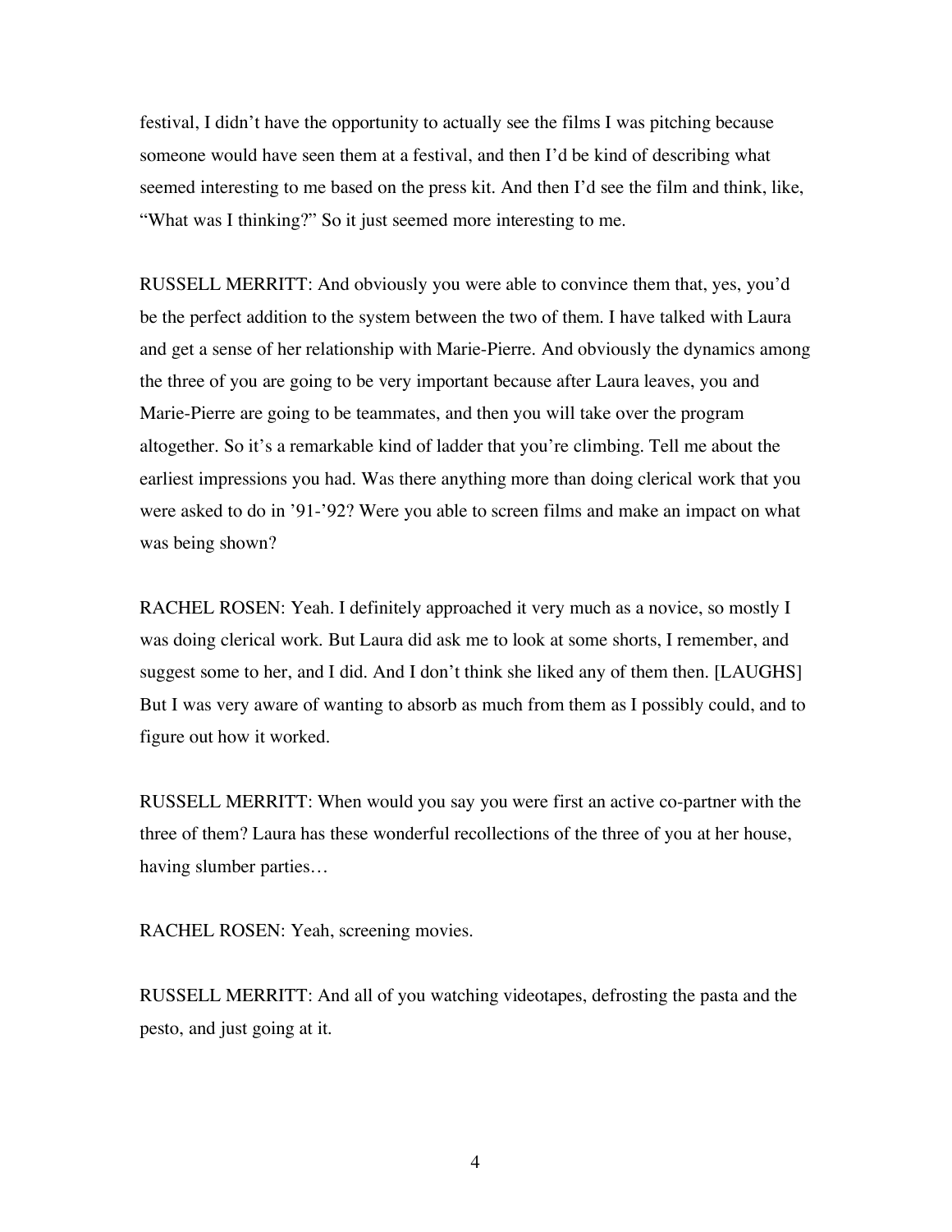festival, I didn't have the opportunity to actually see the films I was pitching because someone would have seen them at a festival, and then I'd be kind of describing what seemed interesting to me based on the press kit. And then I'd see the film and think, like, "What was I thinking?" So it just seemed more interesting to me.

RUSSELL MERRITT: And obviously you were able to convince them that, yes, you'd be the perfect addition to the system between the two of them. I have talked with Laura and get a sense of her relationship with Marie-Pierre. And obviously the dynamics among the three of you are going to be very important because after Laura leaves, you and Marie-Pierre are going to be teammates, and then you will take over the program altogether. So it's a remarkable kind of ladder that you're climbing. Tell me about the earliest impressions you had. Was there anything more than doing clerical work that you were asked to do in '91-'92? Were you able to screen films and make an impact on what was being shown?

RACHEL ROSEN: Yeah. I definitely approached it very much as a novice, so mostly I was doing clerical work. But Laura did ask me to look at some shorts, I remember, and suggest some to her, and I did. And I don't think she liked any of them then. [LAUGHS] But I was very aware of wanting to absorb as much from them as I possibly could, and to figure out how it worked.

RUSSELL MERRITT: When would you say you were first an active co-partner with the three of them? Laura has these wonderful recollections of the three of you at her house, having slumber parties…

RACHEL ROSEN: Yeah, screening movies.

RUSSELL MERRITT: And all of you watching videotapes, defrosting the pasta and the pesto, and just going at it.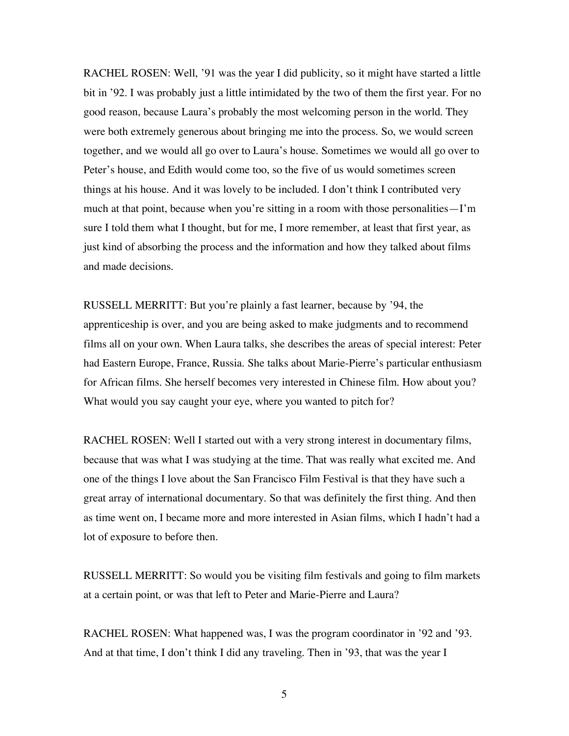RACHEL ROSEN: Well, '91 was the year I did publicity, so it might have started a little bit in '92. I was probably just a little intimidated by the two of them the first year. For no good reason, because Laura's probably the most welcoming person in the world. They were both extremely generous about bringing me into the process. So, we would screen together, and we would all go over to Laura's house. Sometimes we would all go over to Peter's house, and Edith would come too, so the five of us would sometimes screen things at his house. And it was lovely to be included. I don't think I contributed very much at that point, because when you're sitting in a room with those personalities—I'm sure I told them what I thought, but for me, I more remember, at least that first year, as just kind of absorbing the process and the information and how they talked about films and made decisions.

RUSSELL MERRITT: But you're plainly a fast learner, because by '94, the apprenticeship is over, and you are being asked to make judgments and to recommend films all on your own. When Laura talks, she describes the areas of special interest: Peter had Eastern Europe, France, Russia. She talks about Marie-Pierre's particular enthusiasm for African films. She herself becomes very interested in Chinese film. How about you? What would you say caught your eye, where you wanted to pitch for?

RACHEL ROSEN: Well I started out with a very strong interest in documentary films, because that was what I was studying at the time. That was really what excited me. And one of the things I love about the San Francisco Film Festival is that they have such a great array of international documentary. So that was definitely the first thing. And then as time went on, I became more and more interested in Asian films, which I hadn't had a lot of exposure to before then.

RUSSELL MERRITT: So would you be visiting film festivals and going to film markets at a certain point, or was that left to Peter and Marie-Pierre and Laura?

RACHEL ROSEN: What happened was, I was the program coordinator in '92 and '93. And at that time, I don't think I did any traveling. Then in '93, that was the year I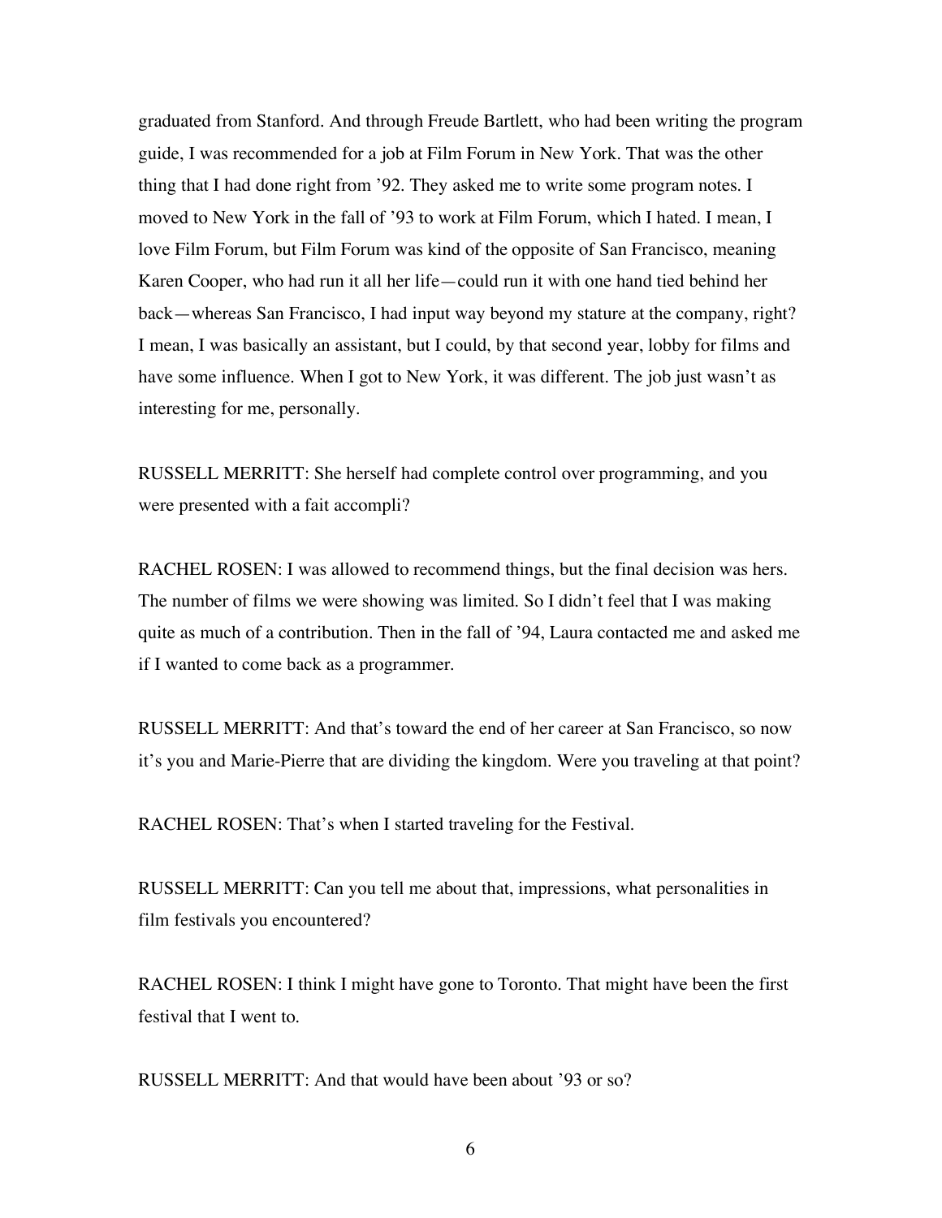graduated from Stanford. And through Freude Bartlett, who had been writing the program guide, I was recommended for a job at Film Forum in New York. That was the other thing that I had done right from '92. They asked me to write some program notes. I moved to New York in the fall of '93 to work at Film Forum, which I hated. I mean, I love Film Forum, but Film Forum was kind of the opposite of San Francisco, meaning Karen Cooper, who had run it all her life—could run it with one hand tied behind her back—whereas San Francisco, I had input way beyond my stature at the company, right? I mean, I was basically an assistant, but I could, by that second year, lobby for films and have some influence. When I got to New York, it was different. The job just wasn't as interesting for me, personally.

RUSSELL MERRITT: She herself had complete control over programming, and you were presented with a fait accompli?

RACHEL ROSEN: I was allowed to recommend things, but the final decision was hers. The number of films we were showing was limited. So I didn't feel that I was making quite as much of a contribution. Then in the fall of '94, Laura contacted me and asked me if I wanted to come back as a programmer.

RUSSELL MERRITT: And that's toward the end of her career at San Francisco, so now it's you and Marie-Pierre that are dividing the kingdom. Were you traveling at that point?

RACHEL ROSEN: That's when I started traveling for the Festival.

RUSSELL MERRITT: Can you tell me about that, impressions, what personalities in film festivals you encountered?

RACHEL ROSEN: I think I might have gone to Toronto. That might have been the first festival that I went to.

RUSSELL MERRITT: And that would have been about '93 or so?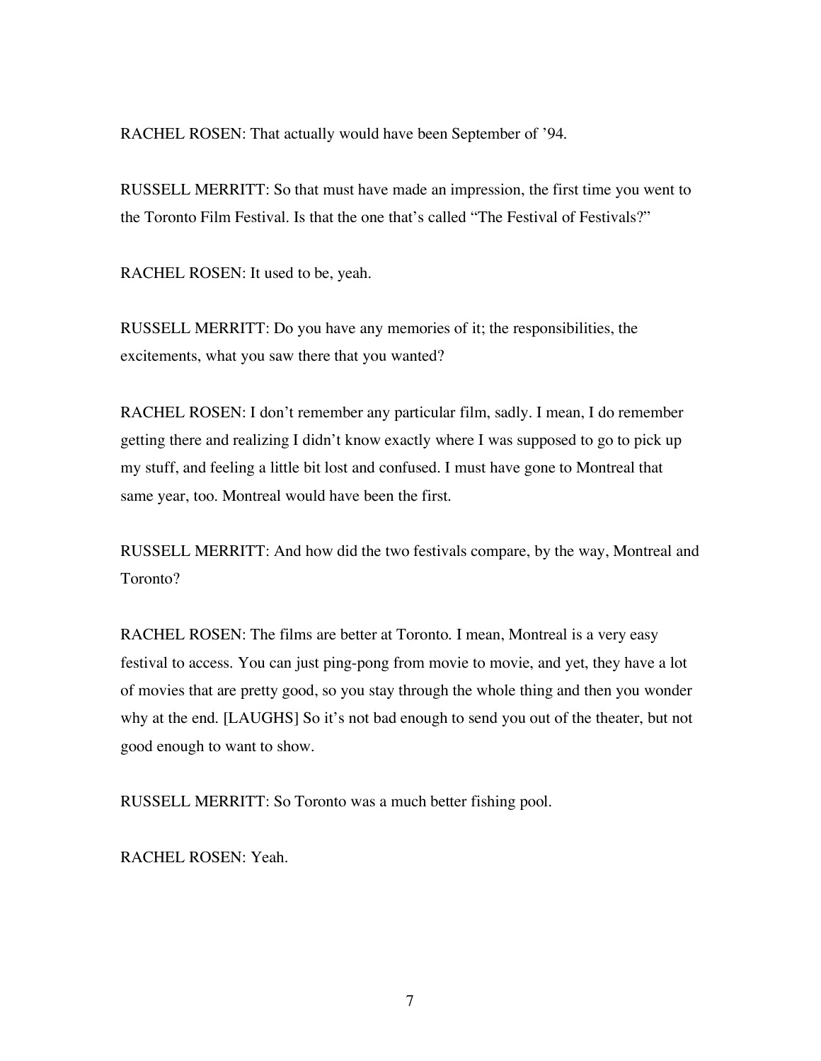RACHEL ROSEN: That actually would have been September of '94.

RUSSELL MERRITT: So that must have made an impression, the first time you went to the Toronto Film Festival. Is that the one that's called "The Festival of Festivals?"

RACHEL ROSEN: It used to be, yeah.

RUSSELL MERRITT: Do you have any memories of it; the responsibilities, the excitements, what you saw there that you wanted?

RACHEL ROSEN: I don't remember any particular film, sadly. I mean, I do remember getting there and realizing I didn't know exactly where I was supposed to go to pick up my stuff, and feeling a little bit lost and confused. I must have gone to Montreal that same year, too. Montreal would have been the first.

RUSSELL MERRITT: And how did the two festivals compare, by the way, Montreal and Toronto?

RACHEL ROSEN: The films are better at Toronto. I mean, Montreal is a very easy festival to access. You can just ping-pong from movie to movie, and yet, they have a lot of movies that are pretty good, so you stay through the whole thing and then you wonder why at the end. [LAUGHS] So it's not bad enough to send you out of the theater, but not good enough to want to show.

RUSSELL MERRITT: So Toronto was a much better fishing pool.

RACHEL ROSEN: Yeah.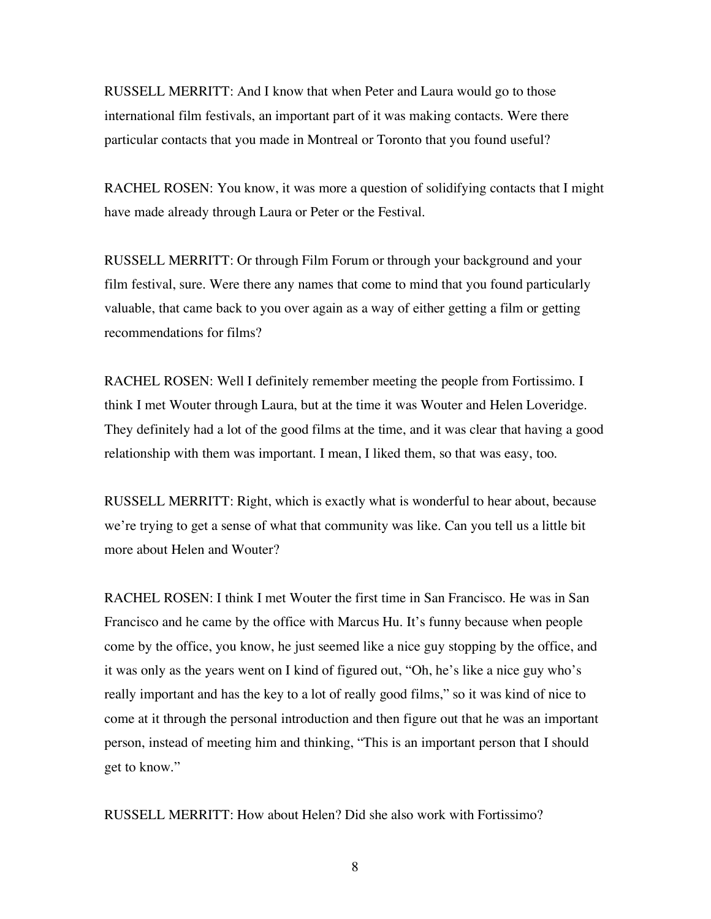RUSSELL MERRITT: And I know that when Peter and Laura would go to those international film festivals, an important part of it was making contacts. Were there particular contacts that you made in Montreal or Toronto that you found useful?

RACHEL ROSEN: You know, it was more a question of solidifying contacts that I might have made already through Laura or Peter or the Festival.

RUSSELL MERRITT: Or through Film Forum or through your background and your film festival, sure. Were there any names that come to mind that you found particularly valuable, that came back to you over again as a way of either getting a film or getting recommendations for films?

RACHEL ROSEN: Well I definitely remember meeting the people from Fortissimo. I think I met Wouter through Laura, but at the time it was Wouter and Helen Loveridge. They definitely had a lot of the good films at the time, and it was clear that having a good relationship with them was important. I mean, I liked them, so that was easy, too.

RUSSELL MERRITT: Right, which is exactly what is wonderful to hear about, because we're trying to get a sense of what that community was like. Can you tell us a little bit more about Helen and Wouter?

RACHEL ROSEN: I think I met Wouter the first time in San Francisco. He was in San Francisco and he came by the office with Marcus Hu. It's funny because when people come by the office, you know, he just seemed like a nice guy stopping by the office, and it was only as the years went on I kind of figured out, "Oh, he's like a nice guy who's really important and has the key to a lot of really good films," so it was kind of nice to come at it through the personal introduction and then figure out that he was an important person, instead of meeting him and thinking, "This is an important person that I should get to know."

RUSSELL MERRITT: How about Helen? Did she also work with Fortissimo?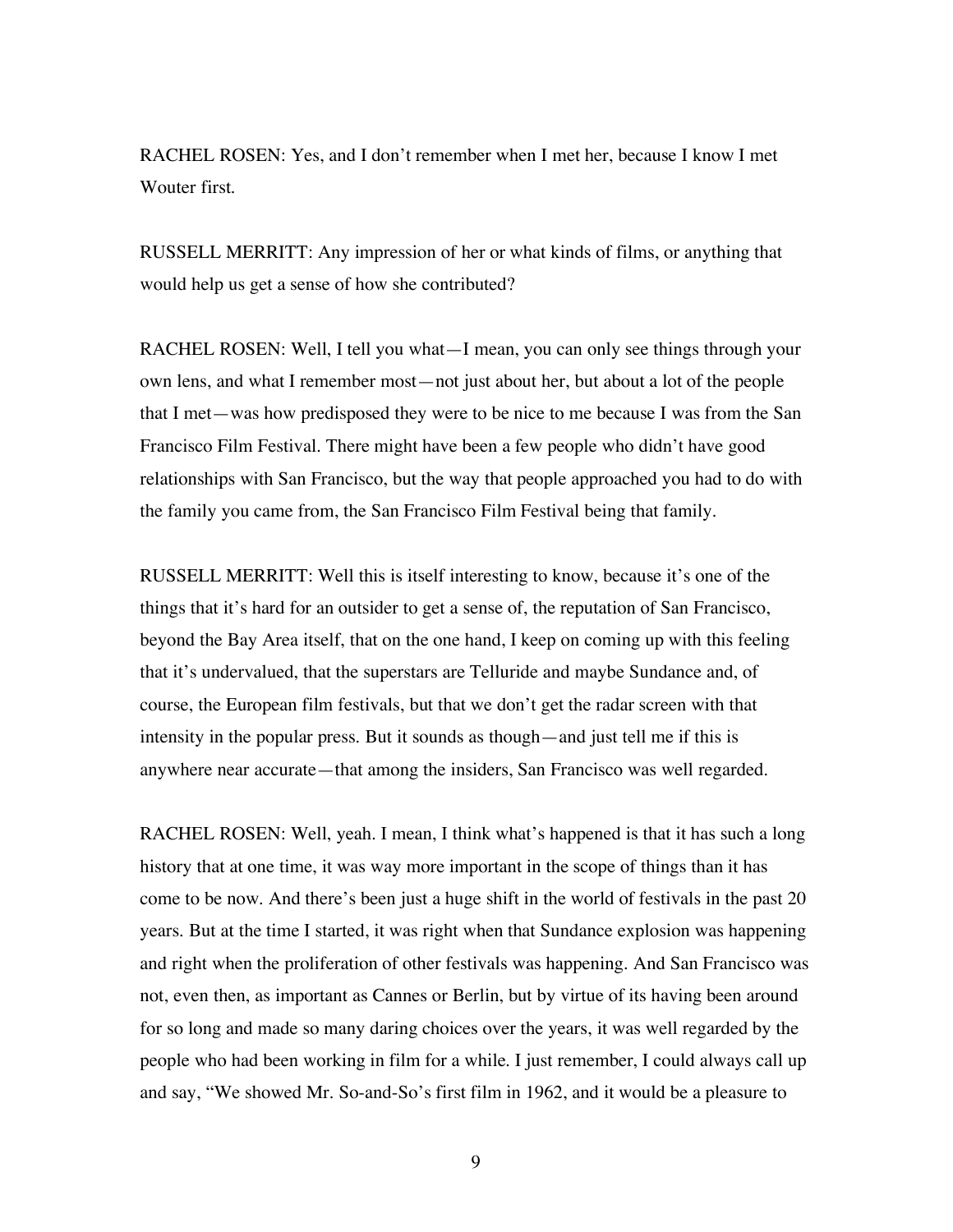RACHEL ROSEN: Yes, and I don't remember when I met her, because I know I met Wouter first.

RUSSELL MERRITT: Any impression of her or what kinds of films, or anything that would help us get a sense of how she contributed?

RACHEL ROSEN: Well, I tell you what—I mean, you can only see things through your own lens, and what I remember most—not just about her, but about a lot of the people that I met—was how predisposed they were to be nice to me because I was from the San Francisco Film Festival. There might have been a few people who didn't have good relationships with San Francisco, but the way that people approached you had to do with the family you came from, the San Francisco Film Festival being that family.

RUSSELL MERRITT: Well this is itself interesting to know, because it's one of the things that it's hard for an outsider to get a sense of, the reputation of San Francisco, beyond the Bay Area itself, that on the one hand, I keep on coming up with this feeling that it's undervalued, that the superstars are Telluride and maybe Sundance and, of course, the European film festivals, but that we don't get the radar screen with that intensity in the popular press. But it sounds as though—and just tell me if this is anywhere near accurate—that among the insiders, San Francisco was well regarded.

RACHEL ROSEN: Well, yeah. I mean, I think what's happened is that it has such a long history that at one time, it was way more important in the scope of things than it has come to be now. And there's been just a huge shift in the world of festivals in the past 20 years. But at the time I started, it was right when that Sundance explosion was happening and right when the proliferation of other festivals was happening. And San Francisco was not, even then, as important as Cannes or Berlin, but by virtue of its having been around for so long and made so many daring choices over the years, it was well regarded by the people who had been working in film for a while. I just remember, I could always call up and say, "We showed Mr. So-and-So's first film in 1962, and it would be a pleasure to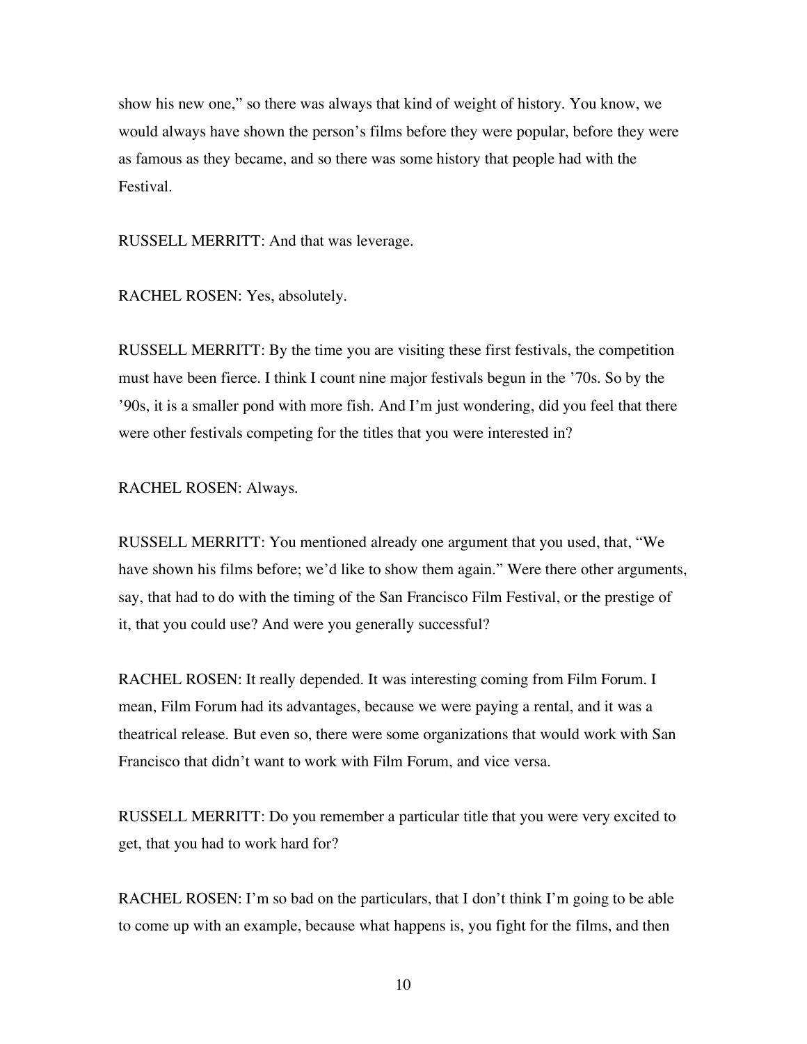show his new one," so there was always that kind of weight of history. You know, we would always have shown the person's films before they were popular, before they were as famous as they became, and so there was some history that people had with the Festival.

RUSSELL MERRITT: And that was leverage.

RACHEL ROSEN: Yes, absolutely.

RUSSELL MERRITT: By the time you are visiting these first festivals, the competition must have been fierce. I think I count nine major festivals begun in the '70s. So by the '90s, it is a smaller pond with more fish. And I'm just wondering, did you feel that there were other festivals competing for the titles that you were interested in?

RACHEL ROSEN: Always.

RUSSELL MERRITT: You mentioned already one argument that you used, that, "We have shown his films before; we'd like to show them again." Were there other arguments, say, that had to do with the timing of the San Francisco Film Festival, or the prestige of it, that you could use? And were you generally successful?

RACHEL ROSEN: It really depended. It was interesting coming from Film Forum. I mean, Film Forum had its advantages, because we were paying a rental, and it was a theatrical release. But even so, there were some organizations that would work with San Francisco that didn't want to work with Film Forum, and vice versa.

RUSSELL MERRITT: Do you remember a particular title that you were very excited to get, that you had to work hard for?

RACHEL ROSEN: I'm so bad on the particulars, that I don't think I'm going to be able to come up with an example, because what happens is, you fight for the films, and then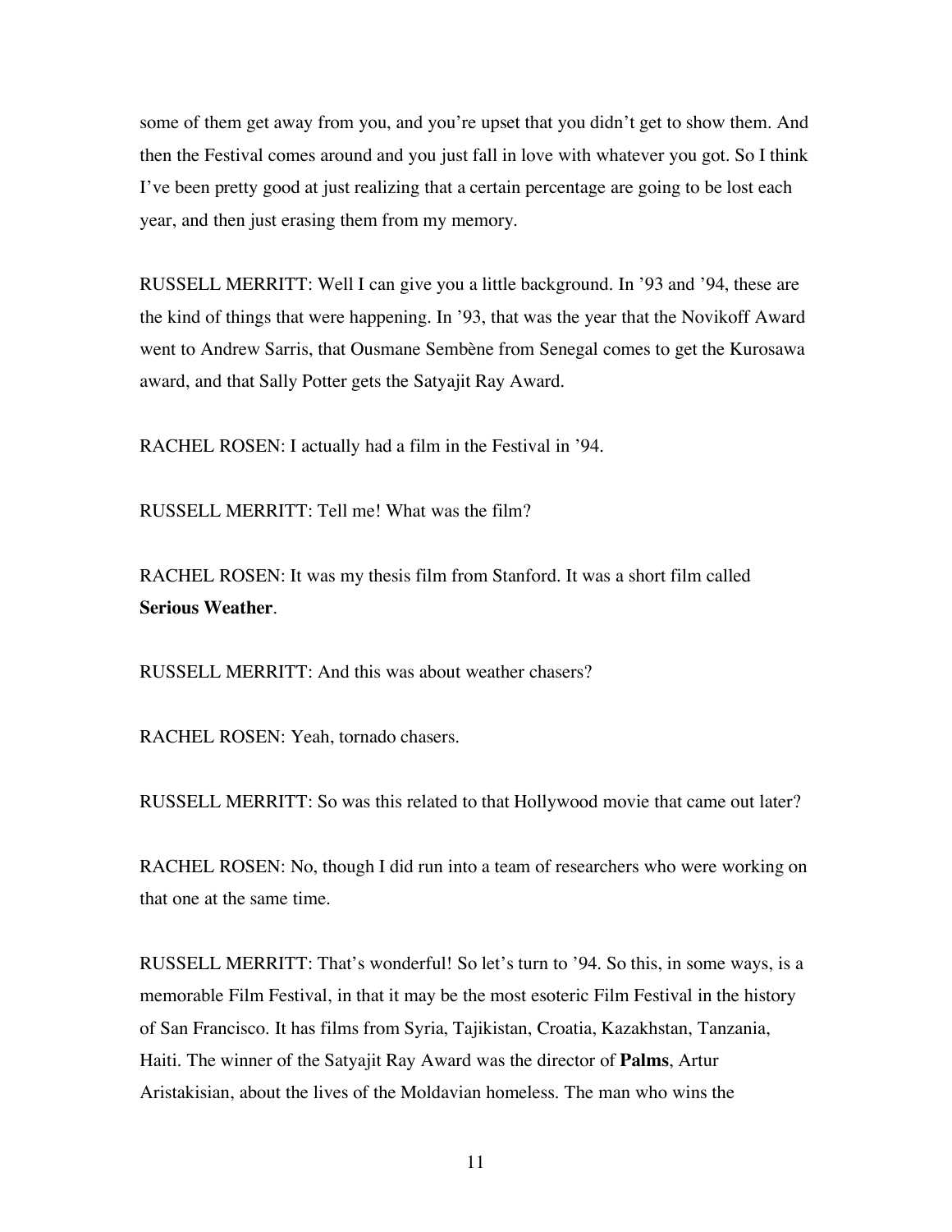some of them get away from you, and you're upset that you didn't get to show them. And then the Festival comes around and you just fall in love with whatever you got. So I think I've been pretty good at just realizing that a certain percentage are going to be lost each year, and then just erasing them from my memory.

RUSSELL MERRITT: Well I can give you a little background. In '93 and '94, these are the kind of things that were happening. In '93, that was the year that the Novikoff Award went to Andrew Sarris, that Ousmane Sembène from Senegal comes to get the Kurosawa award, and that Sally Potter gets the Satyajit Ray Award.

RACHEL ROSEN: I actually had a film in the Festival in '94.

RUSSELL MERRITT: Tell me! What was the film?

RACHEL ROSEN: It was my thesis film from Stanford. It was a short film called **Serious Weather**.

RUSSELL MERRITT: And this was about weather chasers?

RACHEL ROSEN: Yeah, tornado chasers.

RUSSELL MERRITT: So was this related to that Hollywood movie that came out later?

RACHEL ROSEN: No, though I did run into a team of researchers who were working on that one at the same time.

RUSSELL MERRITT: That's wonderful! So let's turn to '94. So this, in some ways, is a memorable Film Festival, in that it may be the most esoteric Film Festival in the history of San Francisco. It has films from Syria, Tajikistan, Croatia, Kazakhstan, Tanzania, Haiti. The winner of the Satyajit Ray Award was the director of **Palms**, Artur Aristakisian, about the lives of the Moldavian homeless. The man who wins the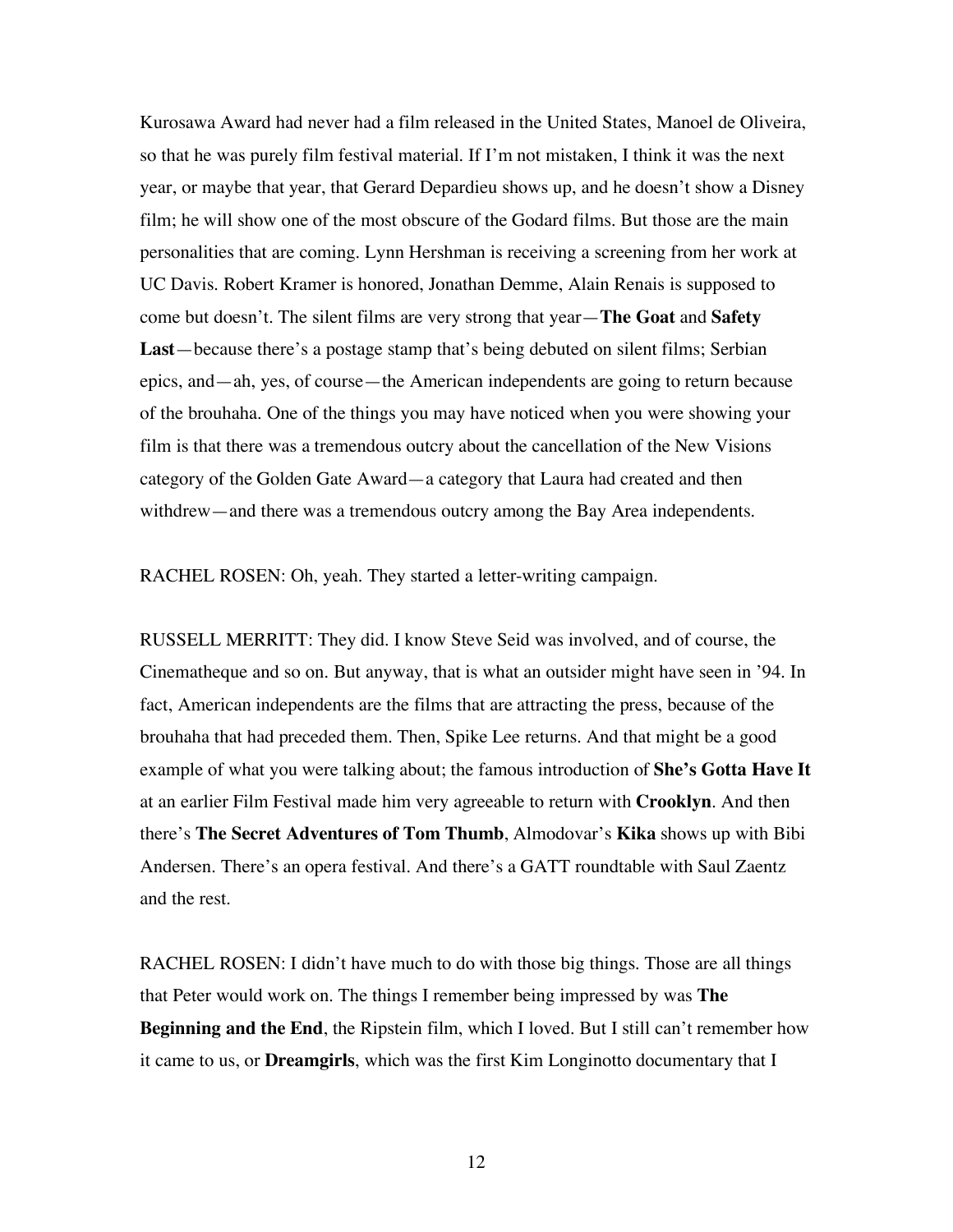Kurosawa Award had never had a film released in the United States, Manoel de Oliveira, so that he was purely film festival material. If I'm not mistaken, I think it was the next year, or maybe that year, that Gerard Depardieu shows up, and he doesn't show a Disney film; he will show one of the most obscure of the Godard films. But those are the main personalities that are coming. Lynn Hershman is receiving a screening from her work at UC Davis. Robert Kramer is honored, Jonathan Demme, Alain Renais is supposed to come but doesn't. The silent films are very strong that year—**The Goat** and **Safety Last**—because there's a postage stamp that's being debuted on silent films; Serbian epics, and—ah, yes, of course—the American independents are going to return because of the brouhaha. One of the things you may have noticed when you were showing your film is that there was a tremendous outcry about the cancellation of the New Visions category of the Golden Gate Award—a category that Laura had created and then withdrew—and there was a tremendous outcry among the Bay Area independents.

RACHEL ROSEN: Oh, yeah. They started a letter-writing campaign.

RUSSELL MERRITT: They did. I know Steve Seid was involved, and of course, the Cinematheque and so on. But anyway, that is what an outsider might have seen in '94. In fact, American independents are the films that are attracting the press, because of the brouhaha that had preceded them. Then, Spike Lee returns. And that might be a good example of what you were talking about; the famous introduction of **She's Gotta Have It** at an earlier Film Festival made him very agreeable to return with **Crooklyn**. And then there's **The Secret Adventures of Tom Thumb**, Almodovar's **Kika** shows up with Bibi Andersen. There's an opera festival. And there's a GATT roundtable with Saul Zaentz and the rest.

RACHEL ROSEN: I didn't have much to do with those big things. Those are all things that Peter would work on. The things I remember being impressed by was **The Beginning and the End**, the Ripstein film, which I loved. But I still can't remember how it came to us, or **Dreamgirls**, which was the first Kim Longinotto documentary that I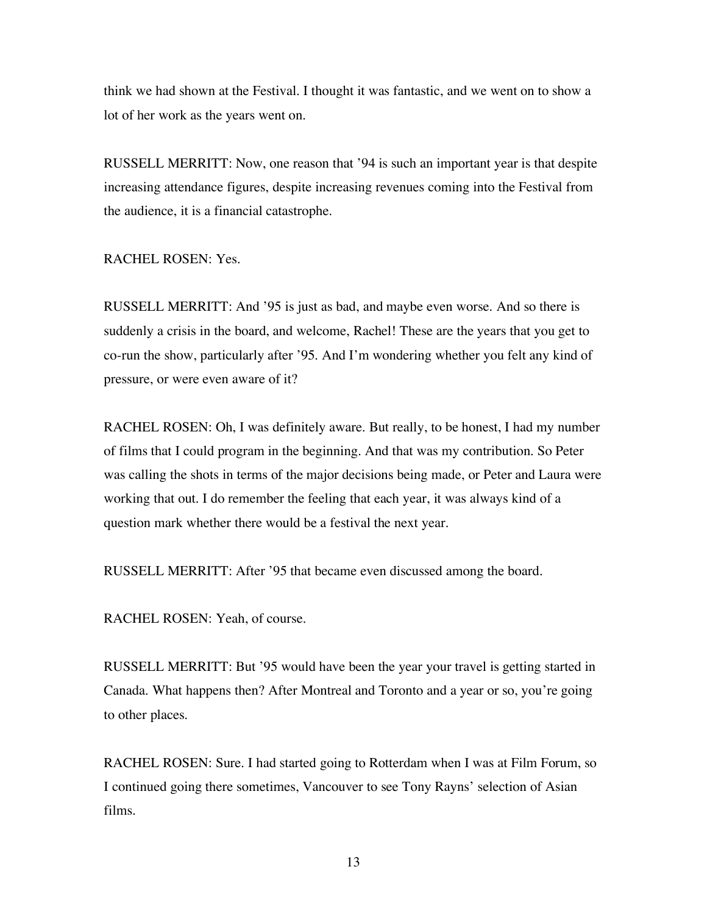think we had shown at the Festival. I thought it was fantastic, and we went on to show a lot of her work as the years went on.

RUSSELL MERRITT: Now, one reason that '94 is such an important year is that despite increasing attendance figures, despite increasing revenues coming into the Festival from the audience, it is a financial catastrophe.

RACHEL ROSEN: Yes.

RUSSELL MERRITT: And '95 is just as bad, and maybe even worse. And so there is suddenly a crisis in the board, and welcome, Rachel! These are the years that you get to co-run the show, particularly after '95. And I'm wondering whether you felt any kind of pressure, or were even aware of it?

RACHEL ROSEN: Oh, I was definitely aware. But really, to be honest, I had my number of films that I could program in the beginning. And that was my contribution. So Peter was calling the shots in terms of the major decisions being made, or Peter and Laura were working that out. I do remember the feeling that each year, it was always kind of a question mark whether there would be a festival the next year.

RUSSELL MERRITT: After '95 that became even discussed among the board.

RACHEL ROSEN: Yeah, of course.

RUSSELL MERRITT: But '95 would have been the year your travel is getting started in Canada. What happens then? After Montreal and Toronto and a year or so, you're going to other places.

RACHEL ROSEN: Sure. I had started going to Rotterdam when I was at Film Forum, so I continued going there sometimes, Vancouver to see Tony Rayns' selection of Asian films.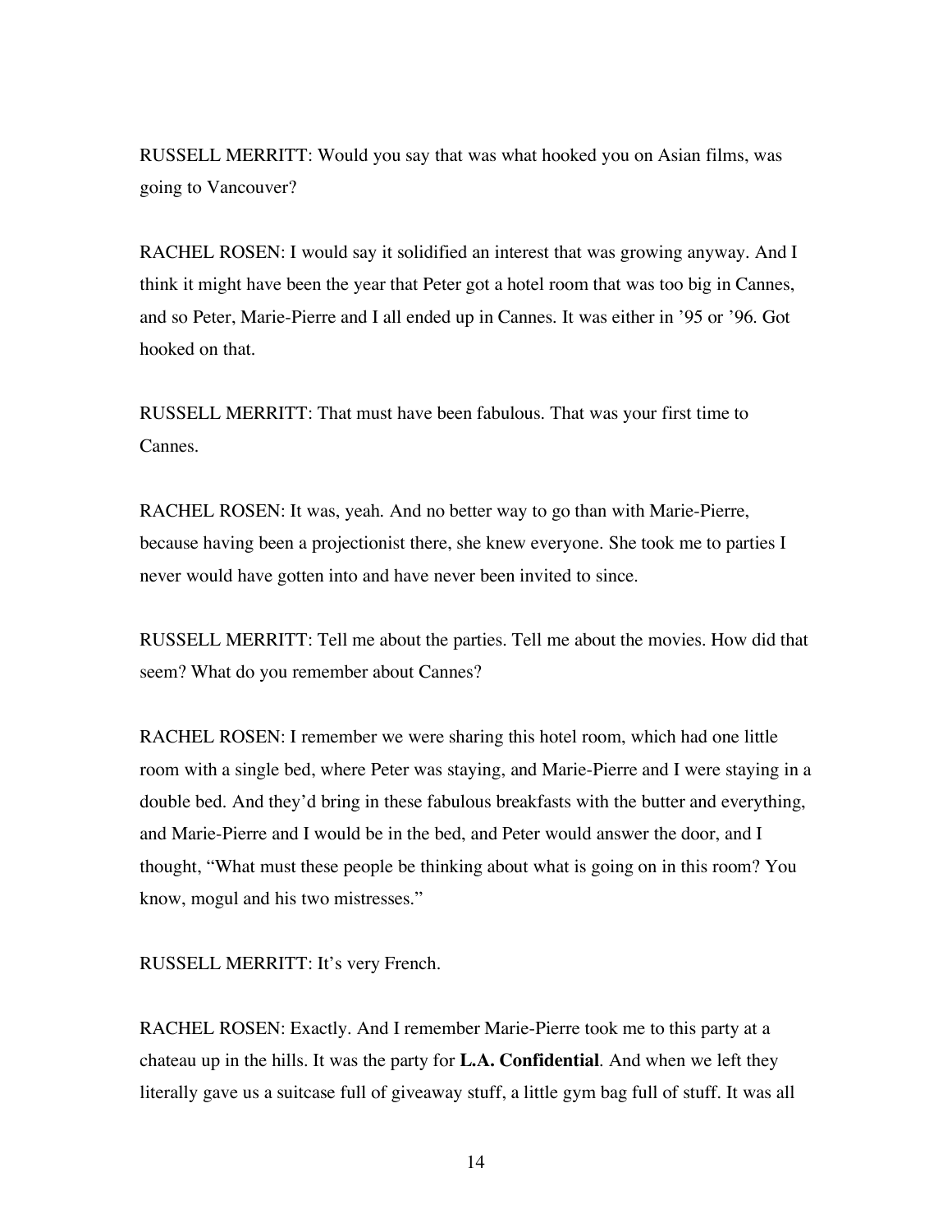RUSSELL MERRITT: Would you say that was what hooked you on Asian films, was going to Vancouver?

RACHEL ROSEN: I would say it solidified an interest that was growing anyway. And I think it might have been the year that Peter got a hotel room that was too big in Cannes, and so Peter, Marie-Pierre and I all ended up in Cannes. It was either in '95 or '96. Got hooked on that.

RUSSELL MERRITT: That must have been fabulous. That was your first time to Cannes.

RACHEL ROSEN: It was, yeah. And no better way to go than with Marie-Pierre, because having been a projectionist there, she knew everyone. She took me to parties I never would have gotten into and have never been invited to since.

RUSSELL MERRITT: Tell me about the parties. Tell me about the movies. How did that seem? What do you remember about Cannes?

RACHEL ROSEN: I remember we were sharing this hotel room, which had one little room with a single bed, where Peter was staying, and Marie-Pierre and I were staying in a double bed. And they'd bring in these fabulous breakfasts with the butter and everything, and Marie-Pierre and I would be in the bed, and Peter would answer the door, and I thought, "What must these people be thinking about what is going on in this room? You know, mogul and his two mistresses."

RUSSELL MERRITT: It's very French.

RACHEL ROSEN: Exactly. And I remember Marie-Pierre took me to this party at a chateau up in the hills. It was the party for **L.A. Confidential**. And when we left they literally gave us a suitcase full of giveaway stuff, a little gym bag full of stuff. It was all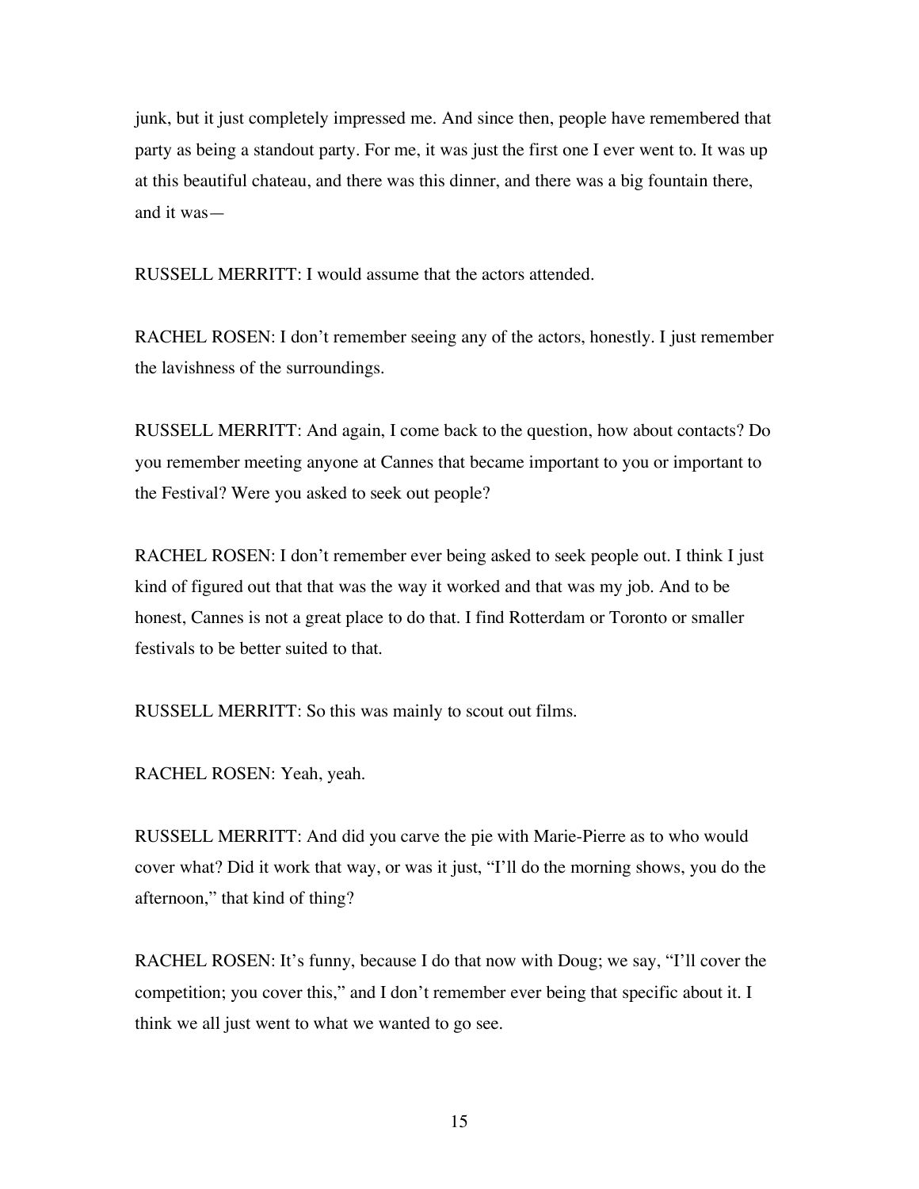junk, but it just completely impressed me. And since then, people have remembered that party as being a standout party. For me, it was just the first one I ever went to. It was up at this beautiful chateau, and there was this dinner, and there was a big fountain there, and it was—

RUSSELL MERRITT: I would assume that the actors attended.

RACHEL ROSEN: I don't remember seeing any of the actors, honestly. I just remember the lavishness of the surroundings.

RUSSELL MERRITT: And again, I come back to the question, how about contacts? Do you remember meeting anyone at Cannes that became important to you or important to the Festival? Were you asked to seek out people?

RACHEL ROSEN: I don't remember ever being asked to seek people out. I think I just kind of figured out that that was the way it worked and that was my job. And to be honest, Cannes is not a great place to do that. I find Rotterdam or Toronto or smaller festivals to be better suited to that.

RUSSELL MERRITT: So this was mainly to scout out films.

RACHEL ROSEN: Yeah, yeah.

RUSSELL MERRITT: And did you carve the pie with Marie-Pierre as to who would cover what? Did it work that way, or was it just, "I'll do the morning shows, you do the afternoon," that kind of thing?

RACHEL ROSEN: It's funny, because I do that now with Doug; we say, "I'll cover the competition; you cover this," and I don't remember ever being that specific about it. I think we all just went to what we wanted to go see.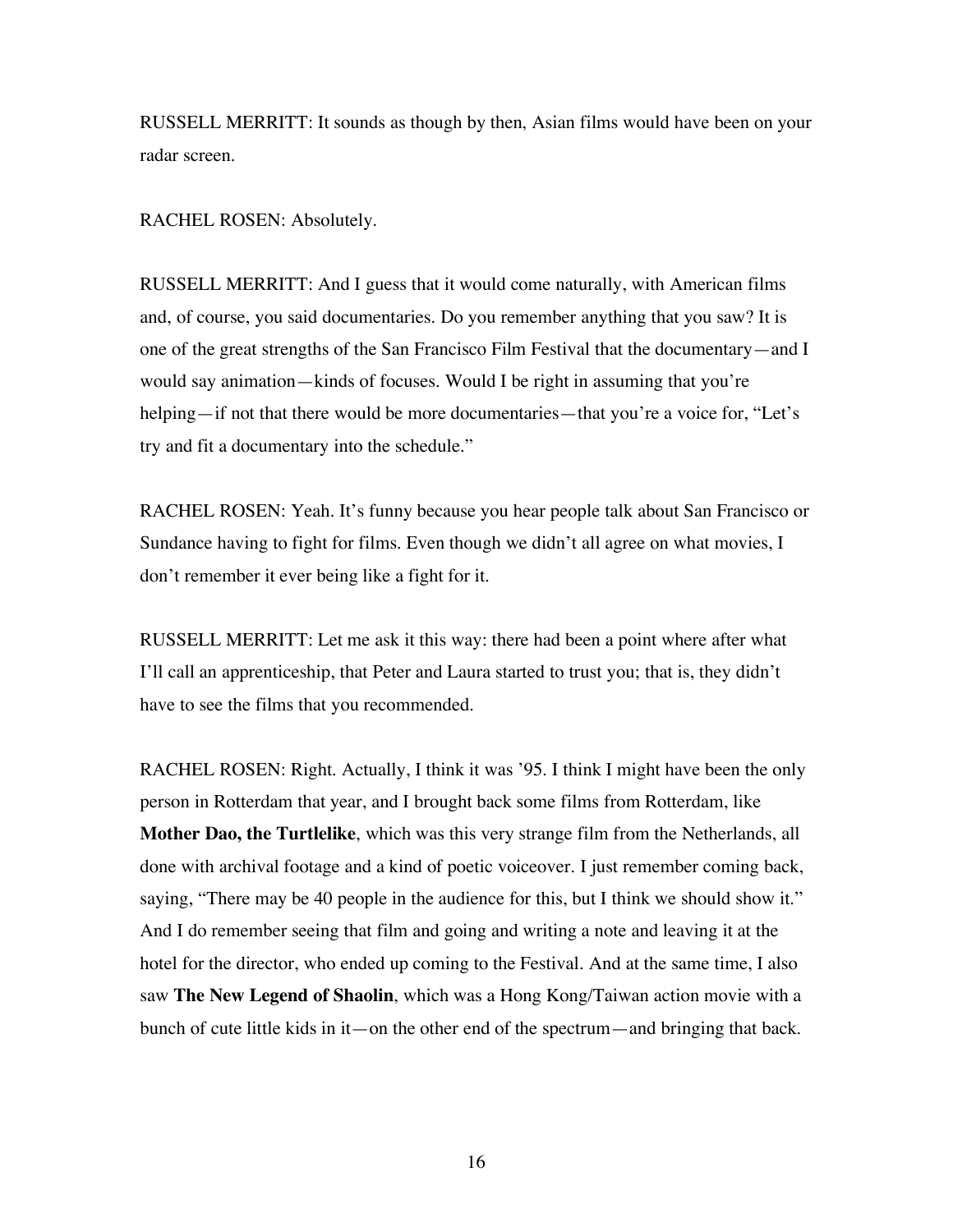RUSSELL MERRITT: It sounds as though by then, Asian films would have been on your radar screen.

RACHEL ROSEN: Absolutely.

RUSSELL MERRITT: And I guess that it would come naturally, with American films and, of course, you said documentaries. Do you remember anything that you saw? It is one of the great strengths of the San Francisco Film Festival that the documentary—and I would say animation—kinds of focuses. Would I be right in assuming that you're helping—if not that there would be more documentaries—that you're a voice for, "Let's try and fit a documentary into the schedule."

RACHEL ROSEN: Yeah. It's funny because you hear people talk about San Francisco or Sundance having to fight for films. Even though we didn't all agree on what movies, I don't remember it ever being like a fight for it.

RUSSELL MERRITT: Let me ask it this way: there had been a point where after what I'll call an apprenticeship, that Peter and Laura started to trust you; that is, they didn't have to see the films that you recommended.

RACHEL ROSEN: Right. Actually, I think it was '95. I think I might have been the only person in Rotterdam that year, and I brought back some films from Rotterdam, like **Mother Dao, the Turtlelike**, which was this very strange film from the Netherlands, all done with archival footage and a kind of poetic voiceover. I just remember coming back, saying, "There may be 40 people in the audience for this, but I think we should show it." And I do remember seeing that film and going and writing a note and leaving it at the hotel for the director, who ended up coming to the Festival. And at the same time, I also saw **The New Legend of Shaolin**, which was a Hong Kong/Taiwan action movie with a bunch of cute little kids in it—on the other end of the spectrum—and bringing that back.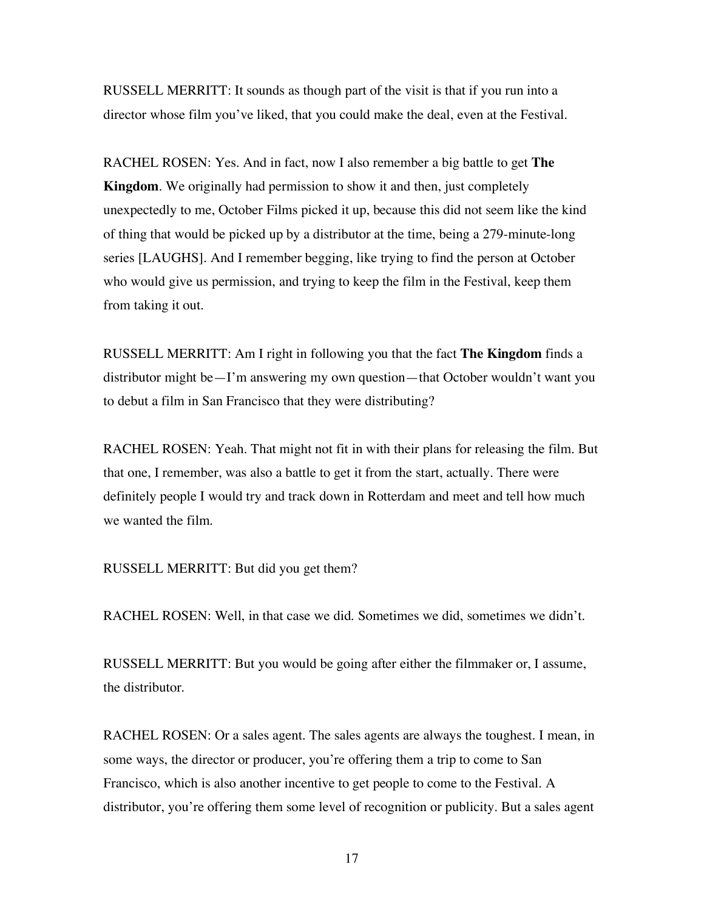RUSSELL MERRITT: It sounds as though part of the visit is that if you run into a director whose film you've liked, that you could make the deal, even at the Festival.

RACHEL ROSEN: Yes. And in fact, now I also remember a big battle to get **The Kingdom**. We originally had permission to show it and then, just completely unexpectedly to me, October Films picked it up, because this did not seem like the kind of thing that would be picked up by a distributor at the time, being a 279-minute-long series [LAUGHS]. And I remember begging, like trying to find the person at October who would give us permission, and trying to keep the film in the Festival, keep them from taking it out.

RUSSELL MERRITT: Am I right in following you that the fact **The Kingdom** finds a distributor might be—I'm answering my own question—that October wouldn't want you to debut a film in San Francisco that they were distributing?

RACHEL ROSEN: Yeah. That might not fit in with their plans for releasing the film. But that one, I remember, was also a battle to get it from the start, actually. There were definitely people I would try and track down in Rotterdam and meet and tell how much we wanted the film.

RUSSELL MERRITT: But did you get them?

RACHEL ROSEN: Well, in that case we did. Sometimes we did, sometimes we didn't.

RUSSELL MERRITT: But you would be going after either the filmmaker or, I assume, the distributor.

RACHEL ROSEN: Or a sales agent. The sales agents are always the toughest. I mean, in some ways, the director or producer, you're offering them a trip to come to San Francisco, which is also another incentive to get people to come to the Festival. A distributor, you're offering them some level of recognition or publicity. But a sales agent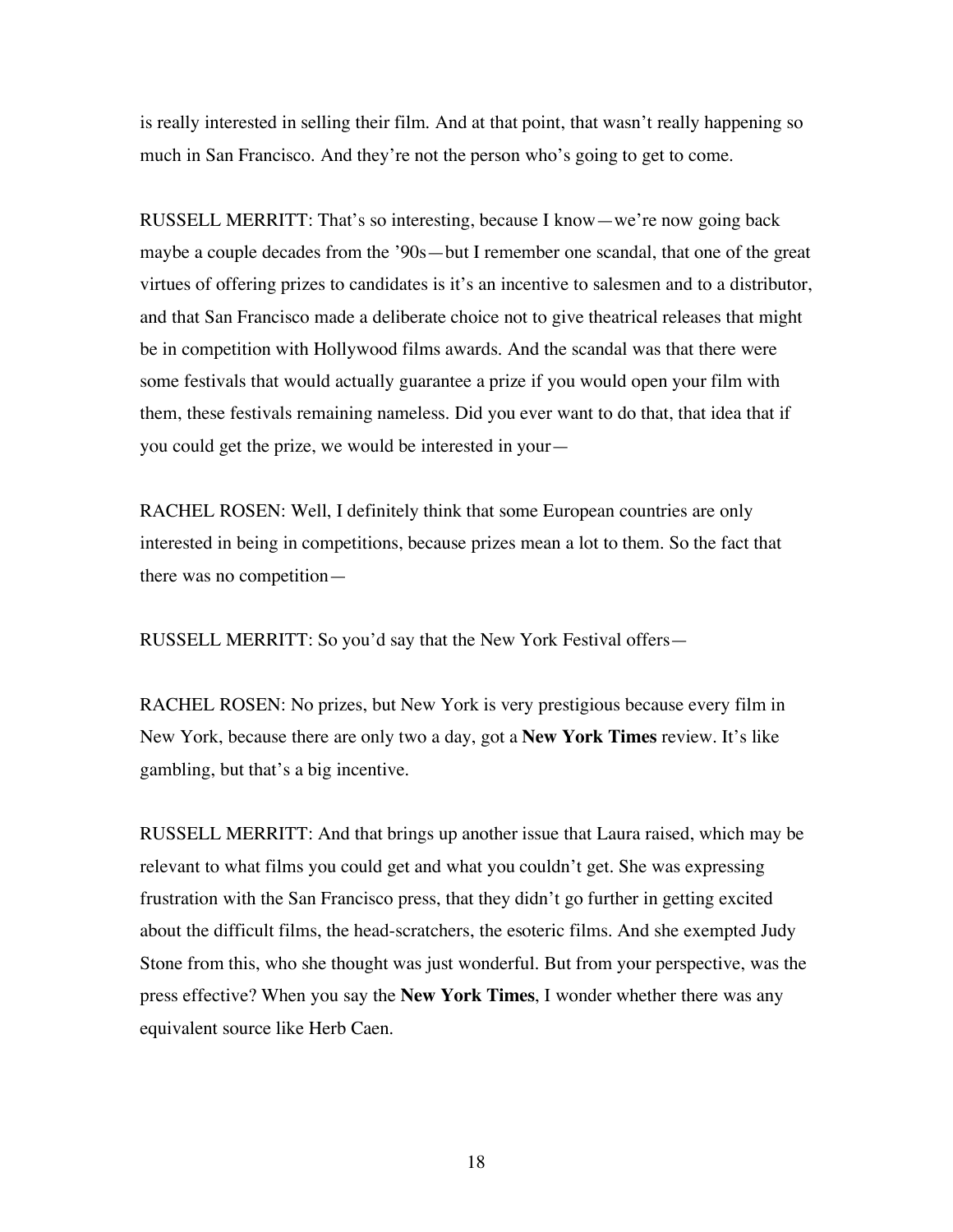is really interested in selling their film. And at that point, that wasn't really happening so much in San Francisco. And they're not the person who's going to get to come.

RUSSELL MERRITT: That's so interesting, because I know—we're now going back maybe a couple decades from the '90s—but I remember one scandal, that one of the great virtues of offering prizes to candidates is it's an incentive to salesmen and to a distributor, and that San Francisco made a deliberate choice not to give theatrical releases that might be in competition with Hollywood films awards. And the scandal was that there were some festivals that would actually guarantee a prize if you would open your film with them, these festivals remaining nameless. Did you ever want to do that, that idea that if you could get the prize, we would be interested in your—

RACHEL ROSEN: Well, I definitely think that some European countries are only interested in being in competitions, because prizes mean a lot to them. So the fact that there was no competition—

RUSSELL MERRITT: So you'd say that the New York Festival offers—

RACHEL ROSEN: No prizes, but New York is very prestigious because every film in New York, because there are only two a day, got a **New York Times** review. It's like gambling, but that's a big incentive.

RUSSELL MERRITT: And that brings up another issue that Laura raised, which may be relevant to what films you could get and what you couldn't get. She was expressing frustration with the San Francisco press, that they didn't go further in getting excited about the difficult films, the head-scratchers, the esoteric films. And she exempted Judy Stone from this, who she thought was just wonderful. But from your perspective, was the press effective? When you say the **New York Times**, I wonder whether there was any equivalent source like Herb Caen.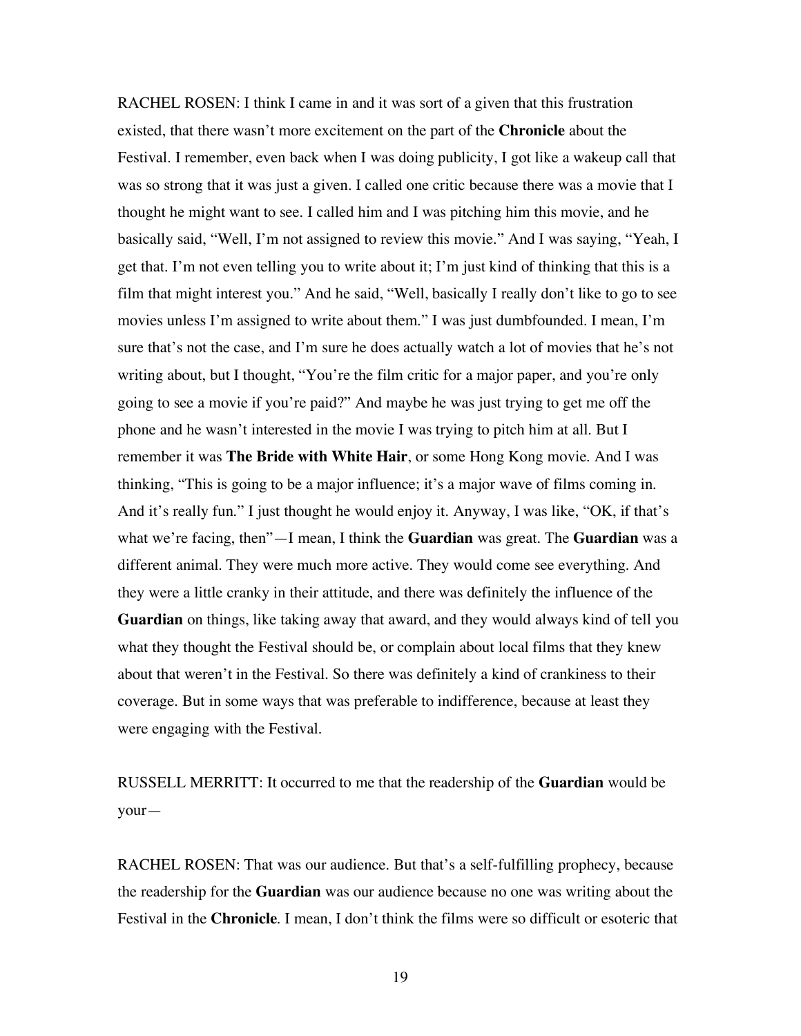RACHEL ROSEN: I think I came in and it was sort of a given that this frustration existed, that there wasn't more excitement on the part of the **Chronicle** about the Festival. I remember, even back when I was doing publicity, I got like a wakeup call that was so strong that it was just a given. I called one critic because there was a movie that I thought he might want to see. I called him and I was pitching him this movie, and he basically said, "Well, I'm not assigned to review this movie." And I was saying, "Yeah, I get that. I'm not even telling you to write about it; I'm just kind of thinking that this is a film that might interest you." And he said, "Well, basically I really don't like to go to see movies unless I'm assigned to write about them." I was just dumbfounded. I mean, I'm sure that's not the case, and I'm sure he does actually watch a lot of movies that he's not writing about, but I thought, "You're the film critic for a major paper, and you're only going to see a movie if you're paid?" And maybe he was just trying to get me off the phone and he wasn't interested in the movie I was trying to pitch him at all. But I remember it was **The Bride with White Hair**, or some Hong Kong movie. And I was thinking, "This is going to be a major influence; it's a major wave of films coming in. And it's really fun." I just thought he would enjoy it. Anyway, I was like, "OK, if that's what we're facing, then"—I mean, I think the **Guardian** was great. The **Guardian** was a different animal. They were much more active. They would come see everything. And they were a little cranky in their attitude, and there was definitely the influence of the **Guardian** on things, like taking away that award, and they would always kind of tell you what they thought the Festival should be, or complain about local films that they knew about that weren't in the Festival. So there was definitely a kind of crankiness to their coverage. But in some ways that was preferable to indifference, because at least they were engaging with the Festival.

RUSSELL MERRITT: It occurred to me that the readership of the **Guardian** would be your—

RACHEL ROSEN: That was our audience. But that's a self-fulfilling prophecy, because the readership for the **Guardian** was our audience because no one was writing about the Festival in the **Chronicle**. I mean, I don't think the films were so difficult or esoteric that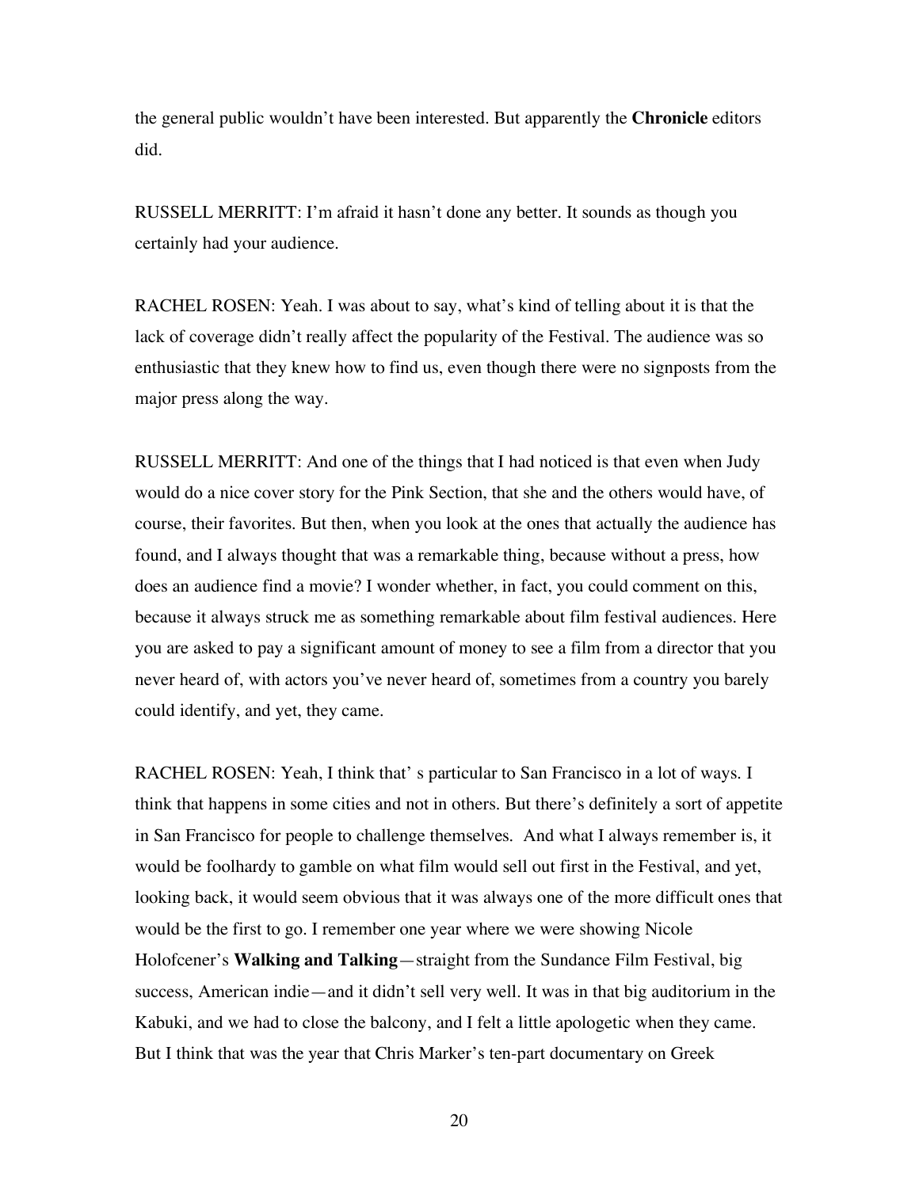the general public wouldn't have been interested. But apparently the **Chronicle** editors did.

RUSSELL MERRITT: I'm afraid it hasn't done any better. It sounds as though you certainly had your audience.

RACHEL ROSEN: Yeah. I was about to say, what's kind of telling about it is that the lack of coverage didn't really affect the popularity of the Festival. The audience was so enthusiastic that they knew how to find us, even though there were no signposts from the major press along the way.

RUSSELL MERRITT: And one of the things that I had noticed is that even when Judy would do a nice cover story for the Pink Section, that she and the others would have, of course, their favorites. But then, when you look at the ones that actually the audience has found, and I always thought that was a remarkable thing, because without a press, how does an audience find a movie? I wonder whether, in fact, you could comment on this, because it always struck me as something remarkable about film festival audiences. Here you are asked to pay a significant amount of money to see a film from a director that you never heard of, with actors you've never heard of, sometimes from a country you barely could identify, and yet, they came.

RACHEL ROSEN: Yeah, I think that' s particular to San Francisco in a lot of ways. I think that happens in some cities and not in others. But there's definitely a sort of appetite in San Francisco for people to challenge themselves. And what I always remember is, it would be foolhardy to gamble on what film would sell out first in the Festival, and yet, looking back, it would seem obvious that it was always one of the more difficult ones that would be the first to go. I remember one year where we were showing Nicole Holofcener's **Walking and Talking**—straight from the Sundance Film Festival, big success, American indie—and it didn't sell very well. It was in that big auditorium in the Kabuki, and we had to close the balcony, and I felt a little apologetic when they came. But I think that was the year that Chris Marker's ten-part documentary on Greek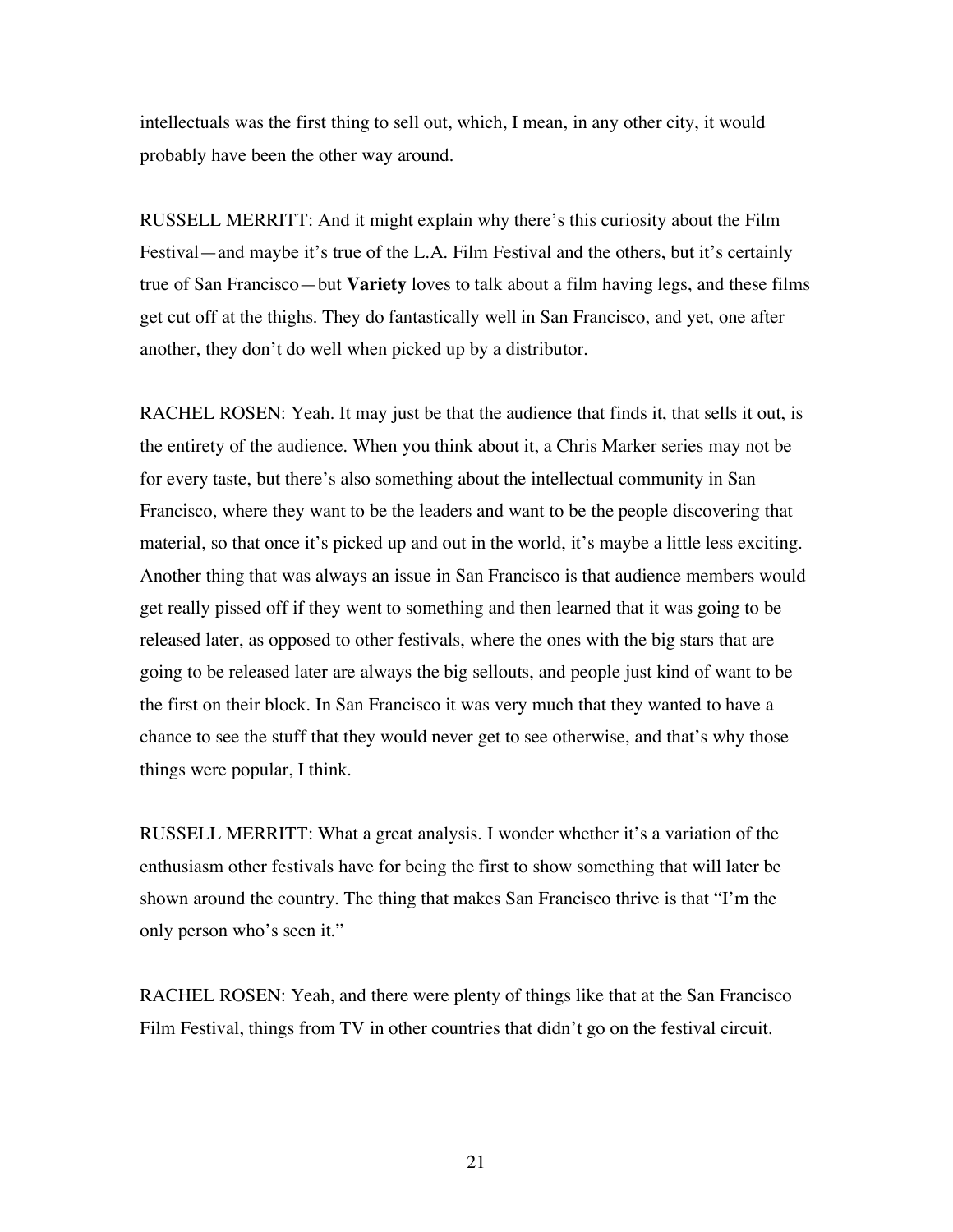intellectuals was the first thing to sell out, which, I mean, in any other city, it would probably have been the other way around.

RUSSELL MERRITT: And it might explain why there's this curiosity about the Film Festival—and maybe it's true of the L.A. Film Festival and the others, but it's certainly true of San Francisco—but **Variety** loves to talk about a film having legs, and these films get cut off at the thighs. They do fantastically well in San Francisco, and yet, one after another, they don't do well when picked up by a distributor.

RACHEL ROSEN: Yeah. It may just be that the audience that finds it, that sells it out, is the entirety of the audience. When you think about it, a Chris Marker series may not be for every taste, but there's also something about the intellectual community in San Francisco, where they want to be the leaders and want to be the people discovering that material, so that once it's picked up and out in the world, it's maybe a little less exciting. Another thing that was always an issue in San Francisco is that audience members would get really pissed off if they went to something and then learned that it was going to be released later, as opposed to other festivals, where the ones with the big stars that are going to be released later are always the big sellouts, and people just kind of want to be the first on their block. In San Francisco it was very much that they wanted to have a chance to see the stuff that they would never get to see otherwise, and that's why those things were popular, I think.

RUSSELL MERRITT: What a great analysis. I wonder whether it's a variation of the enthusiasm other festivals have for being the first to show something that will later be shown around the country. The thing that makes San Francisco thrive is that "I'm the only person who's seen it."

RACHEL ROSEN: Yeah, and there were plenty of things like that at the San Francisco Film Festival, things from TV in other countries that didn't go on the festival circuit.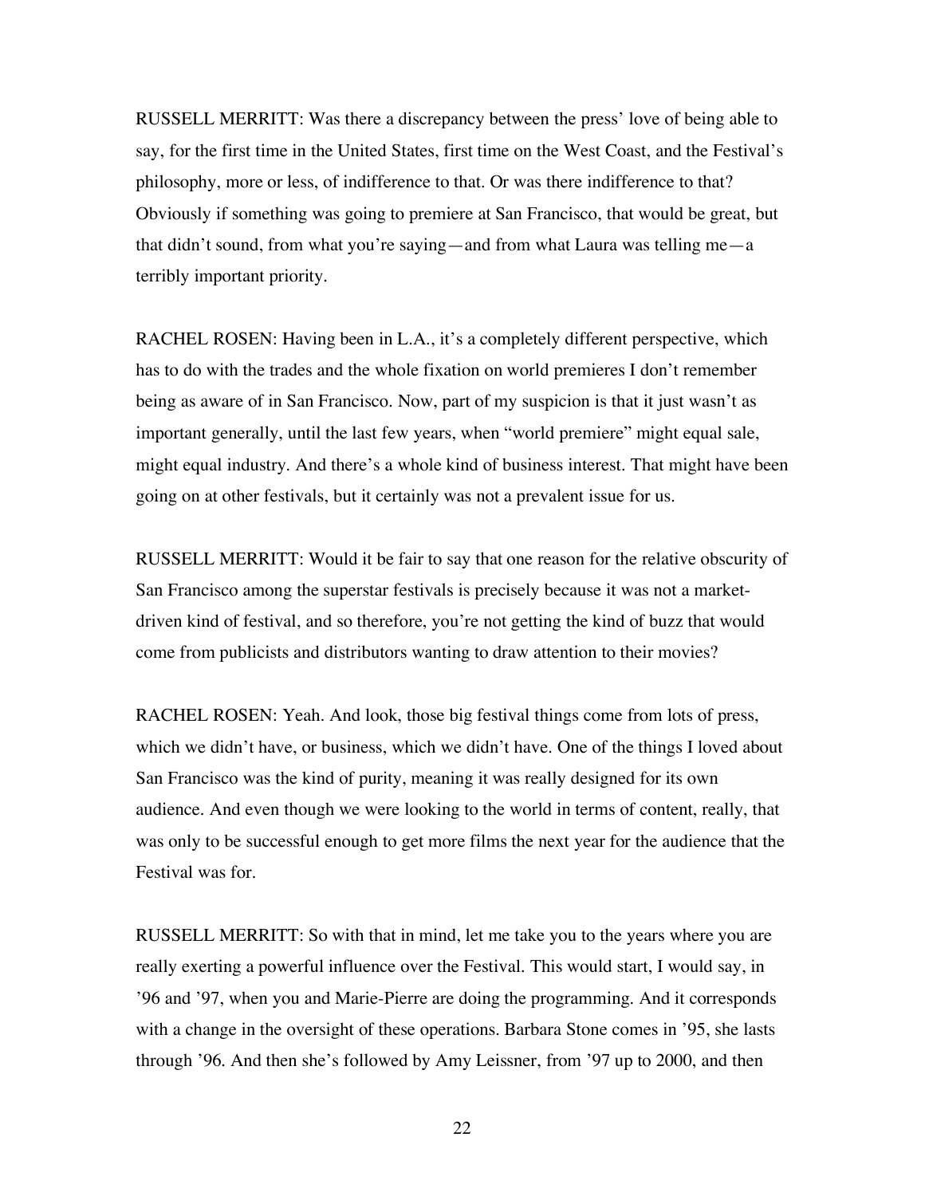RUSSELL MERRITT: Was there a discrepancy between the press' love of being able to say, for the first time in the United States, first time on the West Coast, and the Festival's philosophy, more or less, of indifference to that. Or was there indifference to that? Obviously if something was going to premiere at San Francisco, that would be great, but that didn't sound, from what you're saying—and from what Laura was telling me—a terribly important priority.

RACHEL ROSEN: Having been in L.A., it's a completely different perspective, which has to do with the trades and the whole fixation on world premieres I don't remember being as aware of in San Francisco. Now, part of my suspicion is that it just wasn't as important generally, until the last few years, when "world premiere" might equal sale, might equal industry. And there's a whole kind of business interest. That might have been going on at other festivals, but it certainly was not a prevalent issue for us.

RUSSELL MERRITT: Would it be fair to say that one reason for the relative obscurity of San Francisco among the superstar festivals is precisely because it was not a market-driven kind of festival, and so therefore, you're not getting the kind of buzz that would come from publicists and distributors wanting to draw attention to their movies?

RACHEL ROSEN: Yeah. And look, those big festival things come from lots of press, which we didn't have, or business, which we didn't have. One of the things I loved about San Francisco was the kind of purity, meaning it was really designed for its own audience. And even though we were looking to the world in terms of content, really, that was only to be successful enough to get more films the next year for the audience that the Festival was for.

RUSSELL MERRITT: So with that in mind, let me take you to the years where you are really exerting a powerful influence over the Festival. This would start, I would say, in '96 and '97, when you and Marie-Pierre are doing the programming. And it corresponds with a change in the oversight of these operations. Barbara Stone comes in '95, she lasts through '96. And then she's followed by Amy Leissner, from '97 up to 2000, and then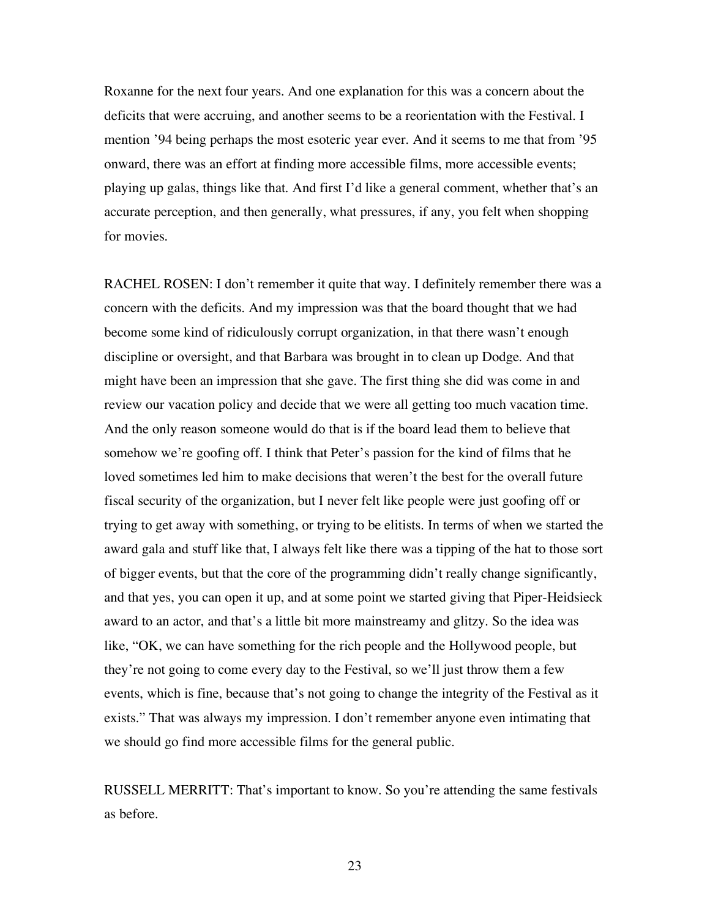Roxanne for the next four years. And one explanation for this was a concern about the deficits that were accruing, and another seems to be a reorientation with the Festival. I mention '94 being perhaps the most esoteric year ever. And it seems to me that from '95 onward, there was an effort at finding more accessible films, more accessible events; playing up galas, things like that. And first I'd like a general comment, whether that's an accurate perception, and then generally, what pressures, if any, you felt when shopping for movies.

RACHEL ROSEN: I don't remember it quite that way. I definitely remember there was a concern with the deficits. And my impression was that the board thought that we had become some kind of ridiculously corrupt organization, in that there wasn't enough discipline or oversight, and that Barbara was brought in to clean up Dodge. And that might have been an impression that she gave. The first thing she did was come in and review our vacation policy and decide that we were all getting too much vacation time. And the only reason someone would do that is if the board lead them to believe that somehow we're goofing off. I think that Peter's passion for the kind of films that he loved sometimes led him to make decisions that weren't the best for the overall future fiscal security of the organization, but I never felt like people were just goofing off or trying to get away with something, or trying to be elitists. In terms of when we started the award gala and stuff like that, I always felt like there was a tipping of the hat to those sort of bigger events, but that the core of the programming didn't really change significantly, and that yes, you can open it up, and at some point we started giving that Piper-Heidsieck award to an actor, and that's a little bit more mainstreamy and glitzy. So the idea was like, "OK, we can have something for the rich people and the Hollywood people, but they're not going to come every day to the Festival, so we'll just throw them a few events, which is fine, because that's not going to change the integrity of the Festival as it exists." That was always my impression. I don't remember anyone even intimating that we should go find more accessible films for the general public.

RUSSELL MERRITT: That's important to know. So you're attending the same festivals as before.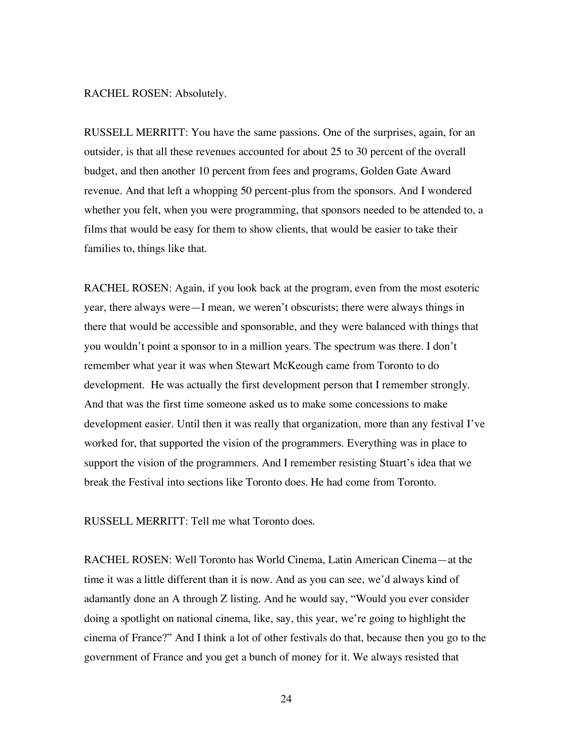RACHEL ROSEN: Absolutely.

RUSSELL MERRITT: You have the same passions. One of the surprises, again, for an outsider, is that all these revenues accounted for about 25 to 30 percent of the overall budget, and then another 10 percent from fees and programs, Golden Gate Award revenue. And that left a whopping 50 percent-plus from the sponsors. And I wondered whether you felt, when you were programming, that sponsors needed to be attended to, a films that would be easy for them to show clients, that would be easier to take their families to, things like that.

RACHEL ROSEN: Again, if you look back at the program, even from the most esoteric year, there always were—I mean, we weren't obscurists; there were always things in there that would be accessible and sponsorable, and they were balanced with things that you wouldn't point a sponsor to in a million years. The spectrum was there. I don't remember what year it was when Stewart McKeough came from Toronto to do development. He was actually the first development person that I remember strongly. And that was the first time someone asked us to make some concessions to make development easier. Until then it was really that organization, more than any festival I've worked for, that supported the vision of the programmers. Everything was in place to support the vision of the programmers. And I remember resisting Stuart's idea that we break the Festival into sections like Toronto does. He had come from Toronto.

RUSSELL MERRITT: Tell me what Toronto does.

RACHEL ROSEN: Well Toronto has World Cinema, Latin American Cinema—at the time it was a little different than it is now. And as you can see, we'd always kind of adamantly done an A through Z listing. And he would say, "Would you ever consider doing a spotlight on national cinema, like, say, this year, we're going to highlight the cinema of France?" And I think a lot of other festivals do that, because then you go to the government of France and you get a bunch of money for it. We always resisted that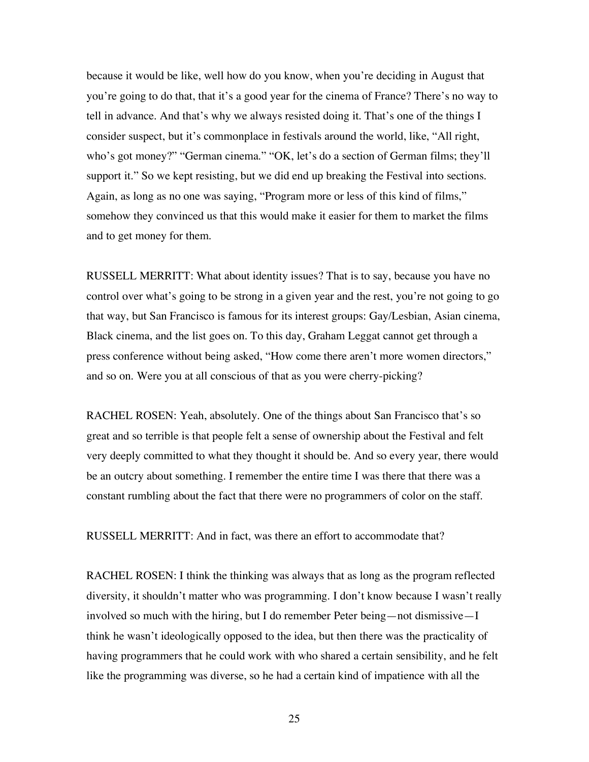because it would be like, well how do you know, when you're deciding in August that you're going to do that, that it's a good year for the cinema of France? There's no way to tell in advance. And that's why we always resisted doing it. That's one of the things I consider suspect, but it's commonplace in festivals around the world, like, "All right, who's got money?" "German cinema." "OK, let's do a section of German films; they'll support it." So we kept resisting, but we did end up breaking the Festival into sections. Again, as long as no one was saying, "Program more or less of this kind of films," somehow they convinced us that this would make it easier for them to market the films and to get money for them.

RUSSELL MERRITT: What about identity issues? That is to say, because you have no control over what's going to be strong in a given year and the rest, you're not going to go that way, but San Francisco is famous for its interest groups: Gay/Lesbian, Asian cinema, Black cinema, and the list goes on. To this day, Graham Leggat cannot get through a press conference without being asked, "How come there aren't more women directors," and so on. Were you at all conscious of that as you were cherry-picking?

RACHEL ROSEN: Yeah, absolutely. One of the things about San Francisco that's so great and so terrible is that people felt a sense of ownership about the Festival and felt very deeply committed to what they thought it should be. And so every year, there would be an outcry about something. I remember the entire time I was there that there was a constant rumbling about the fact that there were no programmers of color on the staff.

RUSSELL MERRITT: And in fact, was there an effort to accommodate that?

RACHEL ROSEN: I think the thinking was always that as long as the program reflected diversity, it shouldn't matter who was programming. I don't know because I wasn't really involved so much with the hiring, but I do remember Peter being—not dismissive—I think he wasn't ideologically opposed to the idea, but then there was the practicality of having programmers that he could work with who shared a certain sensibility, and he felt like the programming was diverse, so he had a certain kind of impatience with all the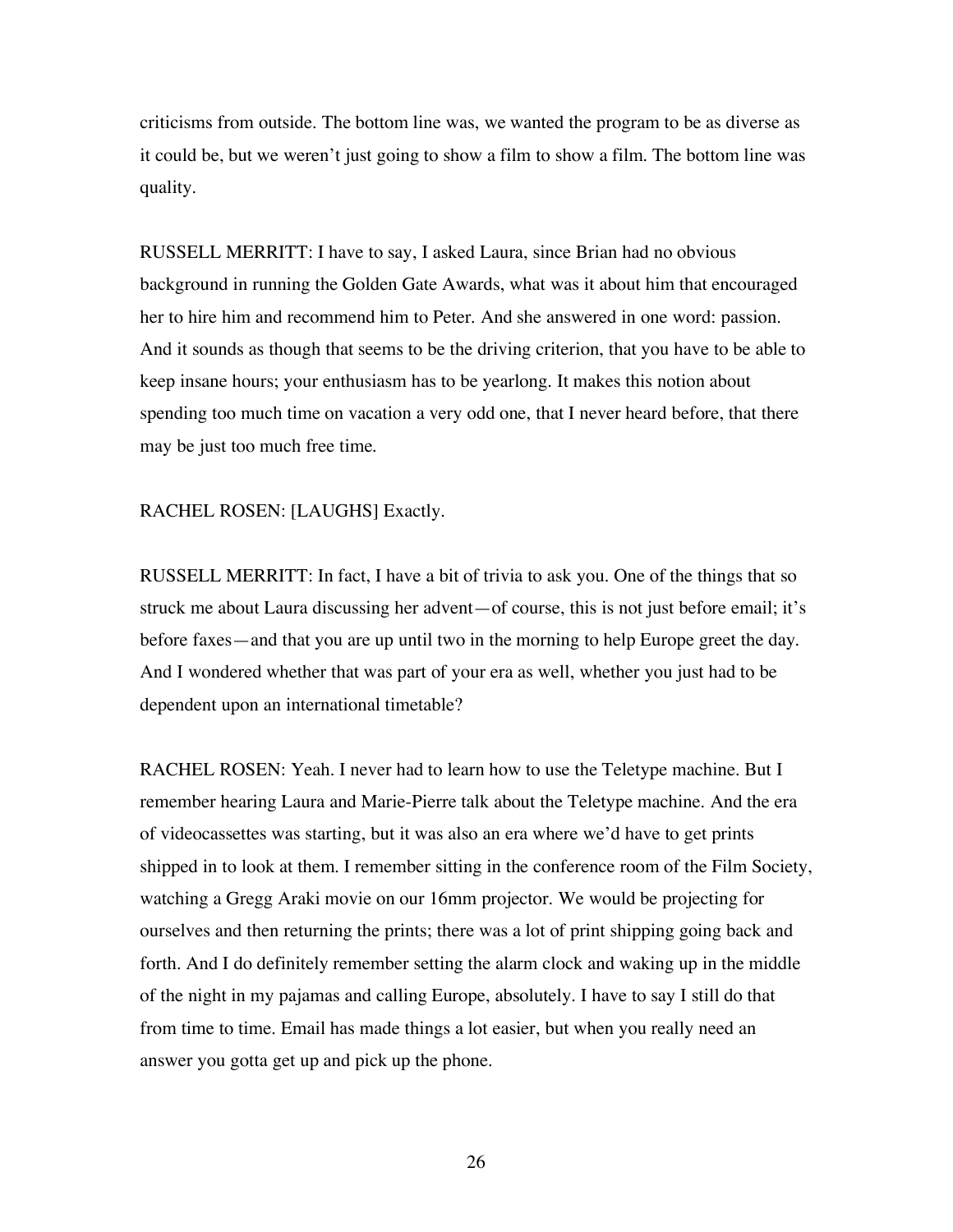criticisms from outside. The bottom line was, we wanted the program to be as diverse as it could be, but we weren't just going to show a film to show a film. The bottom line was quality.

RUSSELL MERRITT: I have to say, I asked Laura, since Brian had no obvious background in running the Golden Gate Awards, what was it about him that encouraged her to hire him and recommend him to Peter. And she answered in one word: passion. And it sounds as though that seems to be the driving criterion, that you have to be able to keep insane hours; your enthusiasm has to be yearlong. It makes this notion about spending too much time on vacation a very odd one, that I never heard before, that there may be just too much free time.

RACHEL ROSEN: [LAUGHS] Exactly.

RUSSELL MERRITT: In fact, I have a bit of trivia to ask you. One of the things that so struck me about Laura discussing her advent—of course, this is not just before email; it's before faxes—and that you are up until two in the morning to help Europe greet the day. And I wondered whether that was part of your era as well, whether you just had to be dependent upon an international timetable?

RACHEL ROSEN: Yeah. I never had to learn how to use the Teletype machine. But I remember hearing Laura and Marie-Pierre talk about the Teletype machine. And the era of videocassettes was starting, but it was also an era where we'd have to get prints shipped in to look at them. I remember sitting in the conference room of the Film Society, watching a Gregg Araki movie on our 16mm projector. We would be projecting for ourselves and then returning the prints; there was a lot of print shipping going back and forth. And I do definitely remember setting the alarm clock and waking up in the middle of the night in my pajamas and calling Europe, absolutely. I have to say I still do that from time to time. Email has made things a lot easier, but when you really need an answer you gotta get up and pick up the phone.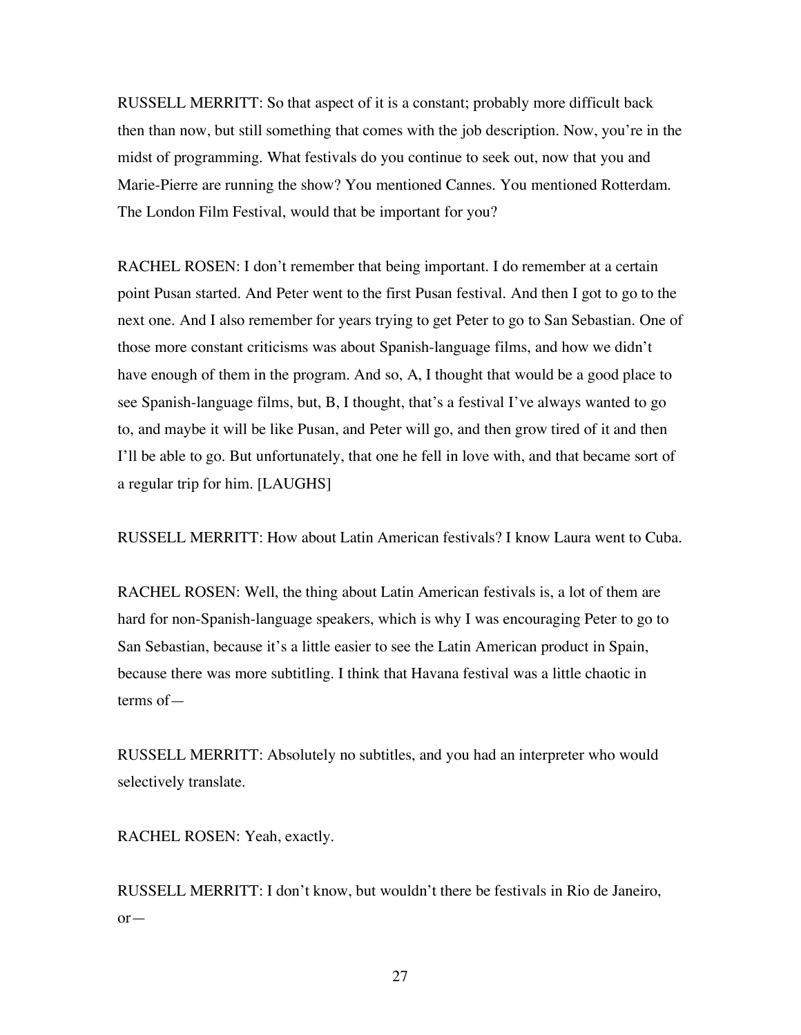RUSSELL MERRITT: So that aspect of it is a constant; probably more difficult back then than now, but still something that comes with the job description. Now, you're in the midst of programming. What festivals do you continue to seek out, now that you and Marie-Pierre are running the show? You mentioned Cannes. You mentioned Rotterdam. The London Film Festival, would that be important for you?

RACHEL ROSEN: I don't remember that being important. I do remember at a certain point Pusan started. And Peter went to the first Pusan festival. And then I got to go to the next one. And I also remember for years trying to get Peter to go to San Sebastian. One of those more constant criticisms was about Spanish-language films, and how we didn't have enough of them in the program. And so, A, I thought that would be a good place to see Spanish-language films, but, B, I thought, that's a festival I've always wanted to go to, and maybe it will be like Pusan, and Peter will go, and then grow tired of it and then I'll be able to go. But unfortunately, that one he fell in love with, and that became sort of a regular trip for him. [LAUGHS]

RUSSELL MERRITT: How about Latin American festivals? I know Laura went to Cuba.

RACHEL ROSEN: Well, the thing about Latin American festivals is, a lot of them are hard for non-Spanish-language speakers, which is why I was encouraging Peter to go to San Sebastian, because it's a little easier to see the Latin American product in Spain, because there was more subtitling. I think that Havana festival was a little chaotic in terms of—

RUSSELL MERRITT: Absolutely no subtitles, and you had an interpreter who would selectively translate.

RACHEL ROSEN: Yeah, exactly.

RUSSELL MERRITT: I don't know, but wouldn't there be festivals in Rio de Janeiro, or—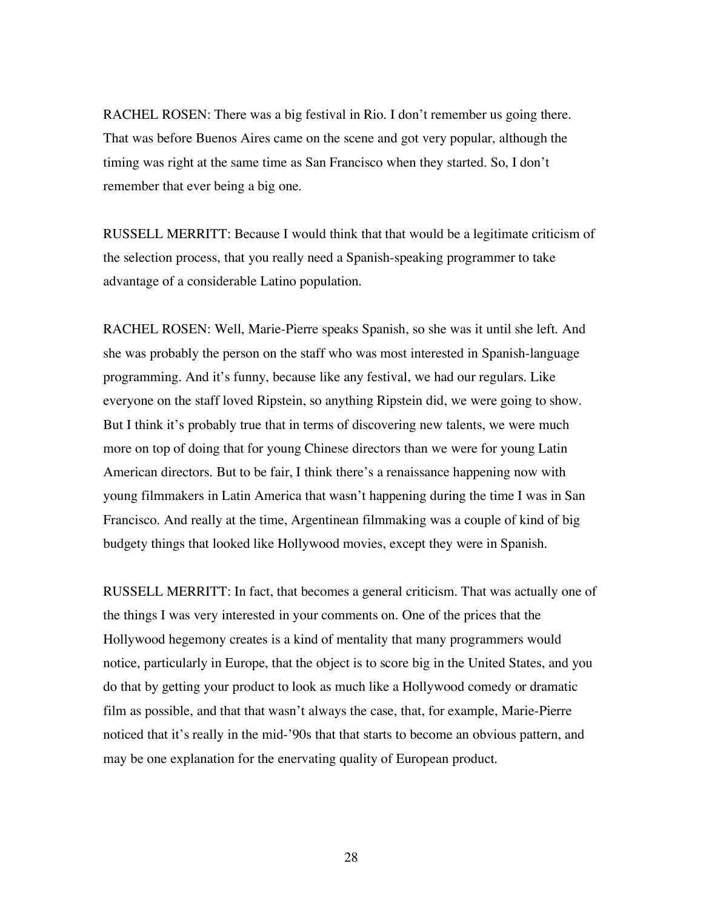RACHEL ROSEN: There was a big festival in Rio. I don't remember us going there. That was before Buenos Aires came on the scene and got very popular, although the timing was right at the same time as San Francisco when they started. So, I don't remember that ever being a big one.

RUSSELL MERRITT: Because I would think that that would be a legitimate criticism of the selection process, that you really need a Spanish-speaking programmer to take advantage of a considerable Latino population.

RACHEL ROSEN: Well, Marie-Pierre speaks Spanish, so she was it until she left. And she was probably the person on the staff who was most interested in Spanish-language programming. And it's funny, because like any festival, we had our regulars. Like everyone on the staff loved Ripstein, so anything Ripstein did, we were going to show. But I think it's probably true that in terms of discovering new talents, we were much more on top of doing that for young Chinese directors than we were for young Latin American directors. But to be fair, I think there's a renaissance happening now with young filmmakers in Latin America that wasn't happening during the time I was in San Francisco. And really at the time, Argentinean filmmaking was a couple of kind of big budgety things that looked like Hollywood movies, except they were in Spanish.

RUSSELL MERRITT: In fact, that becomes a general criticism. That was actually one of the things I was very interested in your comments on. One of the prices that the Hollywood hegemony creates is a kind of mentality that many programmers would notice, particularly in Europe, that the object is to score big in the United States, and you do that by getting your product to look as much like a Hollywood comedy or dramatic film as possible, and that that wasn't always the case, that, for example, Marie-Pierre noticed that it's really in the mid-'90s that that starts to become an obvious pattern, and may be one explanation for the enervating quality of European product.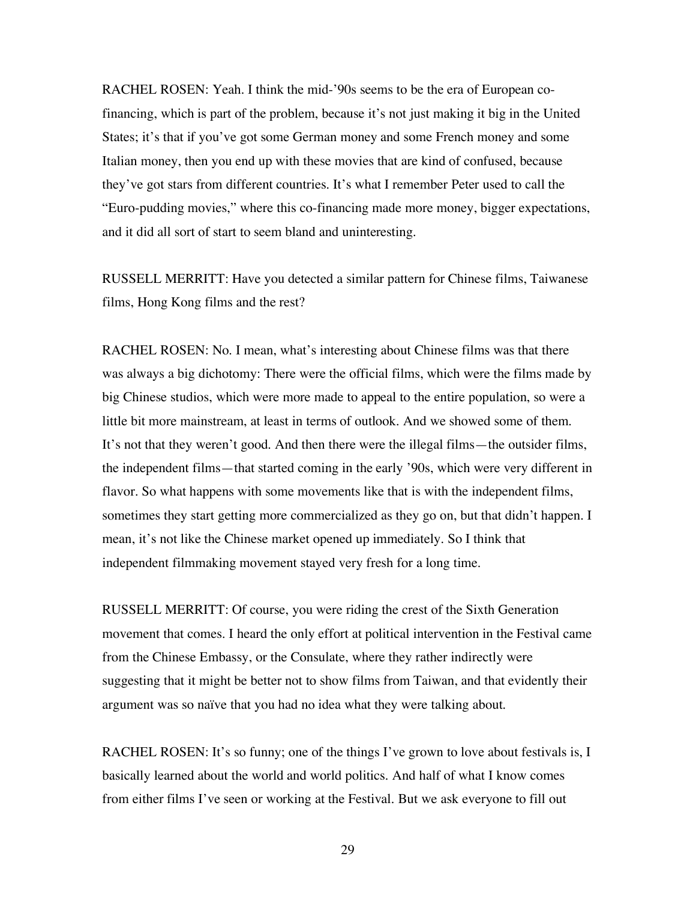RACHEL ROSEN: Yeah. I think the mid-'90s seems to be the era of European co-financing, which is part of the problem, because it's not just making it big in the United States; it's that if you've got some German money and some French money and some Italian money, then you end up with these movies that are kind of confused, because they've got stars from different countries. It's what I remember Peter used to call the "Euro-pudding movies," where this co-financing made more money, bigger expectations, and it did all sort of start to seem bland and uninteresting.

RUSSELL MERRITT: Have you detected a similar pattern for Chinese films, Taiwanese films, Hong Kong films and the rest?

RACHEL ROSEN: No. I mean, what's interesting about Chinese films was that there was always a big dichotomy: There were the official films, which were the films made by big Chinese studios, which were more made to appeal to the entire population, so were a little bit more mainstream, at least in terms of outlook. And we showed some of them. It's not that they weren't good. And then there were the illegal films—the outsider films, the independent films—that started coming in the early '90s, which were very different in flavor. So what happens with some movements like that is with the independent films, sometimes they start getting more commercialized as they go on, but that didn't happen. I mean, it's not like the Chinese market opened up immediately. So I think that independent filmmaking movement stayed very fresh for a long time.

RUSSELL MERRITT: Of course, you were riding the crest of the Sixth Generation movement that comes. I heard the only effort at political intervention in the Festival came from the Chinese Embassy, or the Consulate, where they rather indirectly were suggesting that it might be better not to show films from Taiwan, and that evidently their argument was so naïve that you had no idea what they were talking about.

RACHEL ROSEN: It's so funny; one of the things I've grown to love about festivals is, I basically learned about the world and world politics. And half of what I know comes from either films I've seen or working at the Festival. But we ask everyone to fill out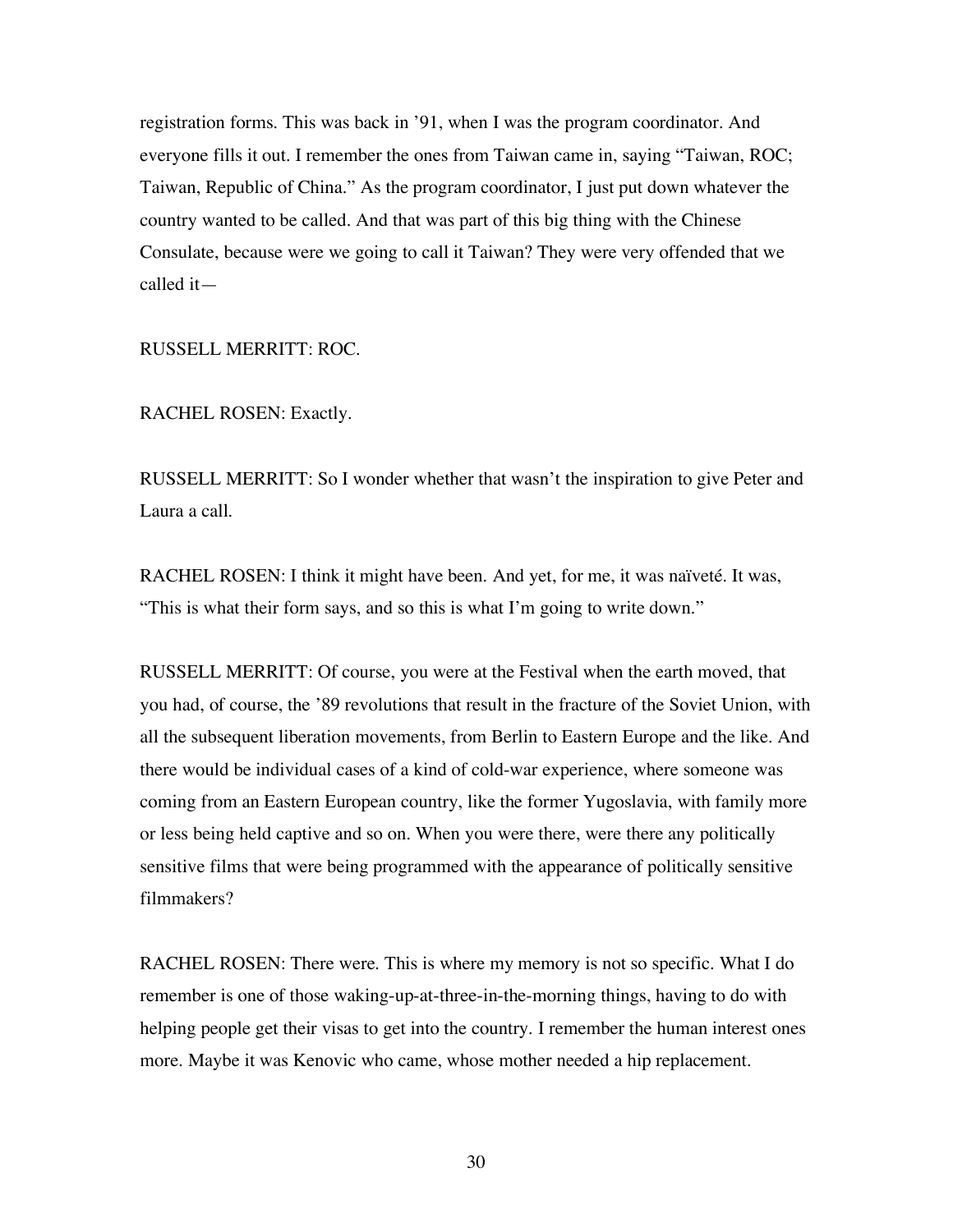registration forms. This was back in '91, when I was the program coordinator. And everyone fills it out. I remember the ones from Taiwan came in, saying "Taiwan, ROC; Taiwan, Republic of China." As the program coordinator, I just put down whatever the country wanted to be called. And that was part of this big thing with the Chinese Consulate, because were we going to call it Taiwan? They were very offended that we called it—

RUSSELL MERRITT: ROC.

RACHEL ROSEN: Exactly.

RUSSELL MERRITT: So I wonder whether that wasn't the inspiration to give Peter and Laura a call.

RACHEL ROSEN: I think it might have been. And yet, for me, it was naïveté. It was, "This is what their form says, and so this is what I'm going to write down."

RUSSELL MERRITT: Of course, you were at the Festival when the earth moved, that you had, of course, the '89 revolutions that result in the fracture of the Soviet Union, with all the subsequent liberation movements, from Berlin to Eastern Europe and the like. And there would be individual cases of a kind of cold-war experience, where someone was coming from an Eastern European country, like the former Yugoslavia, with family more or less being held captive and so on. When you were there, were there any politically sensitive films that were being programmed with the appearance of politically sensitive filmmakers?

RACHEL ROSEN: There were. This is where my memory is not so specific. What I do remember is one of those waking-up-at-three-in-the-morning things, having to do with helping people get their visas to get into the country. I remember the human interest ones more. Maybe it was Kenovic who came, whose mother needed a hip replacement.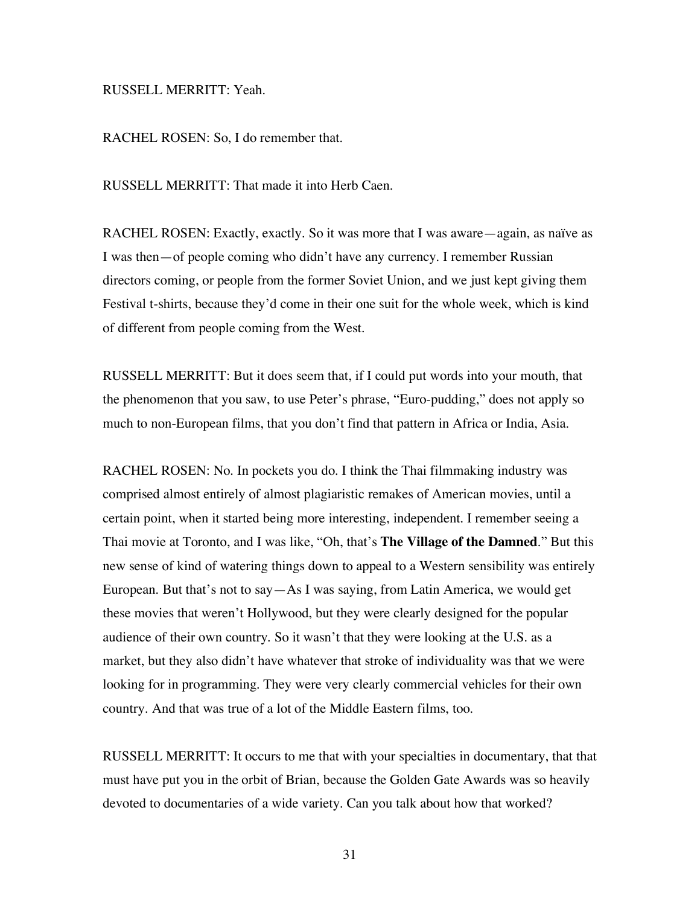RUSSELL MERRITT: Yeah.

RACHEL ROSEN: So, I do remember that.

RUSSELL MERRITT: That made it into Herb Caen.

RACHEL ROSEN: Exactly, exactly. So it was more that I was aware—again, as naïve as I was then—of people coming who didn't have any currency. I remember Russian directors coming, or people from the former Soviet Union, and we just kept giving them Festival t-shirts, because they'd come in their one suit for the whole week, which is kind of different from people coming from the West.

RUSSELL MERRITT: But it does seem that, if I could put words into your mouth, that the phenomenon that you saw, to use Peter's phrase, "Euro-pudding," does not apply so much to non-European films, that you don't find that pattern in Africa or India, Asia.

RACHEL ROSEN: No. In pockets you do. I think the Thai filmmaking industry was comprised almost entirely of almost plagiaristic remakes of American movies, until a certain point, when it started being more interesting, independent. I remember seeing a Thai movie at Toronto, and I was like, "Oh, that's **The Village of the Damned**." But this new sense of kind of watering things down to appeal to a Western sensibility was entirely European. But that's not to say—As I was saying, from Latin America, we would get these movies that weren't Hollywood, but they were clearly designed for the popular audience of their own country. So it wasn't that they were looking at the U.S. as a market, but they also didn't have whatever that stroke of individuality was that we were looking for in programming. They were very clearly commercial vehicles for their own country. And that was true of a lot of the Middle Eastern films, too.

RUSSELL MERRITT: It occurs to me that with your specialties in documentary, that that must have put you in the orbit of Brian, because the Golden Gate Awards was so heavily devoted to documentaries of a wide variety. Can you talk about how that worked?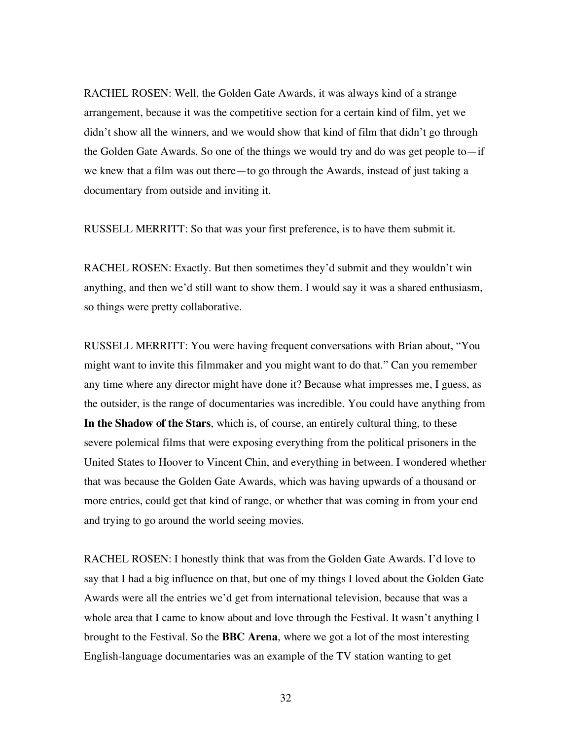RACHEL ROSEN: Well, the Golden Gate Awards, it was always kind of a strange arrangement, because it was the competitive section for a certain kind of film, yet we didn't show all the winners, and we would show that kind of film that didn't go through the Golden Gate Awards. So one of the things we would try and do was get people to—if we knew that a film was out there—to go through the Awards, instead of just taking a documentary from outside and inviting it.

RUSSELL MERRITT: So that was your first preference, is to have them submit it.

RACHEL ROSEN: Exactly. But then sometimes they'd submit and they wouldn't win anything, and then we'd still want to show them. I would say it was a shared enthusiasm, so things were pretty collaborative.

RUSSELL MERRITT: You were having frequent conversations with Brian about, "You might want to invite this filmmaker and you might want to do that." Can you remember any time where any director might have done it? Because what impresses me, I guess, as the outsider, is the range of documentaries was incredible. You could have anything from **In the Shadow of the Stars**, which is, of course, an entirely cultural thing, to these severe polemical films that were exposing everything from the political prisoners in the United States to Hoover to Vincent Chin, and everything in between. I wondered whether that was because the Golden Gate Awards, which was having upwards of a thousand or more entries, could get that kind of range, or whether that was coming in from your end and trying to go around the world seeing movies.

RACHEL ROSEN: I honestly think that was from the Golden Gate Awards. I'd love to say that I had a big influence on that, but one of my things I loved about the Golden Gate Awards were all the entries we'd get from international television, because that was a whole area that I came to know about and love through the Festival. It wasn't anything I brought to the Festival. So the **BBC Arena**, where we got a lot of the most interesting English-language documentaries was an example of the TV station wanting to get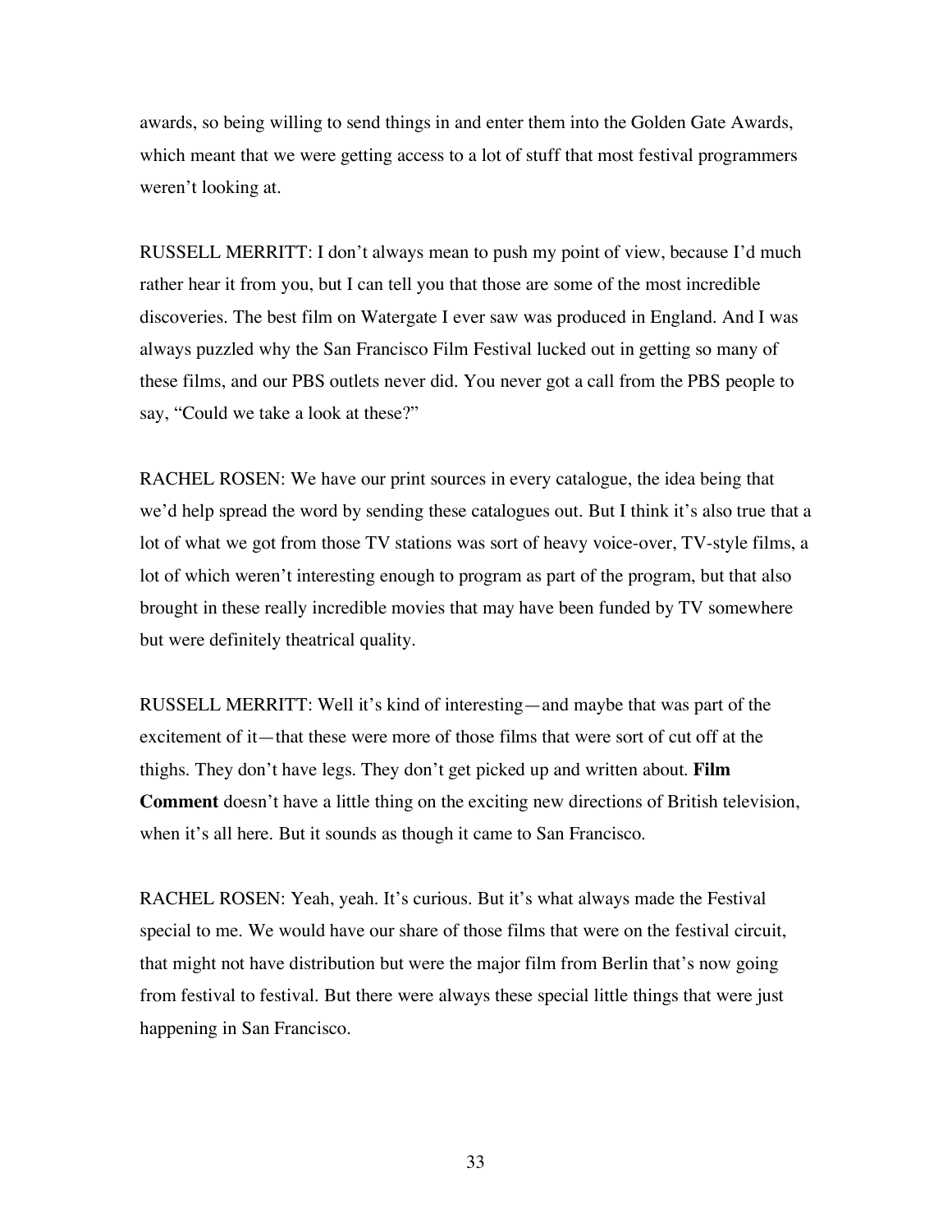awards, so being willing to send things in and enter them into the Golden Gate Awards, which meant that we were getting access to a lot of stuff that most festival programmers weren't looking at.

RUSSELL MERRITT: I don't always mean to push my point of view, because I'd much rather hear it from you, but I can tell you that those are some of the most incredible discoveries. The best film on Watergate I ever saw was produced in England. And I was always puzzled why the San Francisco Film Festival lucked out in getting so many of these films, and our PBS outlets never did. You never got a call from the PBS people to say, "Could we take a look at these?"

RACHEL ROSEN: We have our print sources in every catalogue, the idea being that we'd help spread the word by sending these catalogues out. But I think it's also true that a lot of what we got from those TV stations was sort of heavy voice-over, TV-style films, a lot of which weren't interesting enough to program as part of the program, but that also brought in these really incredible movies that may have been funded by TV somewhere but were definitely theatrical quality.

RUSSELL MERRITT: Well it's kind of interesting—and maybe that was part of the excitement of it—that these were more of those films that were sort of cut off at the thighs. They don't have legs. They don't get picked up and written about. **Film Comment** doesn't have a little thing on the exciting new directions of British television, when it's all here. But it sounds as though it came to San Francisco.

RACHEL ROSEN: Yeah, yeah. It's curious. But it's what always made the Festival special to me. We would have our share of those films that were on the festival circuit, that might not have distribution but were the major film from Berlin that's now going from festival to festival. But there were always these special little things that were just happening in San Francisco.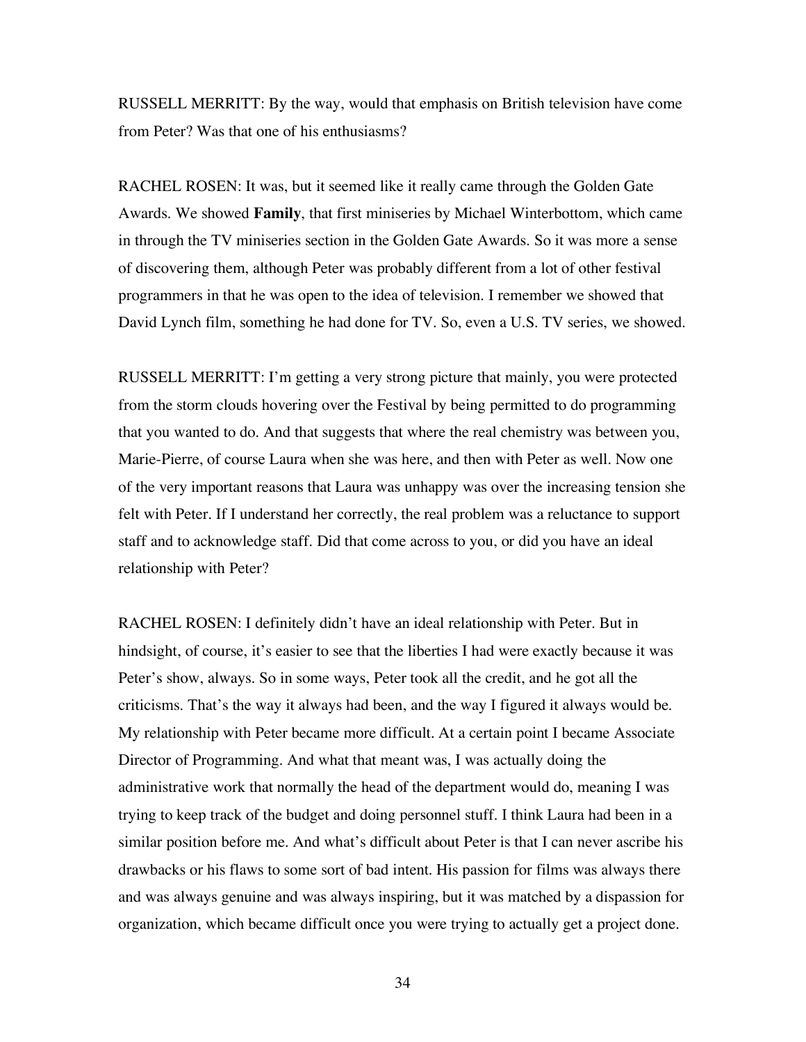RUSSELL MERRITT: By the way, would that emphasis on British television have come from Peter? Was that one of his enthusiasms?

RACHEL ROSEN: It was, but it seemed like it really came through the Golden Gate Awards. We showed **Family**, that first miniseries by Michael Winterbottom, which came in through the TV miniseries section in the Golden Gate Awards. So it was more a sense of discovering them, although Peter was probably different from a lot of other festival programmers in that he was open to the idea of television. I remember we showed that David Lynch film, something he had done for TV. So, even a U.S. TV series, we showed.

RUSSELL MERRITT: I'm getting a very strong picture that mainly, you were protected from the storm clouds hovering over the Festival by being permitted to do programming that you wanted to do. And that suggests that where the real chemistry was between you, Marie-Pierre, of course Laura when she was here, and then with Peter as well. Now one of the very important reasons that Laura was unhappy was over the increasing tension she felt with Peter. If I understand her correctly, the real problem was a reluctance to support staff and to acknowledge staff. Did that come across to you, or did you have an ideal relationship with Peter?

RACHEL ROSEN: I definitely didn't have an ideal relationship with Peter. But in hindsight, of course, it's easier to see that the liberties I had were exactly because it was Peter's show, always. So in some ways, Peter took all the credit, and he got all the criticisms. That's the way it always had been, and the way I figured it always would be. My relationship with Peter became more difficult. At a certain point I became Associate Director of Programming. And what that meant was, I was actually doing the administrative work that normally the head of the department would do, meaning I was trying to keep track of the budget and doing personnel stuff. I think Laura had been in a similar position before me. And what's difficult about Peter is that I can never ascribe his drawbacks or his flaws to some sort of bad intent. His passion for films was always there and was always genuine and was always inspiring, but it was matched by a dispassion for organization, which became difficult once you were trying to actually get a project done.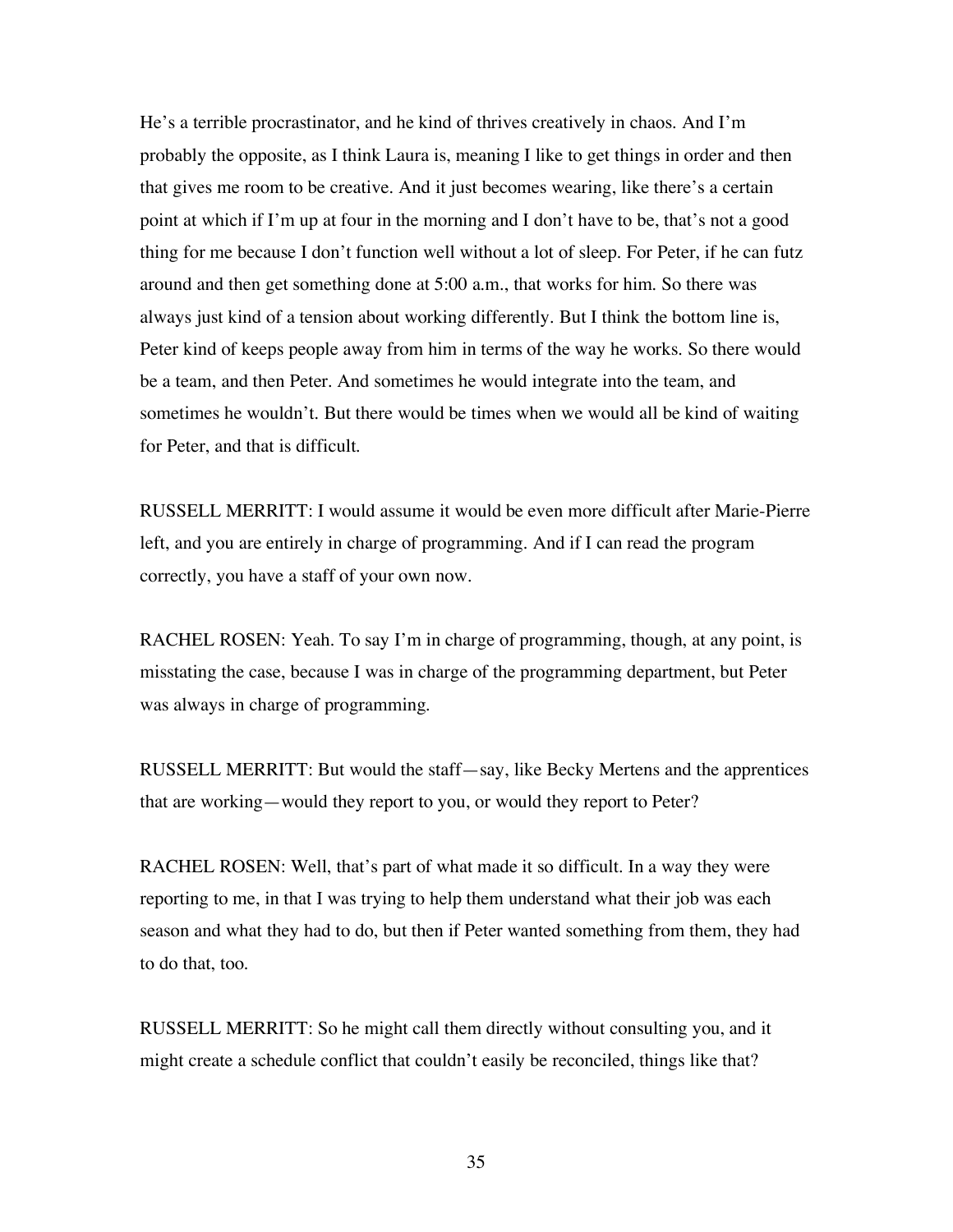He's a terrible procrastinator, and he kind of thrives creatively in chaos. And I'm probably the opposite, as I think Laura is, meaning I like to get things in order and then that gives me room to be creative. And it just becomes wearing, like there's a certain point at which if I'm up at four in the morning and I don't have to be, that's not a good thing for me because I don't function well without a lot of sleep. For Peter, if he can futz around and then get something done at 5:00 a.m., that works for him. So there was always just kind of a tension about working differently. But I think the bottom line is, Peter kind of keeps people away from him in terms of the way he works. So there would be a team, and then Peter. And sometimes he would integrate into the team, and sometimes he wouldn't. But there would be times when we would all be kind of waiting for Peter, and that is difficult.

RUSSELL MERRITT: I would assume it would be even more difficult after Marie-Pierre left, and you are entirely in charge of programming. And if I can read the program correctly, you have a staff of your own now.

RACHEL ROSEN: Yeah. To say I'm in charge of programming, though, at any point, is misstating the case, because I was in charge of the programming department, but Peter was always in charge of programming.

RUSSELL MERRITT: But would the staff—say, like Becky Mertens and the apprentices that are working—would they report to you, or would they report to Peter?

RACHEL ROSEN: Well, that's part of what made it so difficult. In a way they were reporting to me, in that I was trying to help them understand what their job was each season and what they had to do, but then if Peter wanted something from them, they had to do that, too.

RUSSELL MERRITT: So he might call them directly without consulting you, and it might create a schedule conflict that couldn't easily be reconciled, things like that?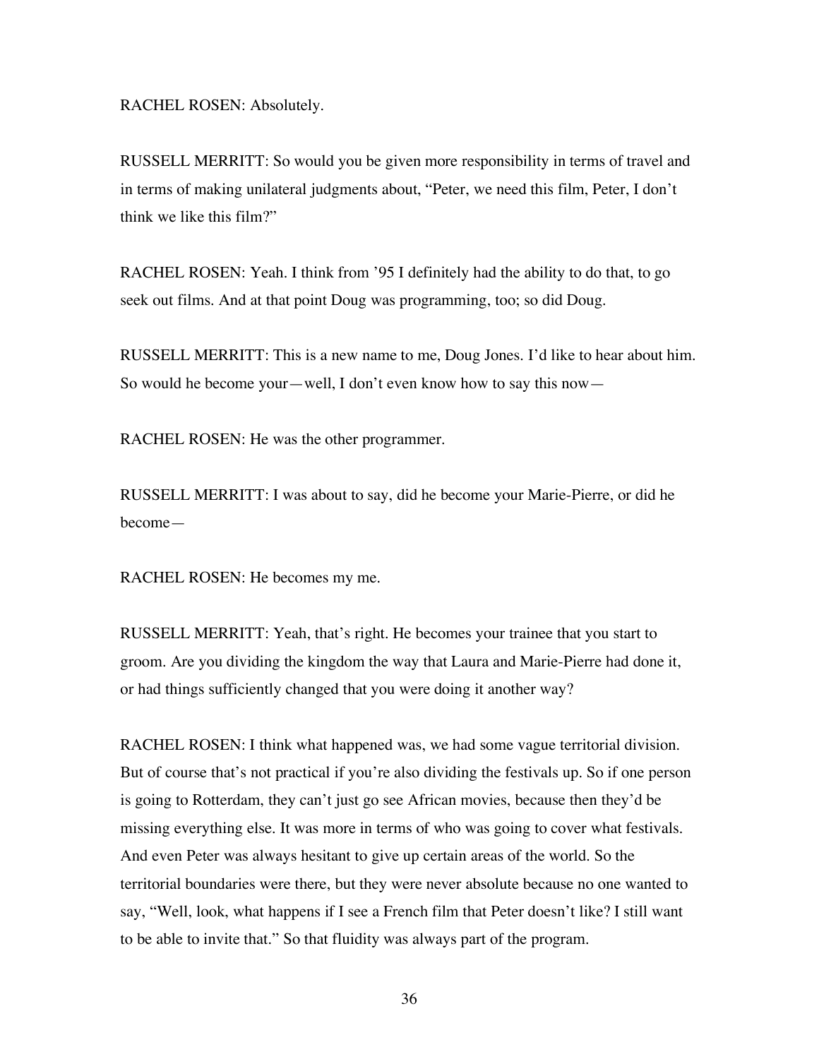RACHEL ROSEN: Absolutely.

RUSSELL MERRITT: So would you be given more responsibility in terms of travel and in terms of making unilateral judgments about, "Peter, we need this film, Peter, I don't think we like this film?"

RACHEL ROSEN: Yeah. I think from '95 I definitely had the ability to do that, to go seek out films. And at that point Doug was programming, too; so did Doug.

RUSSELL MERRITT: This is a new name to me, Doug Jones. I'd like to hear about him. So would he become your—well, I don't even know how to say this now—

RACHEL ROSEN: He was the other programmer.

RUSSELL MERRITT: I was about to say, did he become your Marie-Pierre, or did he become—

RACHEL ROSEN: He becomes my me.

RUSSELL MERRITT: Yeah, that's right. He becomes your trainee that you start to groom. Are you dividing the kingdom the way that Laura and Marie-Pierre had done it, or had things sufficiently changed that you were doing it another way?

RACHEL ROSEN: I think what happened was, we had some vague territorial division. But of course that's not practical if you're also dividing the festivals up. So if one person is going to Rotterdam, they can't just go see African movies, because then they'd be missing everything else. It was more in terms of who was going to cover what festivals. And even Peter was always hesitant to give up certain areas of the world. So the territorial boundaries were there, but they were never absolute because no one wanted to say, "Well, look, what happens if I see a French film that Peter doesn't like? I still want to be able to invite that." So that fluidity was always part of the program.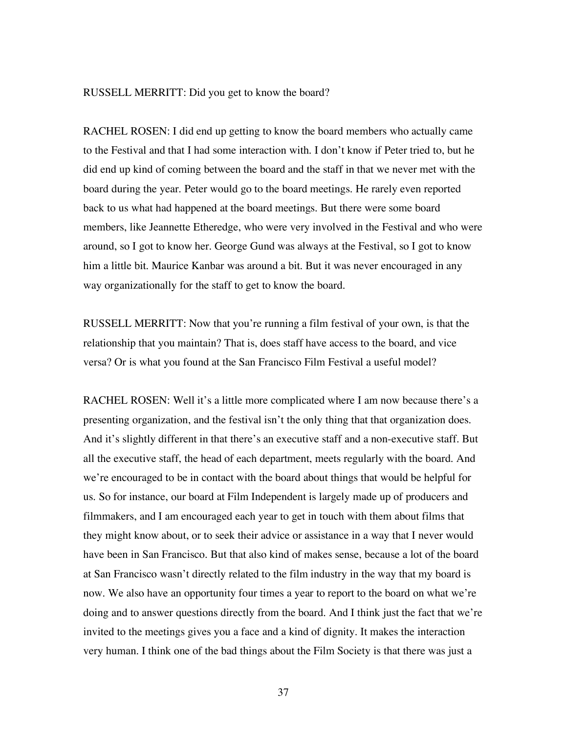RUSSELL MERRITT: Did you get to know the board?

RACHEL ROSEN: I did end up getting to know the board members who actually came to the Festival and that I had some interaction with. I don't know if Peter tried to, but he did end up kind of coming between the board and the staff in that we never met with the board during the year. Peter would go to the board meetings. He rarely even reported back to us what had happened at the board meetings. But there were some board members, like Jeannette Etheredge, who were very involved in the Festival and who were around, so I got to know her. George Gund was always at the Festival, so I got to know him a little bit. Maurice Kanbar was around a bit. But it was never encouraged in any way organizationally for the staff to get to know the board.

RUSSELL MERRITT: Now that you're running a film festival of your own, is that the relationship that you maintain? That is, does staff have access to the board, and vice versa? Or is what you found at the San Francisco Film Festival a useful model?

RACHEL ROSEN: Well it's a little more complicated where I am now because there's a presenting organization, and the festival isn't the only thing that that organization does. And it's slightly different in that there's an executive staff and a non-executive staff. But all the executive staff, the head of each department, meets regularly with the board. And we're encouraged to be in contact with the board about things that would be helpful for us. So for instance, our board at Film Independent is largely made up of producers and filmmakers, and I am encouraged each year to get in touch with them about films that they might know about, or to seek their advice or assistance in a way that I never would have been in San Francisco. But that also kind of makes sense, because a lot of the board at San Francisco wasn't directly related to the film industry in the way that my board is now. We also have an opportunity four times a year to report to the board on what we're doing and to answer questions directly from the board. And I think just the fact that we're invited to the meetings gives you a face and a kind of dignity. It makes the interaction very human. I think one of the bad things about the Film Society is that there was just a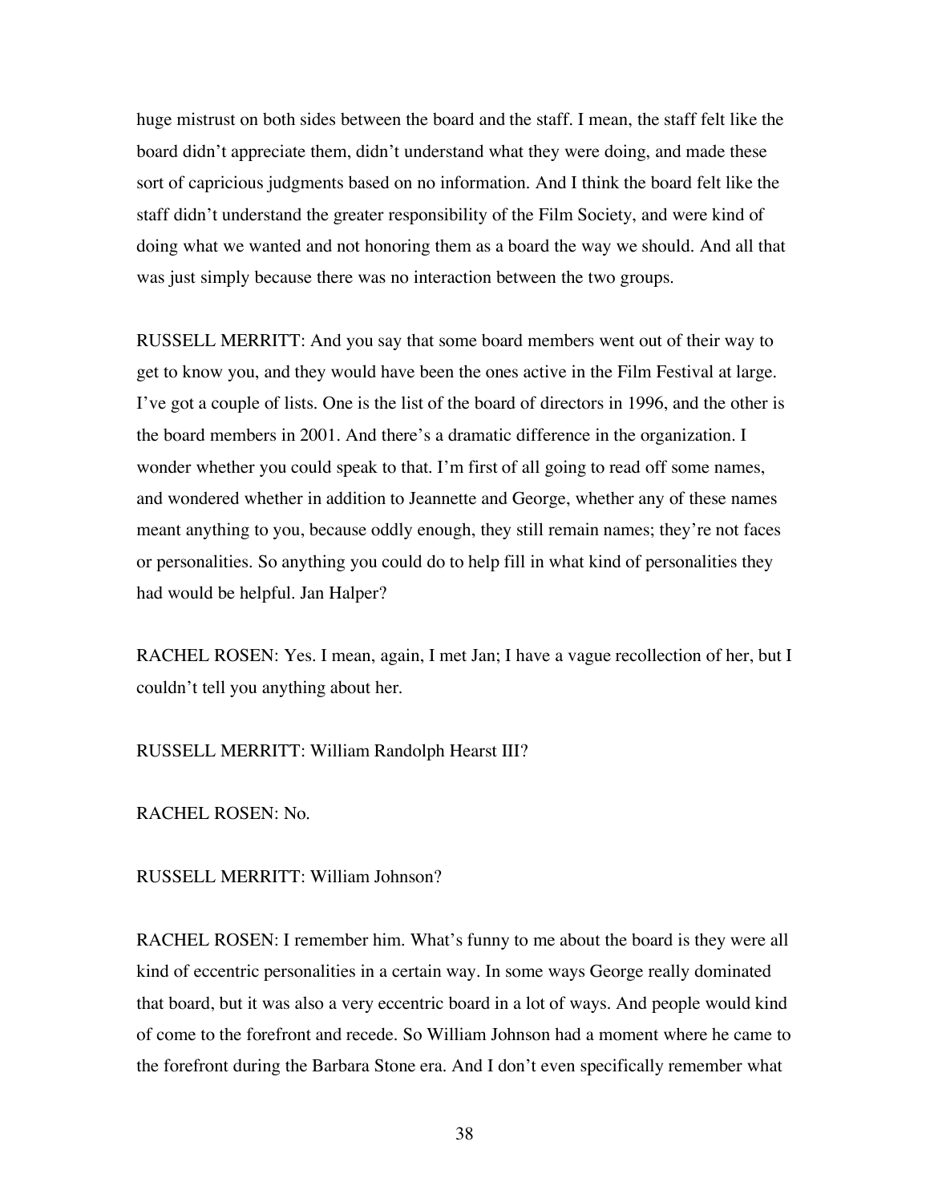huge mistrust on both sides between the board and the staff. I mean, the staff felt like the board didn't appreciate them, didn't understand what they were doing, and made these sort of capricious judgments based on no information. And I think the board felt like the staff didn't understand the greater responsibility of the Film Society, and were kind of doing what we wanted and not honoring them as a board the way we should. And all that was just simply because there was no interaction between the two groups.

RUSSELL MERRITT: And you say that some board members went out of their way to get to know you, and they would have been the ones active in the Film Festival at large. I've got a couple of lists. One is the list of the board of directors in 1996, and the other is the board members in 2001. And there's a dramatic difference in the organization. I wonder whether you could speak to that. I'm first of all going to read off some names, and wondered whether in addition to Jeannette and George, whether any of these names meant anything to you, because oddly enough, they still remain names; they're not faces or personalities. So anything you could do to help fill in what kind of personalities they had would be helpful. Jan Halper?

RACHEL ROSEN: Yes. I mean, again, I met Jan; I have a vague recollection of her, but I couldn't tell you anything about her.

RUSSELL MERRITT: William Randolph Hearst III?

RACHEL ROSEN: No.

RUSSELL MERRITT: William Johnson?

RACHEL ROSEN: I remember him. What's funny to me about the board is they were all kind of eccentric personalities in a certain way. In some ways George really dominated that board, but it was also a very eccentric board in a lot of ways. And people would kind of come to the forefront and recede. So William Johnson had a moment where he came to the forefront during the Barbara Stone era. And I don't even specifically remember what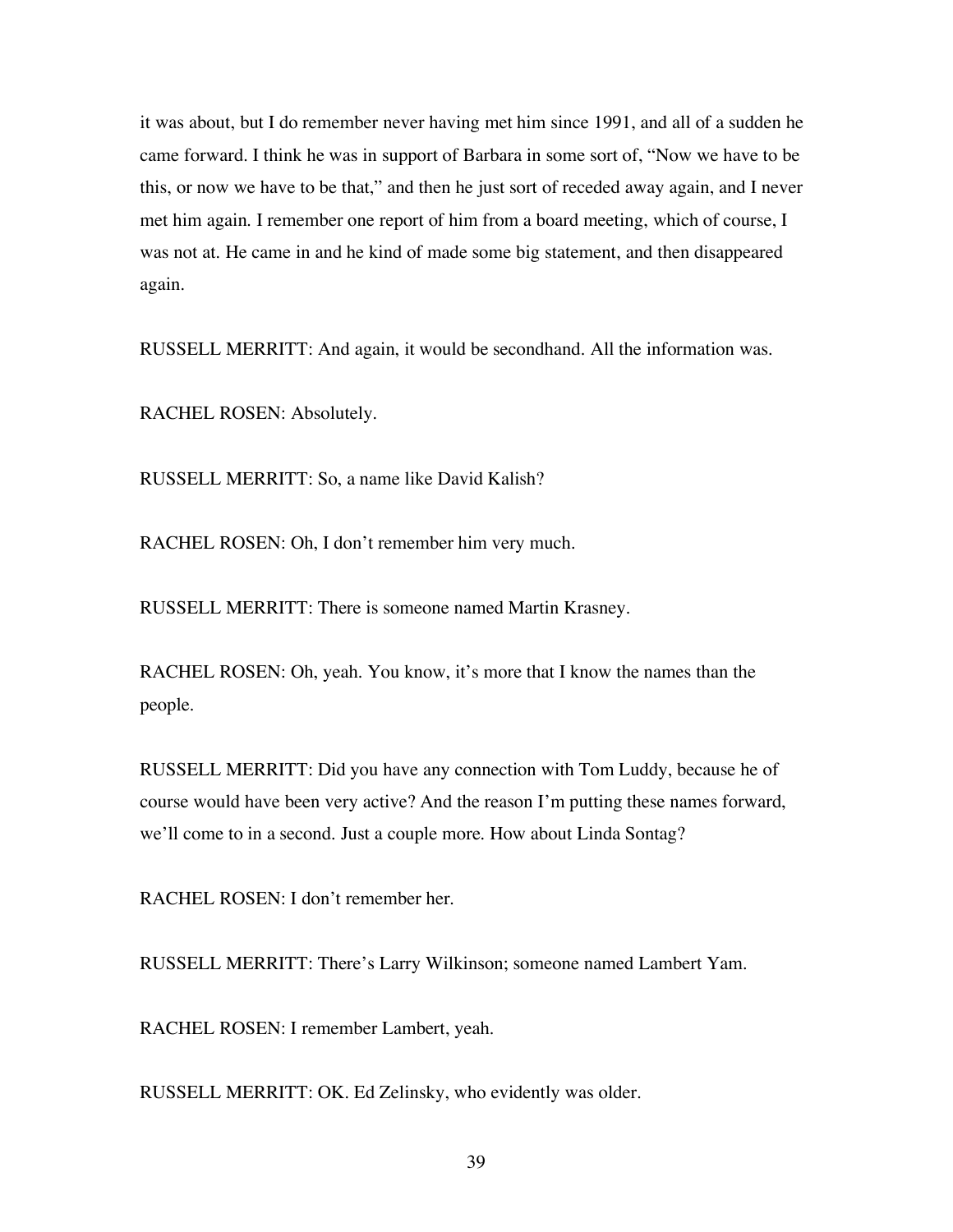it was about, but I do remember never having met him since 1991, and all of a sudden he came forward. I think he was in support of Barbara in some sort of, "Now we have to be this, or now we have to be that," and then he just sort of receded away again, and I never met him again. I remember one report of him from a board meeting, which of course, I was not at. He came in and he kind of made some big statement, and then disappeared again.

RUSSELL MERRITT: And again, it would be secondhand. All the information was.

RACHEL ROSEN: Absolutely.

RUSSELL MERRITT: So, a name like David Kalish?

RACHEL ROSEN: Oh, I don't remember him very much.

RUSSELL MERRITT: There is someone named Martin Krasney.

RACHEL ROSEN: Oh, yeah. You know, it's more that I know the names than the people.

RUSSELL MERRITT: Did you have any connection with Tom Luddy, because he of course would have been very active? And the reason I'm putting these names forward, we'll come to in a second. Just a couple more. How about Linda Sontag?

RACHEL ROSEN: I don't remember her.

RUSSELL MERRITT: There's Larry Wilkinson; someone named Lambert Yam.

RACHEL ROSEN: I remember Lambert, yeah.

RUSSELL MERRITT: OK. Ed Zelinsky, who evidently was older.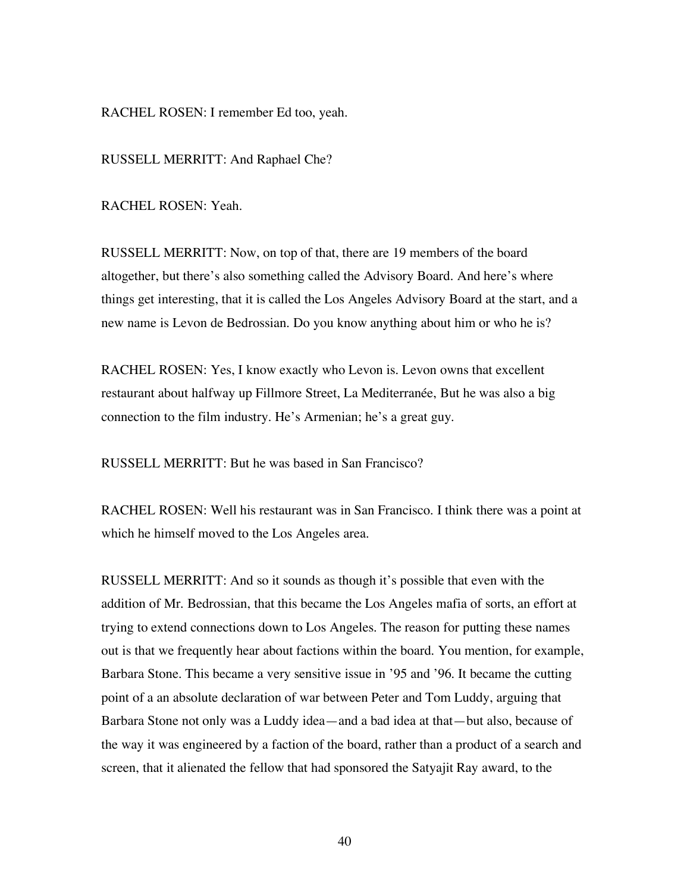RACHEL ROSEN: I remember Ed too, yeah.

RUSSELL MERRITT: And Raphael Che?

RACHEL ROSEN: Yeah.

RUSSELL MERRITT: Now, on top of that, there are 19 members of the board altogether, but there's also something called the Advisory Board. And here's where things get interesting, that it is called the Los Angeles Advisory Board at the start, and a new name is Levon de Bedrossian. Do you know anything about him or who he is?

RACHEL ROSEN: Yes, I know exactly who Levon is. Levon owns that excellent restaurant about halfway up Fillmore Street, La Mediterranée, But he was also a big connection to the film industry. He's Armenian; he's a great guy.

RUSSELL MERRITT: But he was based in San Francisco?

RACHEL ROSEN: Well his restaurant was in San Francisco. I think there was a point at which he himself moved to the Los Angeles area.

RUSSELL MERRITT: And so it sounds as though it's possible that even with the addition of Mr. Bedrossian, that this became the Los Angeles mafia of sorts, an effort at trying to extend connections down to Los Angeles. The reason for putting these names out is that we frequently hear about factions within the board. You mention, for example, Barbara Stone. This became a very sensitive issue in '95 and '96. It became the cutting point of a an absolute declaration of war between Peter and Tom Luddy, arguing that Barbara Stone not only was a Luddy idea—and a bad idea at that—but also, because of the way it was engineered by a faction of the board, rather than a product of a search and screen, that it alienated the fellow that had sponsored the Satyajit Ray award, to the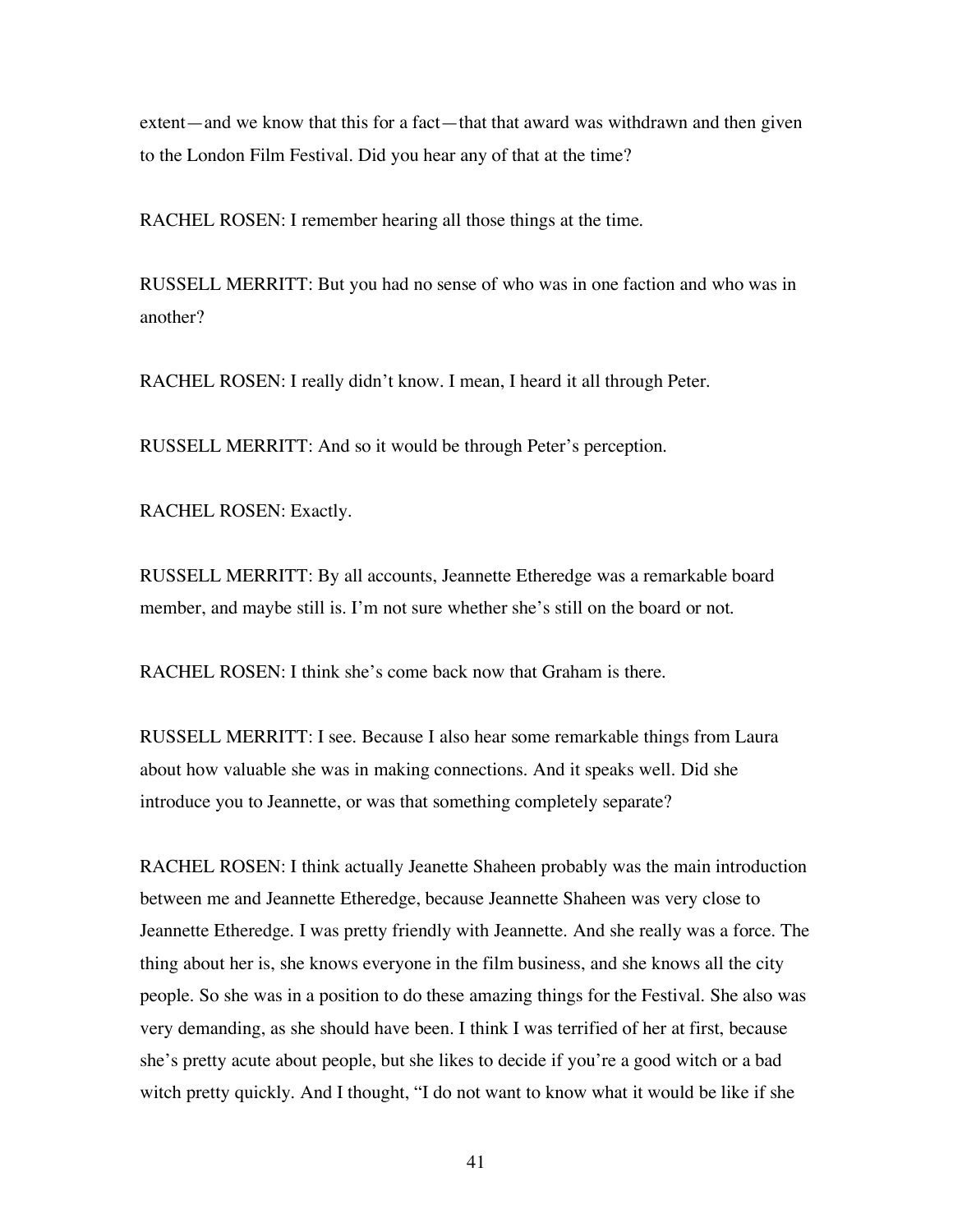extent—and we know that this for a fact—that that award was withdrawn and then given to the London Film Festival. Did you hear any of that at the time?

RACHEL ROSEN: I remember hearing all those things at the time.

RUSSELL MERRITT: But you had no sense of who was in one faction and who was in another?

RACHEL ROSEN: I really didn't know. I mean, I heard it all through Peter.

RUSSELL MERRITT: And so it would be through Peter's perception.

RACHEL ROSEN: Exactly.

RUSSELL MERRITT: By all accounts, Jeannette Etheredge was a remarkable board member, and maybe still is. I'm not sure whether she's still on the board or not.

RACHEL ROSEN: I think she's come back now that Graham is there.

RUSSELL MERRITT: I see. Because I also hear some remarkable things from Laura about how valuable she was in making connections. And it speaks well. Did she introduce you to Jeannette, or was that something completely separate?

RACHEL ROSEN: I think actually Jeanette Shaheen probably was the main introduction between me and Jeannette Etheredge, because Jeannette Shaheen was very close to Jeannette Etheredge. I was pretty friendly with Jeannette. And she really was a force. The thing about her is, she knows everyone in the film business, and she knows all the city people. So she was in a position to do these amazing things for the Festival. She also was very demanding, as she should have been. I think I was terrified of her at first, because she's pretty acute about people, but she likes to decide if you're a good witch or a bad witch pretty quickly. And I thought, "I do not want to know what it would be like if she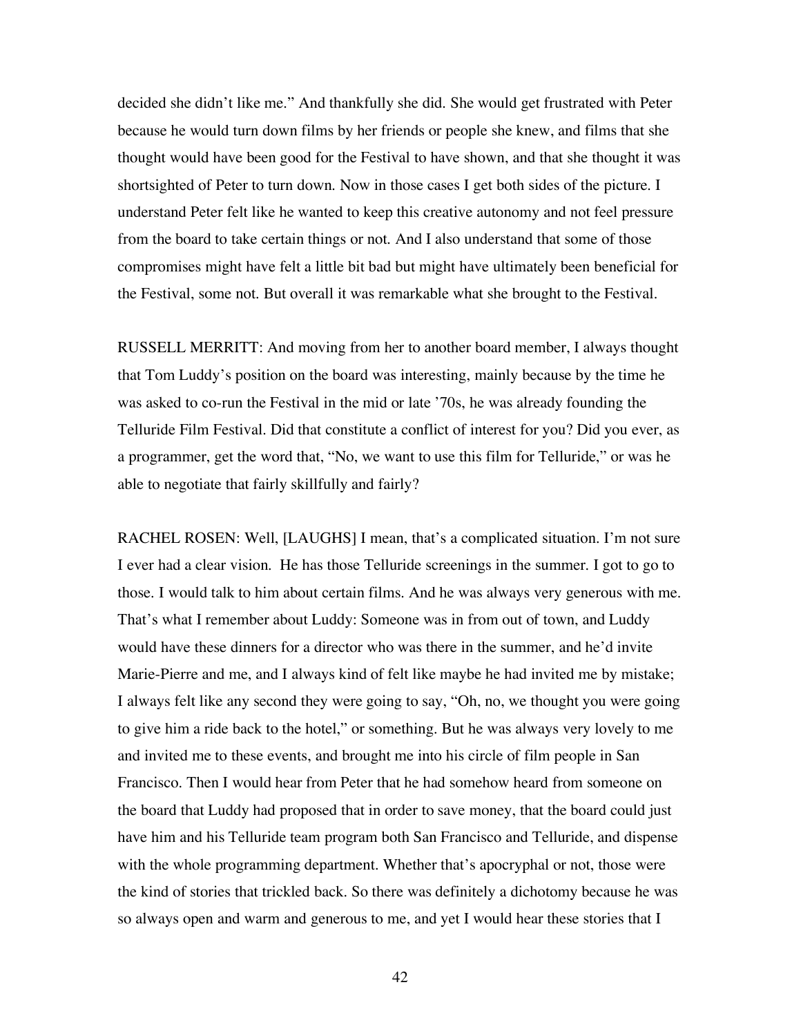decided she didn't like me." And thankfully she did. She would get frustrated with Peter because he would turn down films by her friends or people she knew, and films that she thought would have been good for the Festival to have shown, and that she thought it was shortsighted of Peter to turn down. Now in those cases I get both sides of the picture. I understand Peter felt like he wanted to keep this creative autonomy and not feel pressure from the board to take certain things or not. And I also understand that some of those compromises might have felt a little bit bad but might have ultimately been beneficial for the Festival, some not. But overall it was remarkable what she brought to the Festival.

RUSSELL MERRITT: And moving from her to another board member, I always thought that Tom Luddy's position on the board was interesting, mainly because by the time he was asked to co-run the Festival in the mid or late '70s, he was already founding the Telluride Film Festival. Did that constitute a conflict of interest for you? Did you ever, as a programmer, get the word that, "No, we want to use this film for Telluride," or was he able to negotiate that fairly skillfully and fairly?

RACHEL ROSEN: Well, [LAUGHS] I mean, that's a complicated situation. I'm not sure I ever had a clear vision. He has those Telluride screenings in the summer. I got to go to those. I would talk to him about certain films. And he was always very generous with me. That's what I remember about Luddy: Someone was in from out of town, and Luddy would have these dinners for a director who was there in the summer, and he'd invite Marie-Pierre and me, and I always kind of felt like maybe he had invited me by mistake; I always felt like any second they were going to say, "Oh, no, we thought you were going to give him a ride back to the hotel," or something. But he was always very lovely to me and invited me to these events, and brought me into his circle of film people in San Francisco. Then I would hear from Peter that he had somehow heard from someone on the board that Luddy had proposed that in order to save money, that the board could just have him and his Telluride team program both San Francisco and Telluride, and dispense with the whole programming department. Whether that's apocryphal or not, those were the kind of stories that trickled back. So there was definitely a dichotomy because he was so always open and warm and generous to me, and yet I would hear these stories that I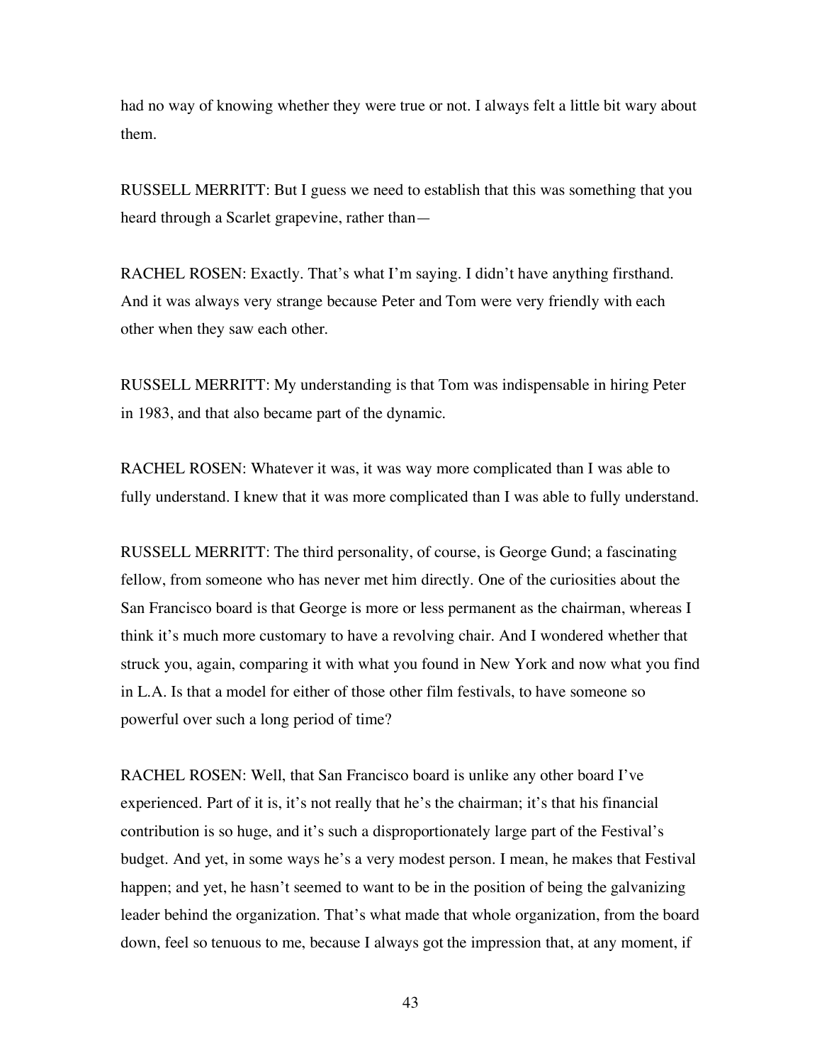had no way of knowing whether they were true or not. I always felt a little bit wary about them.

RUSSELL MERRITT: But I guess we need to establish that this was something that you heard through a Scarlet grapevine, rather than—

RACHEL ROSEN: Exactly. That's what I'm saying. I didn't have anything firsthand. And it was always very strange because Peter and Tom were very friendly with each other when they saw each other.

RUSSELL MERRITT: My understanding is that Tom was indispensable in hiring Peter in 1983, and that also became part of the dynamic.

RACHEL ROSEN: Whatever it was, it was way more complicated than I was able to fully understand. I knew that it was more complicated than I was able to fully understand.

RUSSELL MERRITT: The third personality, of course, is George Gund; a fascinating fellow, from someone who has never met him directly. One of the curiosities about the San Francisco board is that George is more or less permanent as the chairman, whereas I think it's much more customary to have a revolving chair. And I wondered whether that struck you, again, comparing it with what you found in New York and now what you find in L.A. Is that a model for either of those other film festivals, to have someone so powerful over such a long period of time?

RACHEL ROSEN: Well, that San Francisco board is unlike any other board I've experienced. Part of it is, it's not really that he's the chairman; it's that his financial contribution is so huge, and it's such a disproportionately large part of the Festival's budget. And yet, in some ways he's a very modest person. I mean, he makes that Festival happen; and yet, he hasn't seemed to want to be in the position of being the galvanizing leader behind the organization. That's what made that whole organization, from the board down, feel so tenuous to me, because I always got the impression that, at any moment, if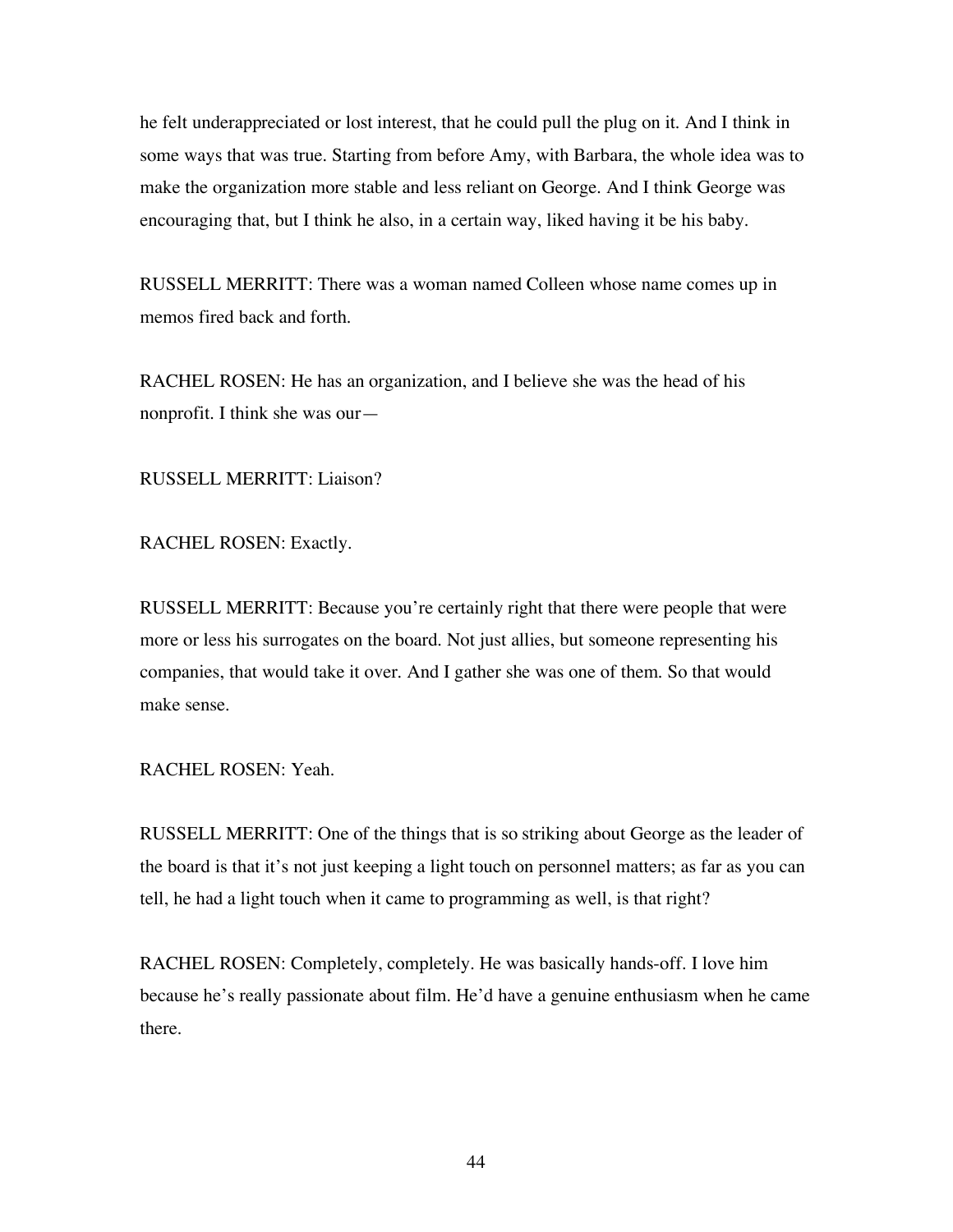he felt underappreciated or lost interest, that he could pull the plug on it. And I think in some ways that was true. Starting from before Amy, with Barbara, the whole idea was to make the organization more stable and less reliant on George. And I think George was encouraging that, but I think he also, in a certain way, liked having it be his baby.

RUSSELL MERRITT: There was a woman named Colleen whose name comes up in memos fired back and forth.

RACHEL ROSEN: He has an organization, and I believe she was the head of his nonprofit. I think she was our—

RUSSELL MERRITT: Liaison?

RACHEL ROSEN: Exactly.

RUSSELL MERRITT: Because you're certainly right that there were people that were more or less his surrogates on the board. Not just allies, but someone representing his companies, that would take it over. And I gather she was one of them. So that would make sense.

RACHEL ROSEN: Yeah.

RUSSELL MERRITT: One of the things that is so striking about George as the leader of the board is that it's not just keeping a light touch on personnel matters; as far as you can tell, he had a light touch when it came to programming as well, is that right?

RACHEL ROSEN: Completely, completely. He was basically hands-off. I love him because he's really passionate about film. He'd have a genuine enthusiasm when he came there.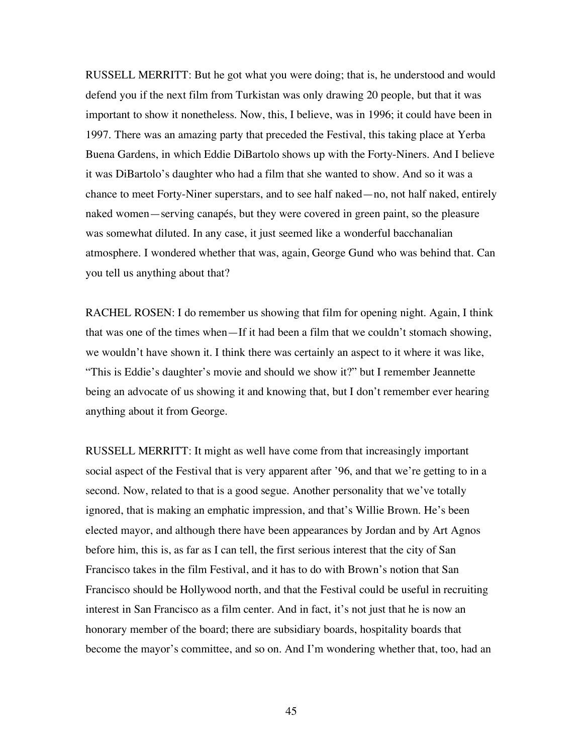RUSSELL MERRITT: But he got what you were doing; that is, he understood and would defend you if the next film from Turkistan was only drawing 20 people, but that it was important to show it nonetheless. Now, this, I believe, was in 1996; it could have been in 1997. There was an amazing party that preceded the Festival, this taking place at Yerba Buena Gardens, in which Eddie DiBartolo shows up with the Forty-Niners. And I believe it was DiBartolo's daughter who had a film that she wanted to show. And so it was a chance to meet Forty-Niner superstars, and to see half naked—no, not half naked, entirely naked women—serving canapés, but they were covered in green paint, so the pleasure was somewhat diluted. In any case, it just seemed like a wonderful bacchanalian atmosphere. I wondered whether that was, again, George Gund who was behind that. Can you tell us anything about that?

RACHEL ROSEN: I do remember us showing that film for opening night. Again, I think that was one of the times when—If it had been a film that we couldn't stomach showing, we wouldn't have shown it. I think there was certainly an aspect to it where it was like, "This is Eddie's daughter's movie and should we show it?" but I remember Jeannette being an advocate of us showing it and knowing that, but I don't remember ever hearing anything about it from George.

RUSSELL MERRITT: It might as well have come from that increasingly important social aspect of the Festival that is very apparent after '96, and that we're getting to in a second. Now, related to that is a good segue. Another personality that we've totally ignored, that is making an emphatic impression, and that's Willie Brown. He's been elected mayor, and although there have been appearances by Jordan and by Art Agnos before him, this is, as far as I can tell, the first serious interest that the city of San Francisco takes in the film Festival, and it has to do with Brown's notion that San Francisco should be Hollywood north, and that the Festival could be useful in recruiting interest in San Francisco as a film center. And in fact, it's not just that he is now an honorary member of the board; there are subsidiary boards, hospitality boards that become the mayor's committee, and so on. And I'm wondering whether that, too, had an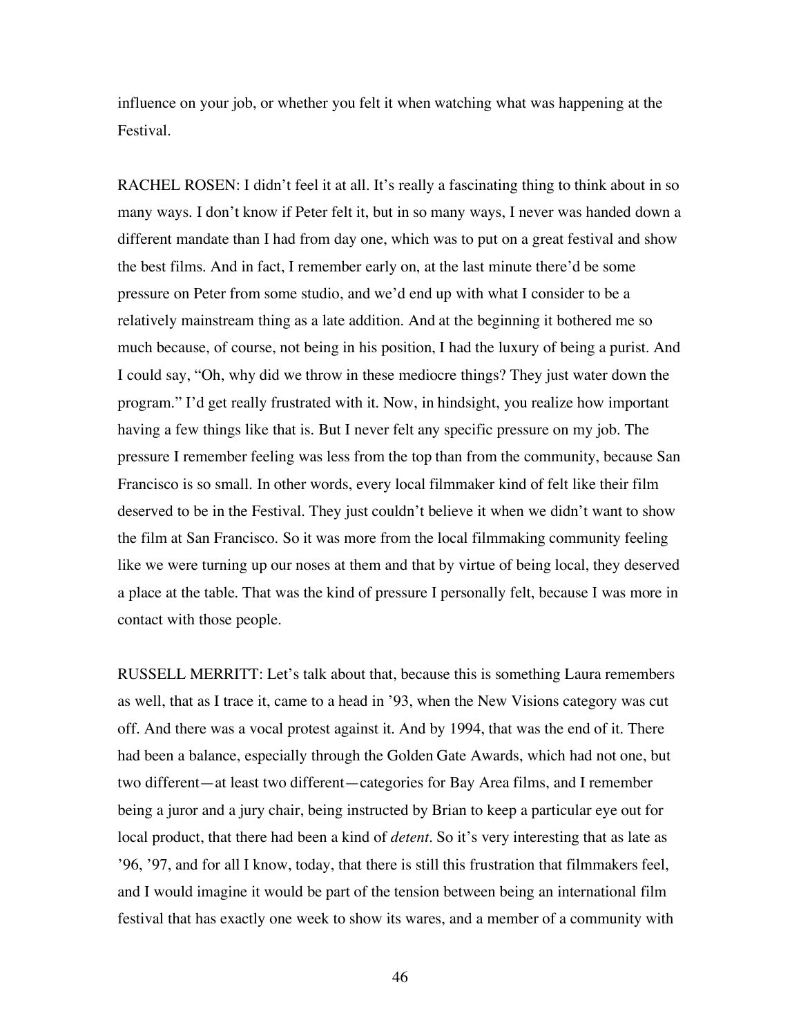influence on your job, or whether you felt it when watching what was happening at the Festival.

RACHEL ROSEN: I didn't feel it at all. It's really a fascinating thing to think about in so many ways. I don't know if Peter felt it, but in so many ways, I never was handed down a different mandate than I had from day one, which was to put on a great festival and show the best films. And in fact, I remember early on, at the last minute there'd be some pressure on Peter from some studio, and we'd end up with what I consider to be a relatively mainstream thing as a late addition. And at the beginning it bothered me so much because, of course, not being in his position, I had the luxury of being a purist. And I could say, "Oh, why did we throw in these mediocre things? They just water down the program." I'd get really frustrated with it. Now, in hindsight, you realize how important having a few things like that is. But I never felt any specific pressure on my job. The pressure I remember feeling was less from the top than from the community, because San Francisco is so small. In other words, every local filmmaker kind of felt like their film deserved to be in the Festival. They just couldn't believe it when we didn't want to show the film at San Francisco. So it was more from the local filmmaking community feeling like we were turning up our noses at them and that by virtue of being local, they deserved a place at the table. That was the kind of pressure I personally felt, because I was more in contact with those people.

RUSSELL MERRITT: Let's talk about that, because this is something Laura remembers as well, that as I trace it, came to a head in '93, when the New Visions category was cut off. And there was a vocal protest against it. And by 1994, that was the end of it. There had been a balance, especially through the Golden Gate Awards, which had not one, but two different—at least two different—categories for Bay Area films, and I remember being a juror and a jury chair, being instructed by Brian to keep a particular eye out for local product, that there had been a kind of *detent*. So it's very interesting that as late as '96, '97, and for all I know, today, that there is still this frustration that filmmakers feel, and I would imagine it would be part of the tension between being an international film festival that has exactly one week to show its wares, and a member of a community with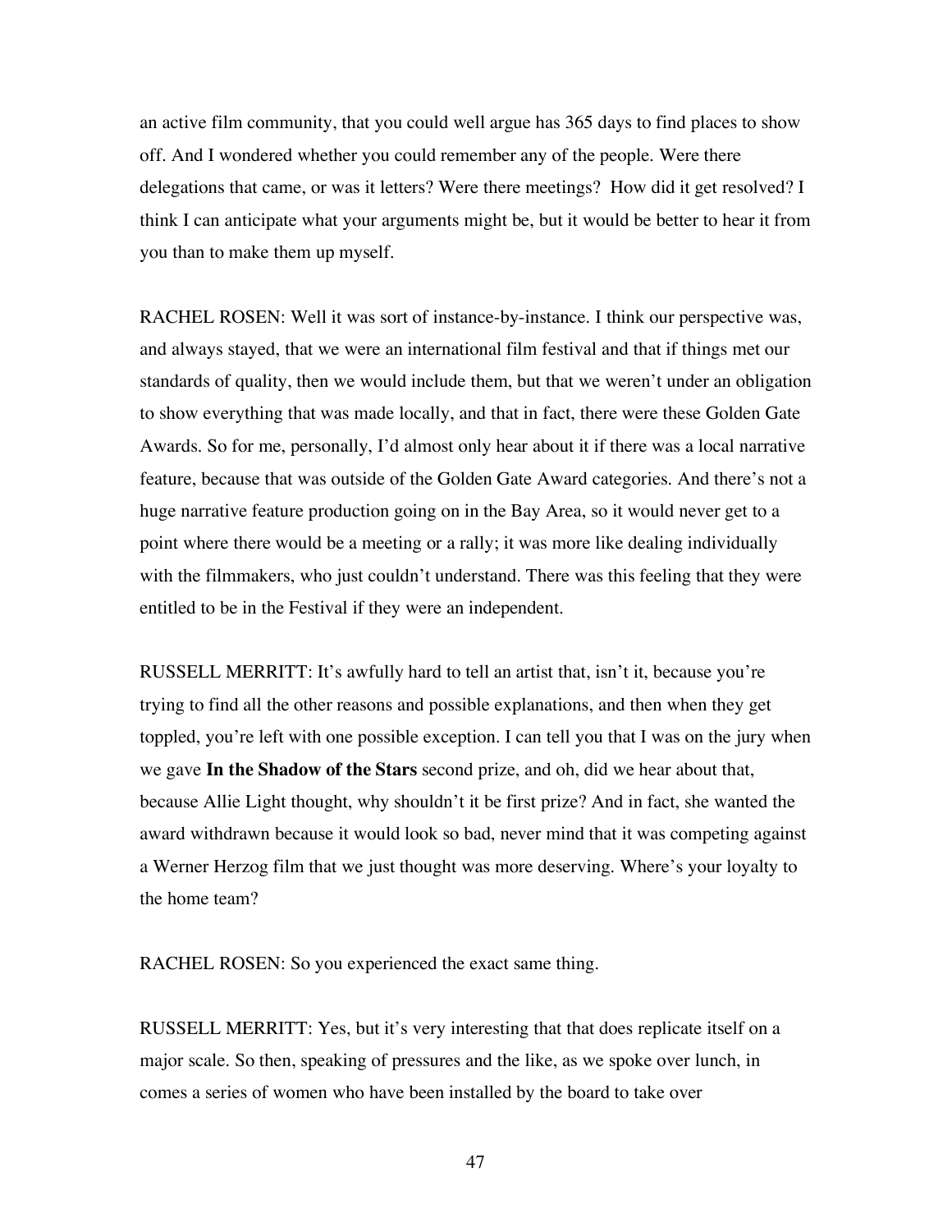an active film community, that you could well argue has 365 days to find places to show off. And I wondered whether you could remember any of the people. Were there delegations that came, or was it letters? Were there meetings? How did it get resolved? I think I can anticipate what your arguments might be, but it would be better to hear it from you than to make them up myself.

RACHEL ROSEN: Well it was sort of instance-by-instance. I think our perspective was, and always stayed, that we were an international film festival and that if things met our standards of quality, then we would include them, but that we weren't under an obligation to show everything that was made locally, and that in fact, there were these Golden Gate Awards. So for me, personally, I'd almost only hear about it if there was a local narrative feature, because that was outside of the Golden Gate Award categories. And there's not a huge narrative feature production going on in the Bay Area, so it would never get to a point where there would be a meeting or a rally; it was more like dealing individually with the filmmakers, who just couldn't understand. There was this feeling that they were entitled to be in the Festival if they were an independent.

RUSSELL MERRITT: It's awfully hard to tell an artist that, isn't it, because you're trying to find all the other reasons and possible explanations, and then when they get toppled, you're left with one possible exception. I can tell you that I was on the jury when we gave **In the Shadow of the Stars** second prize, and oh, did we hear about that, because Allie Light thought, why shouldn't it be first prize? And in fact, she wanted the award withdrawn because it would look so bad, never mind that it was competing against a Werner Herzog film that we just thought was more deserving. Where's your loyalty to the home team?

RACHEL ROSEN: So you experienced the exact same thing.

RUSSELL MERRITT: Yes, but it's very interesting that that does replicate itself on a major scale. So then, speaking of pressures and the like, as we spoke over lunch, in comes a series of women who have been installed by the board to take over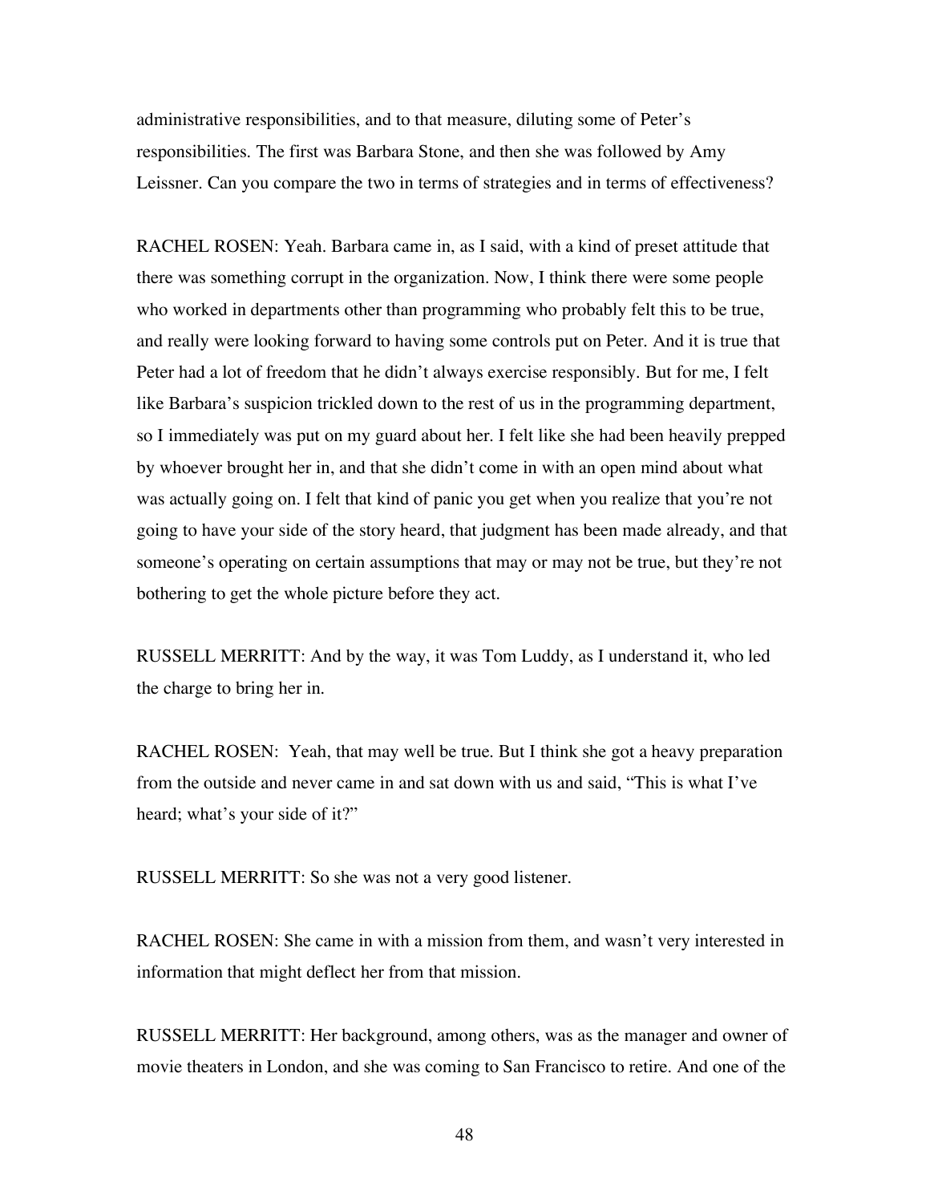administrative responsibilities, and to that measure, diluting some of Peter's responsibilities. The first was Barbara Stone, and then she was followed by Amy Leissner. Can you compare the two in terms of strategies and in terms of effectiveness?

RACHEL ROSEN: Yeah. Barbara came in, as I said, with a kind of preset attitude that there was something corrupt in the organization. Now, I think there were some people who worked in departments other than programming who probably felt this to be true, and really were looking forward to having some controls put on Peter. And it is true that Peter had a lot of freedom that he didn't always exercise responsibly. But for me, I felt like Barbara's suspicion trickled down to the rest of us in the programming department, so I immediately was put on my guard about her. I felt like she had been heavily prepped by whoever brought her in, and that she didn't come in with an open mind about what was actually going on. I felt that kind of panic you get when you realize that you're not going to have your side of the story heard, that judgment has been made already, and that someone's operating on certain assumptions that may or may not be true, but they're not bothering to get the whole picture before they act.

RUSSELL MERRITT: And by the way, it was Tom Luddy, as I understand it, who led the charge to bring her in.

RACHEL ROSEN: Yeah, that may well be true. But I think she got a heavy preparation from the outside and never came in and sat down with us and said, "This is what I've heard; what's your side of it?"

RUSSELL MERRITT: So she was not a very good listener.

RACHEL ROSEN: She came in with a mission from them, and wasn't very interested in information that might deflect her from that mission.

RUSSELL MERRITT: Her background, among others, was as the manager and owner of movie theaters in London, and she was coming to San Francisco to retire. And one of the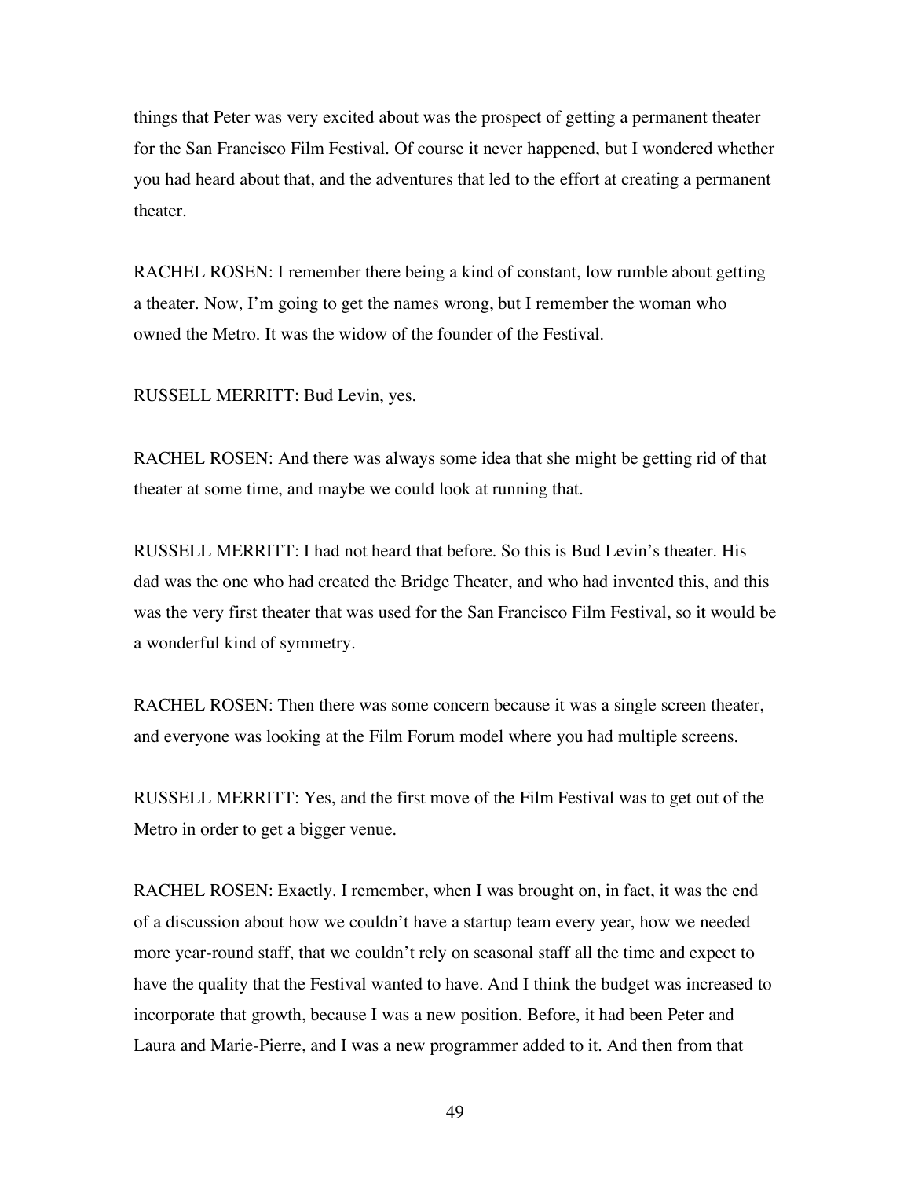things that Peter was very excited about was the prospect of getting a permanent theater for the San Francisco Film Festival. Of course it never happened, but I wondered whether you had heard about that, and the adventures that led to the effort at creating a permanent theater.

RACHEL ROSEN: I remember there being a kind of constant, low rumble about getting a theater. Now, I'm going to get the names wrong, but I remember the woman who owned the Metro. It was the widow of the founder of the Festival.

RUSSELL MERRITT: Bud Levin, yes.

RACHEL ROSEN: And there was always some idea that she might be getting rid of that theater at some time, and maybe we could look at running that.

RUSSELL MERRITT: I had not heard that before. So this is Bud Levin's theater. His dad was the one who had created the Bridge Theater, and who had invented this, and this was the very first theater that was used for the San Francisco Film Festival, so it would be a wonderful kind of symmetry.

RACHEL ROSEN: Then there was some concern because it was a single screen theater, and everyone was looking at the Film Forum model where you had multiple screens.

RUSSELL MERRITT: Yes, and the first move of the Film Festival was to get out of the Metro in order to get a bigger venue.

RACHEL ROSEN: Exactly. I remember, when I was brought on, in fact, it was the end of a discussion about how we couldn't have a startup team every year, how we needed more year-round staff, that we couldn't rely on seasonal staff all the time and expect to have the quality that the Festival wanted to have. And I think the budget was increased to incorporate that growth, because I was a new position. Before, it had been Peter and Laura and Marie-Pierre, and I was a new programmer added to it. And then from that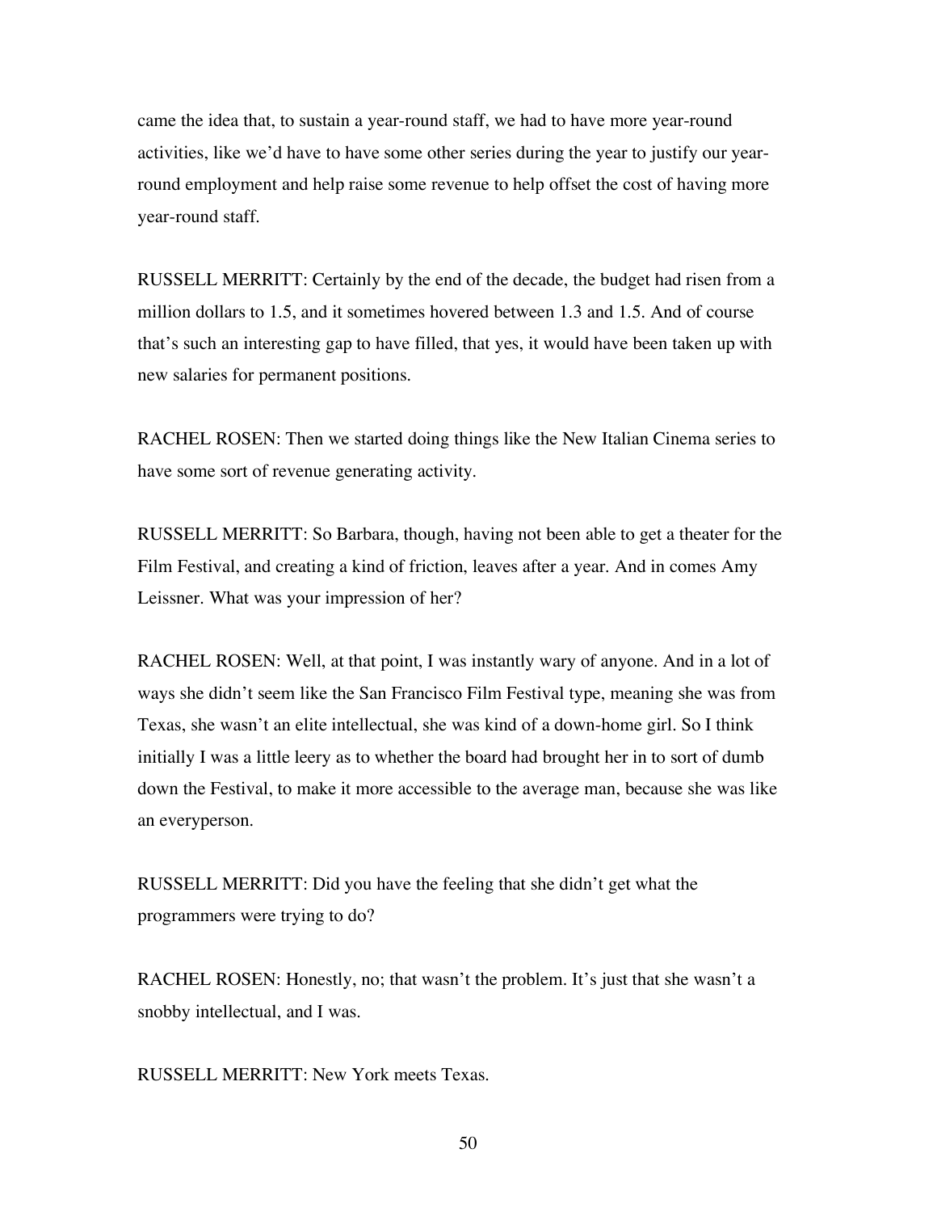came the idea that, to sustain a year-round staff, we had to have more year-round activities, like we'd have to have some other series during the year to justify our year-round employment and help raise some revenue to help offset the cost of having more year-round staff.

RUSSELL MERRITT: Certainly by the end of the decade, the budget had risen from a million dollars to 1.5, and it sometimes hovered between 1.3 and 1.5. And of course that's such an interesting gap to have filled, that yes, it would have been taken up with new salaries for permanent positions.

RACHEL ROSEN: Then we started doing things like the New Italian Cinema series to have some sort of revenue generating activity.

RUSSELL MERRITT: So Barbara, though, having not been able to get a theater for the Film Festival, and creating a kind of friction, leaves after a year. And in comes Amy Leissner. What was your impression of her?

RACHEL ROSEN: Well, at that point, I was instantly wary of anyone. And in a lot of ways she didn't seem like the San Francisco Film Festival type, meaning she was from Texas, she wasn't an elite intellectual, she was kind of a down-home girl. So I think initially I was a little leery as to whether the board had brought her in to sort of dumb down the Festival, to make it more accessible to the average man, because she was like an everyperson.

RUSSELL MERRITT: Did you have the feeling that she didn't get what the programmers were trying to do?

RACHEL ROSEN: Honestly, no; that wasn't the problem. It's just that she wasn't a snobby intellectual, and I was.

RUSSELL MERRITT: New York meets Texas.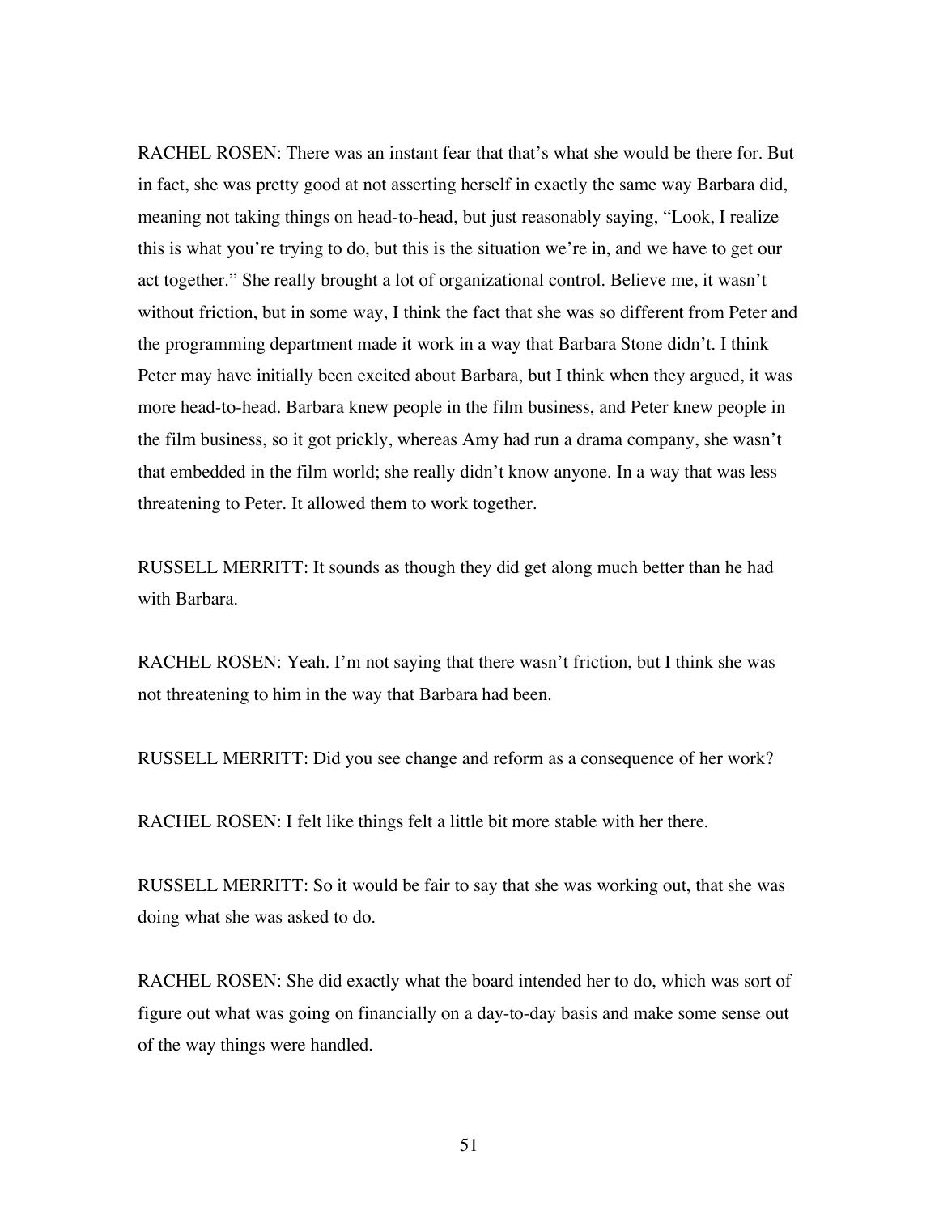RACHEL ROSEN: There was an instant fear that that's what she would be there for. But in fact, she was pretty good at not asserting herself in exactly the same way Barbara did, meaning not taking things on head-to-head, but just reasonably saying, "Look, I realize this is what you're trying to do, but this is the situation we're in, and we have to get our act together." She really brought a lot of organizational control. Believe me, it wasn't without friction, but in some way, I think the fact that she was so different from Peter and the programming department made it work in a way that Barbara Stone didn't. I think Peter may have initially been excited about Barbara, but I think when they argued, it was more head-to-head. Barbara knew people in the film business, and Peter knew people in the film business, so it got prickly, whereas Amy had run a drama company, she wasn't that embedded in the film world; she really didn't know anyone. In a way that was less threatening to Peter. It allowed them to work together.

RUSSELL MERRITT: It sounds as though they did get along much better than he had with Barbara.

RACHEL ROSEN: Yeah. I'm not saying that there wasn't friction, but I think she was not threatening to him in the way that Barbara had been.

RUSSELL MERRITT: Did you see change and reform as a consequence of her work?

RACHEL ROSEN: I felt like things felt a little bit more stable with her there.

RUSSELL MERRITT: So it would be fair to say that she was working out, that she was doing what she was asked to do.

RACHEL ROSEN: She did exactly what the board intended her to do, which was sort of figure out what was going on financially on a day-to-day basis and make some sense out of the way things were handled.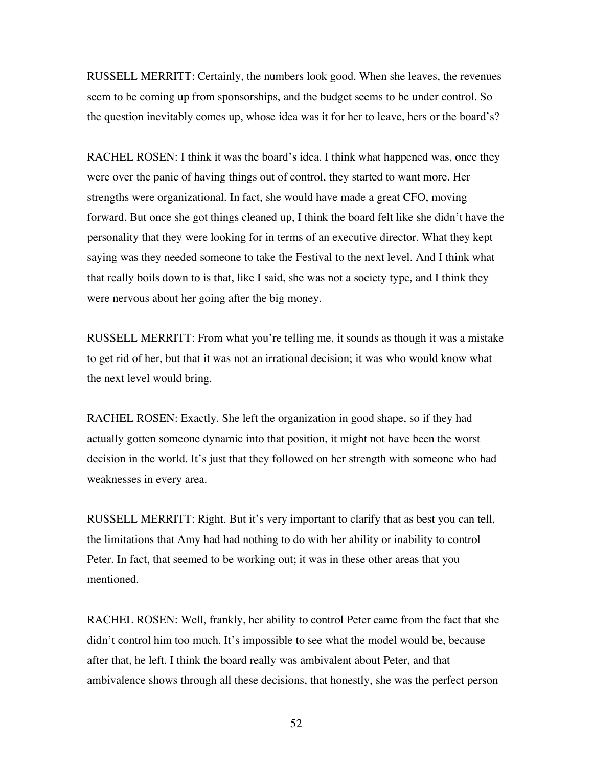RUSSELL MERRITT: Certainly, the numbers look good. When she leaves, the revenues seem to be coming up from sponsorships, and the budget seems to be under control. So the question inevitably comes up, whose idea was it for her to leave, hers or the board's?

RACHEL ROSEN: I think it was the board's idea. I think what happened was, once they were over the panic of having things out of control, they started to want more. Her strengths were organizational. In fact, she would have made a great CFO, moving forward. But once she got things cleaned up, I think the board felt like she didn't have the personality that they were looking for in terms of an executive director. What they kept saying was they needed someone to take the Festival to the next level. And I think what that really boils down to is that, like I said, she was not a society type, and I think they were nervous about her going after the big money.

RUSSELL MERRITT: From what you're telling me, it sounds as though it was a mistake to get rid of her, but that it was not an irrational decision; it was who would know what the next level would bring.

RACHEL ROSEN: Exactly. She left the organization in good shape, so if they had actually gotten someone dynamic into that position, it might not have been the worst decision in the world. It's just that they followed on her strength with someone who had weaknesses in every area.

RUSSELL MERRITT: Right. But it's very important to clarify that as best you can tell, the limitations that Amy had had nothing to do with her ability or inability to control Peter. In fact, that seemed to be working out; it was in these other areas that you mentioned.

RACHEL ROSEN: Well, frankly, her ability to control Peter came from the fact that she didn't control him too much. It's impossible to see what the model would be, because after that, he left. I think the board really was ambivalent about Peter, and that ambivalence shows through all these decisions, that honestly, she was the perfect person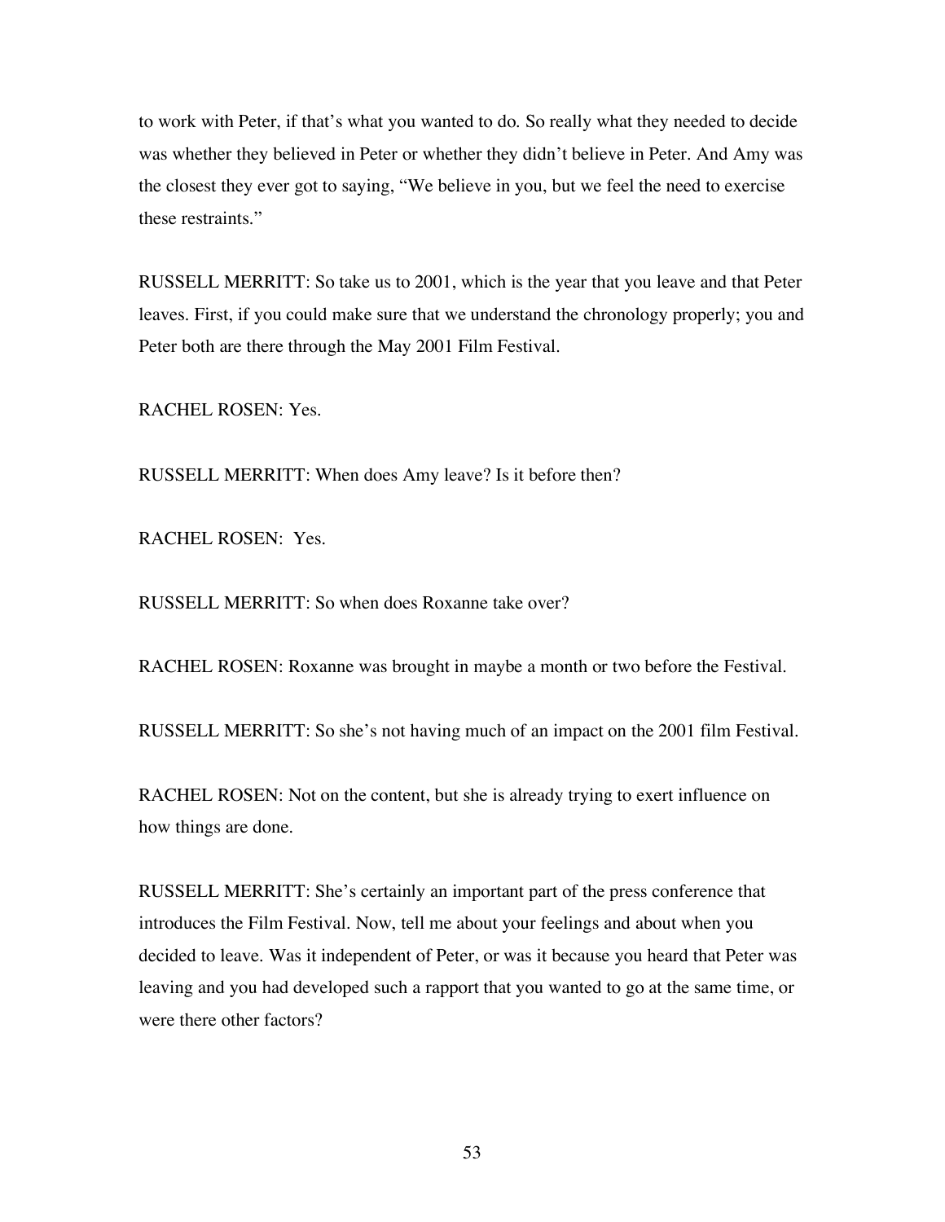to work with Peter, if that's what you wanted to do. So really what they needed to decide was whether they believed in Peter or whether they didn't believe in Peter. And Amy was the closest they ever got to saying, "We believe in you, but we feel the need to exercise these restraints."

RUSSELL MERRITT: So take us to 2001, which is the year that you leave and that Peter leaves. First, if you could make sure that we understand the chronology properly; you and Peter both are there through the May 2001 Film Festival.

RACHEL ROSEN: Yes.

RUSSELL MERRITT: When does Amy leave? Is it before then?

RACHEL ROSEN: Yes.

RUSSELL MERRITT: So when does Roxanne take over?

RACHEL ROSEN: Roxanne was brought in maybe a month or two before the Festival.

RUSSELL MERRITT: So she's not having much of an impact on the 2001 film Festival.

RACHEL ROSEN: Not on the content, but she is already trying to exert influence on how things are done.

RUSSELL MERRITT: She's certainly an important part of the press conference that introduces the Film Festival. Now, tell me about your feelings and about when you decided to leave. Was it independent of Peter, or was it because you heard that Peter was leaving and you had developed such a rapport that you wanted to go at the same time, or were there other factors?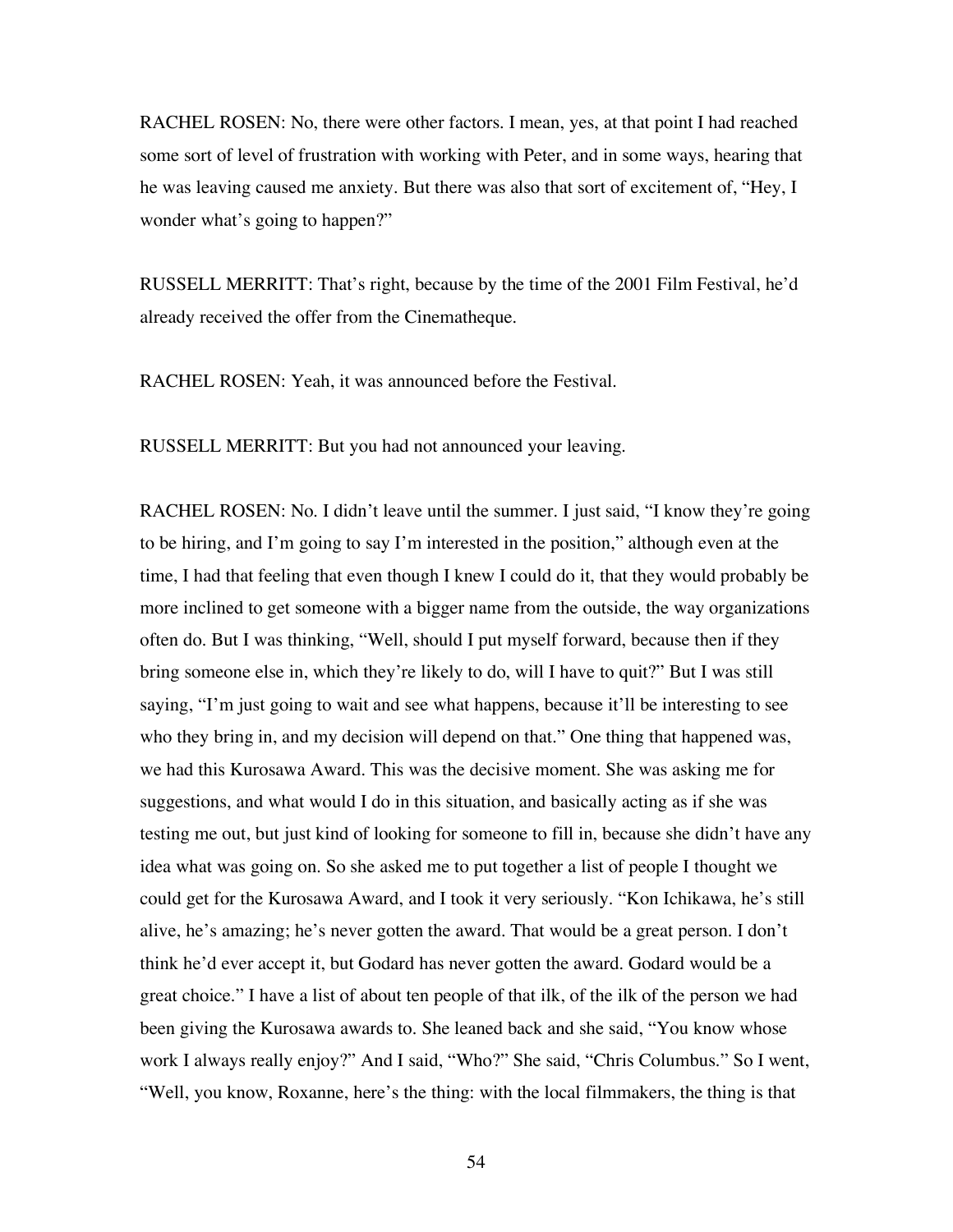RACHEL ROSEN: No, there were other factors. I mean, yes, at that point I had reached some sort of level of frustration with working with Peter, and in some ways, hearing that he was leaving caused me anxiety. But there was also that sort of excitement of, "Hey, I wonder what's going to happen?"

RUSSELL MERRITT: That's right, because by the time of the 2001 Film Festival, he'd already received the offer from the Cinematheque.

RACHEL ROSEN: Yeah, it was announced before the Festival.

RUSSELL MERRITT: But you had not announced your leaving.

RACHEL ROSEN: No. I didn't leave until the summer. I just said, "I know they're going to be hiring, and I'm going to say I'm interested in the position," although even at the time, I had that feeling that even though I knew I could do it, that they would probably be more inclined to get someone with a bigger name from the outside, the way organizations often do. But I was thinking, "Well, should I put myself forward, because then if they bring someone else in, which they're likely to do, will I have to quit?" But I was still saying, "I'm just going to wait and see what happens, because it'll be interesting to see who they bring in, and my decision will depend on that." One thing that happened was, we had this Kurosawa Award. This was the decisive moment. She was asking me for suggestions, and what would I do in this situation, and basically acting as if she was testing me out, but just kind of looking for someone to fill in, because she didn't have any idea what was going on. So she asked me to put together a list of people I thought we could get for the Kurosawa Award, and I took it very seriously. "Kon Ichikawa, he's still alive, he's amazing; he's never gotten the award. That would be a great person. I don't think he'd ever accept it, but Godard has never gotten the award. Godard would be a great choice." I have a list of about ten people of that ilk, of the ilk of the person we had been giving the Kurosawa awards to. She leaned back and she said, "You know whose work I always really enjoy?" And I said, "Who?" She said, "Chris Columbus." So I went, "Well, you know, Roxanne, here's the thing: with the local filmmakers, the thing is that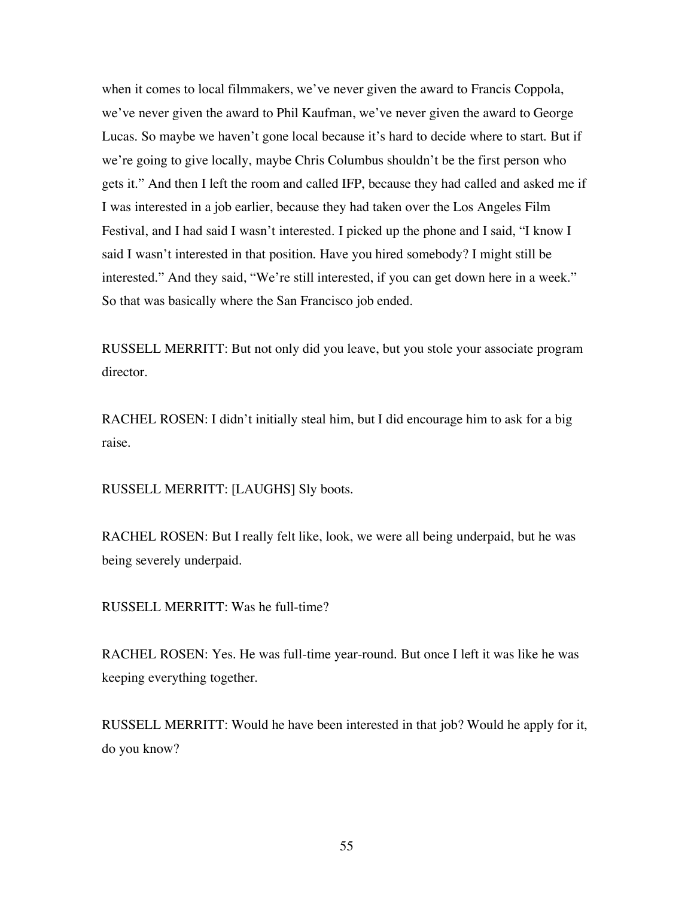when it comes to local filmmakers, we've never given the award to Francis Coppola, we've never given the award to Phil Kaufman, we've never given the award to George Lucas. So maybe we haven't gone local because it's hard to decide where to start. But if we're going to give locally, maybe Chris Columbus shouldn't be the first person who gets it." And then I left the room and called IFP, because they had called and asked me if I was interested in a job earlier, because they had taken over the Los Angeles Film Festival, and I had said I wasn't interested. I picked up the phone and I said, "I know I said I wasn't interested in that position. Have you hired somebody? I might still be interested." And they said, "We're still interested, if you can get down here in a week." So that was basically where the San Francisco job ended.

RUSSELL MERRITT: But not only did you leave, but you stole your associate program director.

RACHEL ROSEN: I didn't initially steal him, but I did encourage him to ask for a big raise.

RUSSELL MERRITT: [LAUGHS] Sly boots.

RACHEL ROSEN: But I really felt like, look, we were all being underpaid, but he was being severely underpaid.

RUSSELL MERRITT: Was he full-time?

RACHEL ROSEN: Yes. He was full-time year-round. But once I left it was like he was keeping everything together.

RUSSELL MERRITT: Would he have been interested in that job? Would he apply for it, do you know?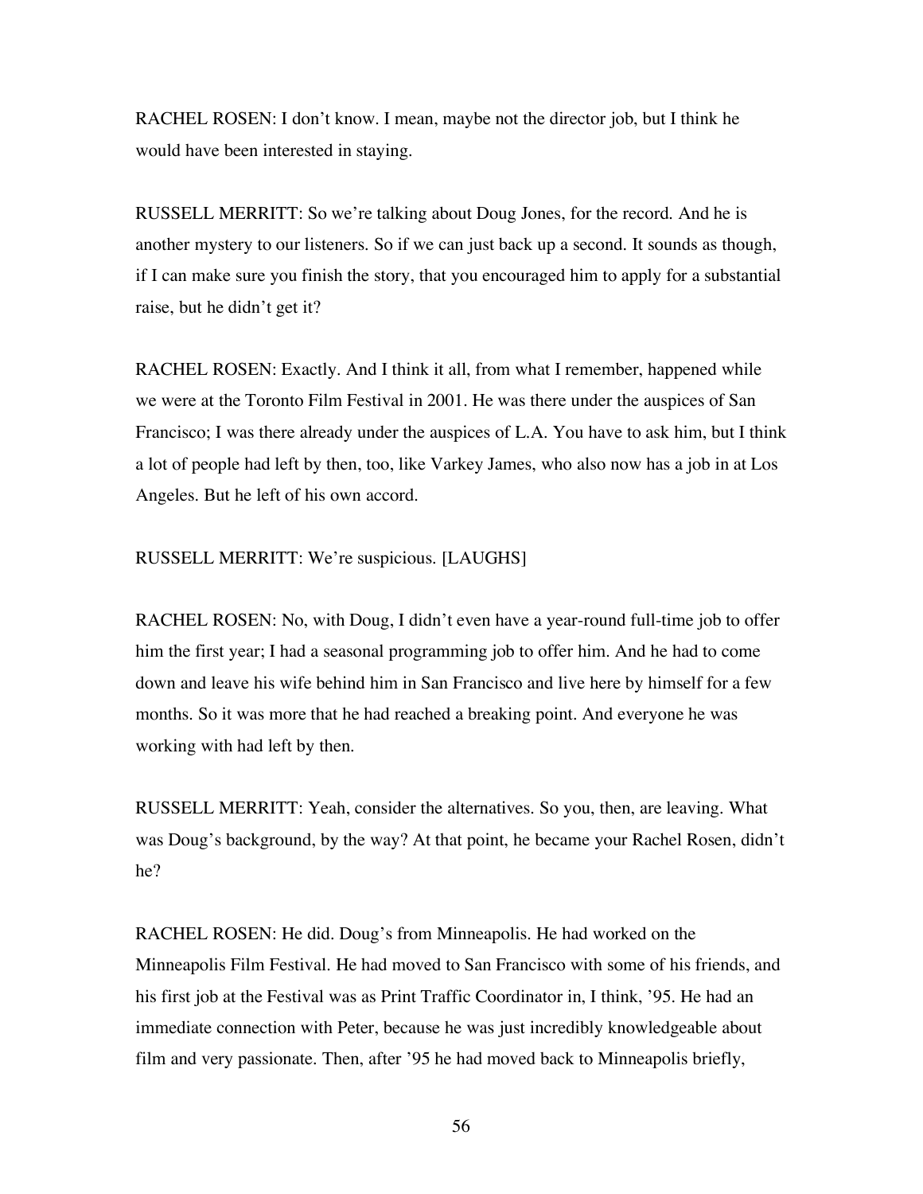RACHEL ROSEN: I don't know. I mean, maybe not the director job, but I think he would have been interested in staying.

RUSSELL MERRITT: So we're talking about Doug Jones, for the record. And he is another mystery to our listeners. So if we can just back up a second. It sounds as though, if I can make sure you finish the story, that you encouraged him to apply for a substantial raise, but he didn't get it?

RACHEL ROSEN: Exactly. And I think it all, from what I remember, happened while we were at the Toronto Film Festival in 2001. He was there under the auspices of San Francisco; I was there already under the auspices of L.A. You have to ask him, but I think a lot of people had left by then, too, like Varkey James, who also now has a job in at Los Angeles. But he left of his own accord.

RUSSELL MERRITT: We're suspicious. [LAUGHS]

RACHEL ROSEN: No, with Doug, I didn't even have a year-round full-time job to offer him the first year; I had a seasonal programming job to offer him. And he had to come down and leave his wife behind him in San Francisco and live here by himself for a few months. So it was more that he had reached a breaking point. And everyone he was working with had left by then.

RUSSELL MERRITT: Yeah, consider the alternatives. So you, then, are leaving. What was Doug's background, by the way? At that point, he became your Rachel Rosen, didn't he?

RACHEL ROSEN: He did. Doug's from Minneapolis. He had worked on the Minneapolis Film Festival. He had moved to San Francisco with some of his friends, and his first job at the Festival was as Print Traffic Coordinator in, I think, '95. He had an immediate connection with Peter, because he was just incredibly knowledgeable about film and very passionate. Then, after '95 he had moved back to Minneapolis briefly,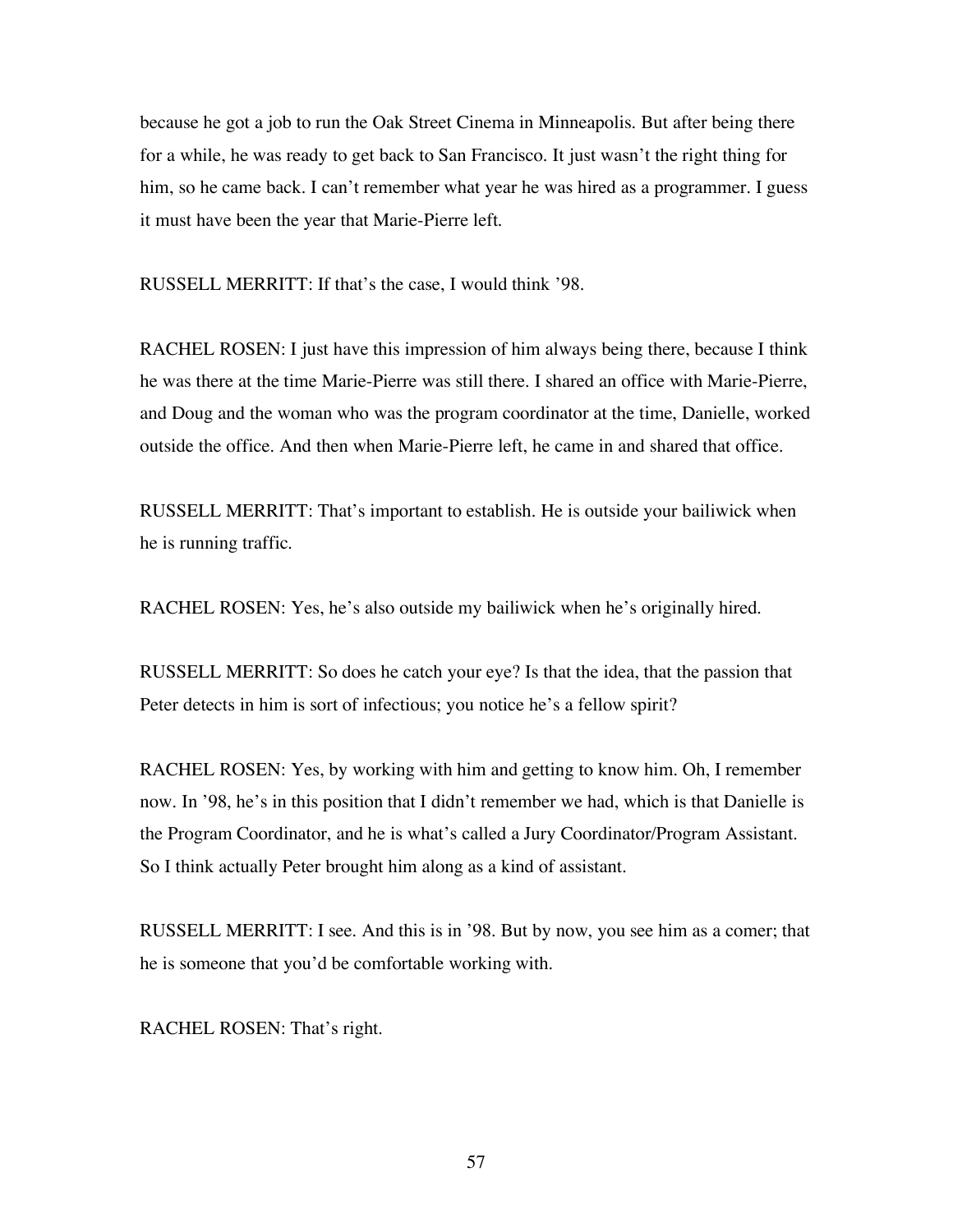because he got a job to run the Oak Street Cinema in Minneapolis. But after being there for a while, he was ready to get back to San Francisco. It just wasn't the right thing for him, so he came back. I can't remember what year he was hired as a programmer. I guess it must have been the year that Marie-Pierre left.

RUSSELL MERRITT: If that's the case, I would think '98.

RACHEL ROSEN: I just have this impression of him always being there, because I think he was there at the time Marie-Pierre was still there. I shared an office with Marie-Pierre, and Doug and the woman who was the program coordinator at the time, Danielle, worked outside the office. And then when Marie-Pierre left, he came in and shared that office.

RUSSELL MERRITT: That's important to establish. He is outside your bailiwick when he is running traffic.

RACHEL ROSEN: Yes, he's also outside my bailiwick when he's originally hired.

RUSSELL MERRITT: So does he catch your eye? Is that the idea, that the passion that Peter detects in him is sort of infectious; you notice he's a fellow spirit?

RACHEL ROSEN: Yes, by working with him and getting to know him. Oh, I remember now. In '98, he's in this position that I didn't remember we had, which is that Danielle is the Program Coordinator, and he is what's called a Jury Coordinator/Program Assistant. So I think actually Peter brought him along as a kind of assistant.

RUSSELL MERRITT: I see. And this is in '98. But by now, you see him as a comer; that he is someone that you'd be comfortable working with.

RACHEL ROSEN: That's right.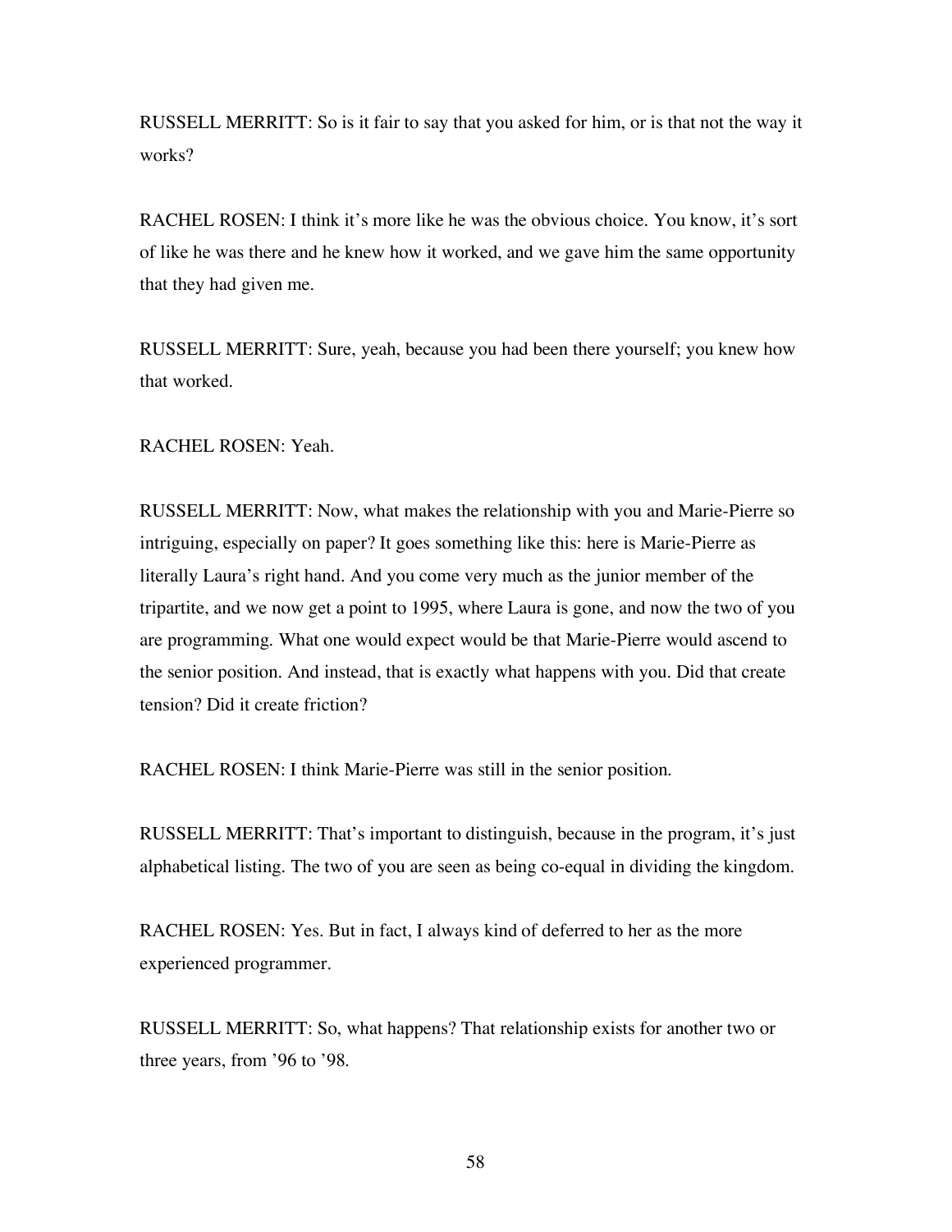RUSSELL MERRITT: So is it fair to say that you asked for him, or is that not the way it works?

RACHEL ROSEN: I think it's more like he was the obvious choice. You know, it's sort of like he was there and he knew how it worked, and we gave him the same opportunity that they had given me.

RUSSELL MERRITT: Sure, yeah, because you had been there yourself; you knew how that worked.

RACHEL ROSEN: Yeah.

RUSSELL MERRITT: Now, what makes the relationship with you and Marie-Pierre so intriguing, especially on paper? It goes something like this: here is Marie-Pierre as literally Laura's right hand. And you come very much as the junior member of the tripartite, and we now get a point to 1995, where Laura is gone, and now the two of you are programming. What one would expect would be that Marie-Pierre would ascend to the senior position. And instead, that is exactly what happens with you. Did that create tension? Did it create friction?

RACHEL ROSEN: I think Marie-Pierre was still in the senior position.

RUSSELL MERRITT: That's important to distinguish, because in the program, it's just alphabetical listing. The two of you are seen as being co-equal in dividing the kingdom.

RACHEL ROSEN: Yes. But in fact, I always kind of deferred to her as the more experienced programmer.

RUSSELL MERRITT: So, what happens? That relationship exists for another two or three years, from '96 to '98.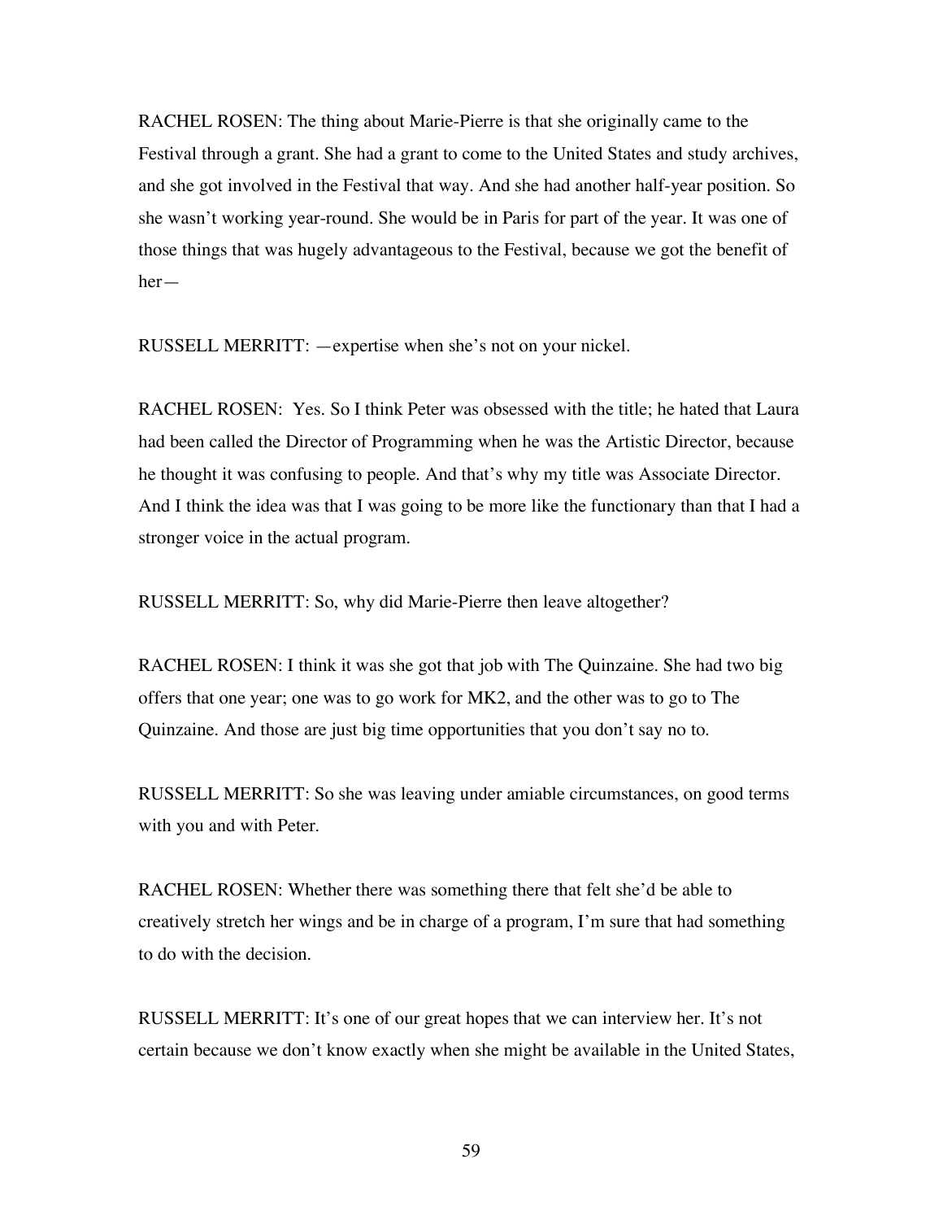RACHEL ROSEN: The thing about Marie-Pierre is that she originally came to the Festival through a grant. She had a grant to come to the United States and study archives, and she got involved in the Festival that way. And she had another half-year position. So she wasn't working year-round. She would be in Paris for part of the year. It was one of those things that was hugely advantageous to the Festival, because we got the benefit of her—

RUSSELL MERRITT: —expertise when she's not on your nickel.

RACHEL ROSEN: Yes. So I think Peter was obsessed with the title; he hated that Laura had been called the Director of Programming when he was the Artistic Director, because he thought it was confusing to people. And that's why my title was Associate Director. And I think the idea was that I was going to be more like the functionary than that I had a stronger voice in the actual program.

RUSSELL MERRITT: So, why did Marie-Pierre then leave altogether?

RACHEL ROSEN: I think it was she got that job with The Quinzaine. She had two big offers that one year; one was to go work for MK2, and the other was to go to The Quinzaine. And those are just big time opportunities that you don't say no to.

RUSSELL MERRITT: So she was leaving under amiable circumstances, on good terms with you and with Peter.

RACHEL ROSEN: Whether there was something there that felt she'd be able to creatively stretch her wings and be in charge of a program, I'm sure that had something to do with the decision.

RUSSELL MERRITT: It's one of our great hopes that we can interview her. It's not certain because we don't know exactly when she might be available in the United States,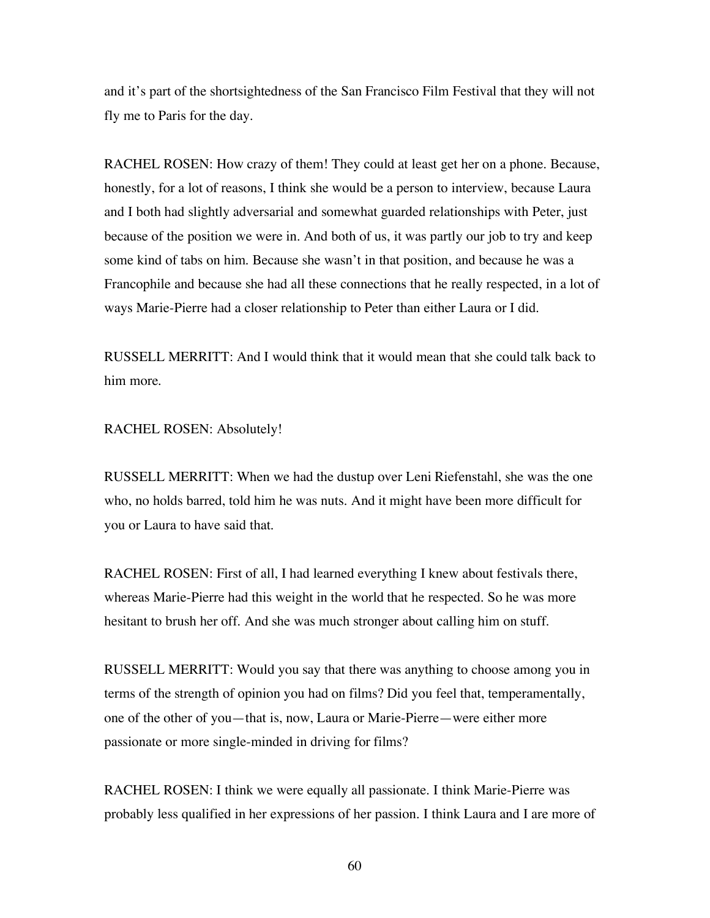and it's part of the shortsightedness of the San Francisco Film Festival that they will not fly me to Paris for the day.

RACHEL ROSEN: How crazy of them! They could at least get her on a phone. Because, honestly, for a lot of reasons, I think she would be a person to interview, because Laura and I both had slightly adversarial and somewhat guarded relationships with Peter, just because of the position we were in. And both of us, it was partly our job to try and keep some kind of tabs on him. Because she wasn't in that position, and because he was a Francophile and because she had all these connections that he really respected, in a lot of ways Marie-Pierre had a closer relationship to Peter than either Laura or I did.

RUSSELL MERRITT: And I would think that it would mean that she could talk back to him more.

RACHEL ROSEN: Absolutely!

RUSSELL MERRITT: When we had the dustup over Leni Riefenstahl, she was the one who, no holds barred, told him he was nuts. And it might have been more difficult for you or Laura to have said that.

RACHEL ROSEN: First of all, I had learned everything I knew about festivals there, whereas Marie-Pierre had this weight in the world that he respected. So he was more hesitant to brush her off. And she was much stronger about calling him on stuff.

RUSSELL MERRITT: Would you say that there was anything to choose among you in terms of the strength of opinion you had on films? Did you feel that, temperamentally, one of the other of you—that is, now, Laura or Marie-Pierre—were either more passionate or more single-minded in driving for films?

RACHEL ROSEN: I think we were equally all passionate. I think Marie-Pierre was probably less qualified in her expressions of her passion. I think Laura and I are more of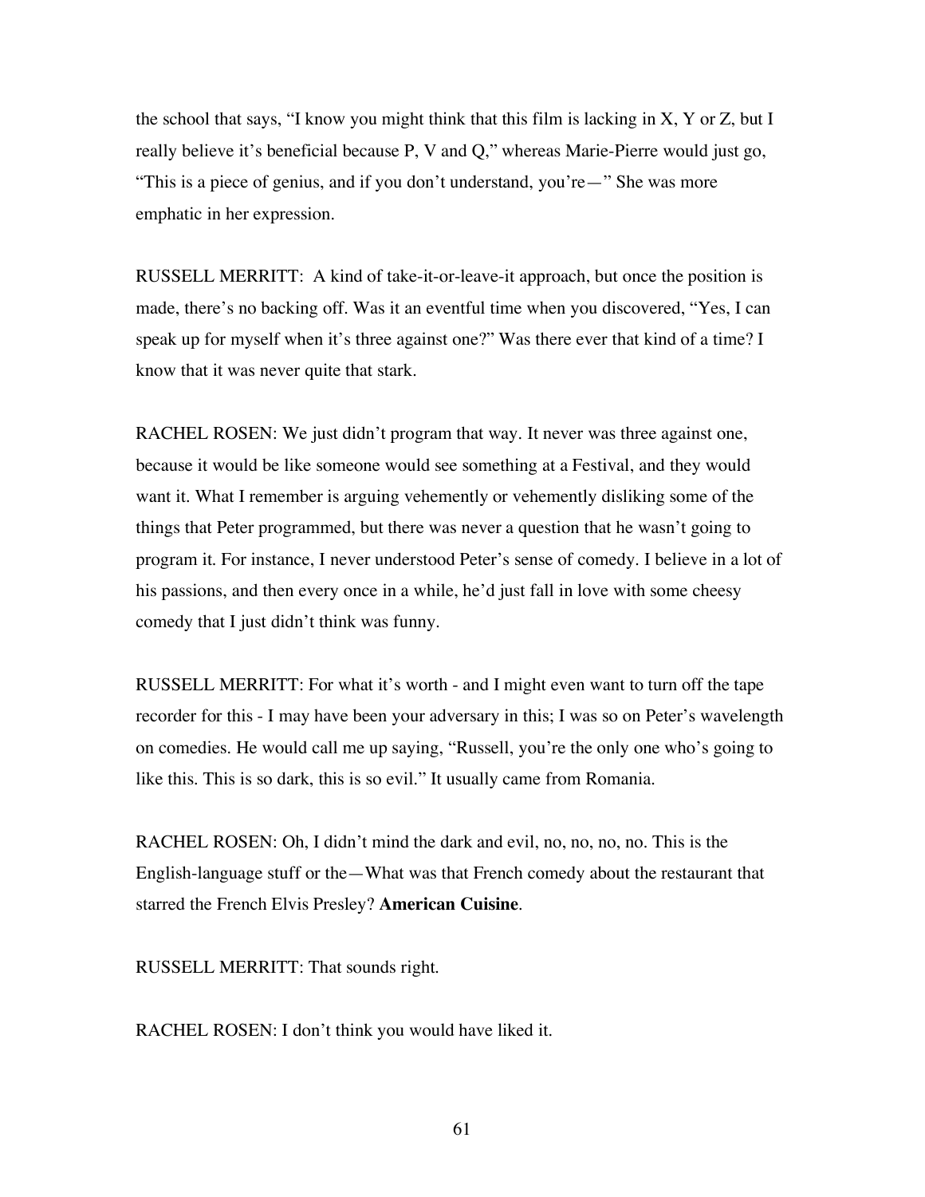the school that says, “I know you might think that this film is lacking in X, Y or Z, but I really believe it’s beneficial because P, V and Q,” whereas Marie-Pierre would just go, “This is a piece of genius, and if you don’t understand, you’re—” She was more emphatic in her expression.

RUSSELL MERRITT: A kind of take-it-or-leave-it approach, but once the position is made, there’s no backing off. Was it an eventful time when you discovered, “Yes, I can speak up for myself when it’s three against one?” Was there ever that kind of a time? I know that it was never quite that stark.

RACHEL ROSEN: We just didn’t program that way. It never was three against one, because it would be like someone would see something at a Festival, and they would want it. What I remember is arguing vehemently or vehemently disliking some of the things that Peter programmed, but there was never a question that he wasn’t going to program it. For instance, I never understood Peter’s sense of comedy. I believe in a lot of his passions, and then every once in a while, he’d just fall in love with some cheesy comedy that I just didn’t think was funny.

RUSSELL MERRITT: For what it’s worth - and I might even want to turn off the tape recorder for this - I may have been your adversary in this; I was so on Peter’s wavelength on comedies. He would call me up saying, “Russell, you’re the only one who’s going to like this. This is so dark, this is so evil.” It usually came from Romania.

RACHEL ROSEN: Oh, I didn’t mind the dark and evil, no, no, no, no. This is the English-language stuff or the—What was that French comedy about the restaurant that starred the French Elvis Presley? **American Cuisine**.

RUSSELL MERRITT: That sounds right.

RACHEL ROSEN: I don’t think you would have liked it.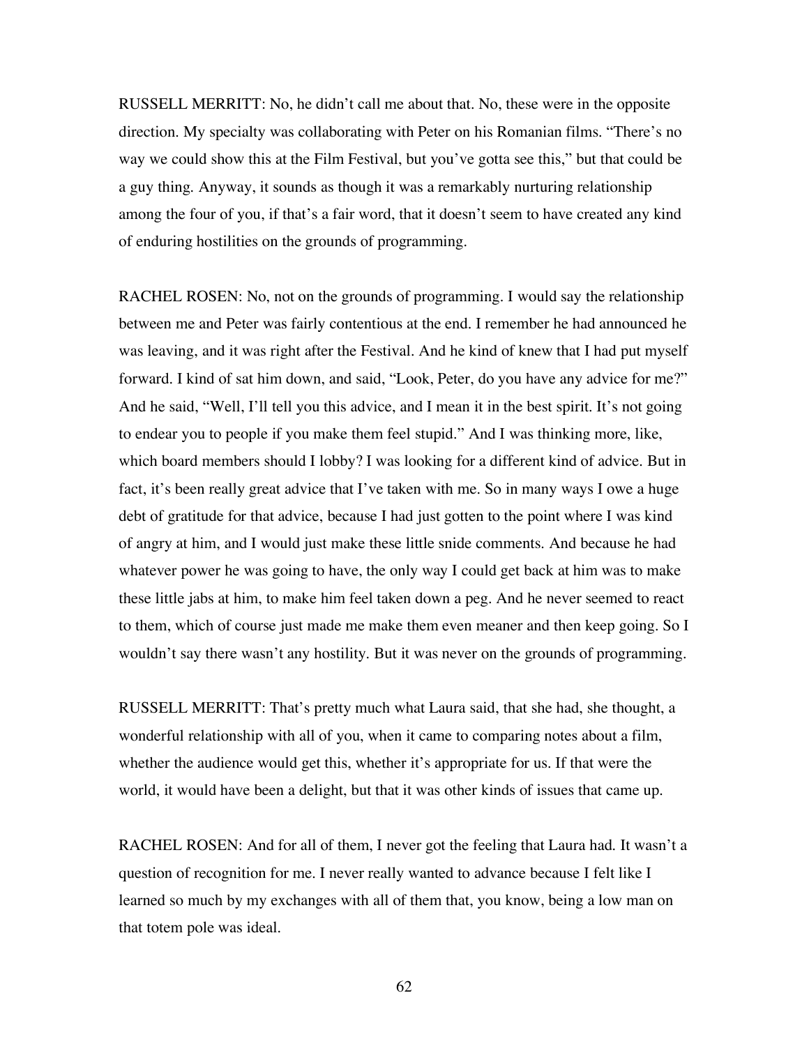RUSSELL MERRITT: No, he didn't call me about that. No, these were in the opposite direction. My specialty was collaborating with Peter on his Romanian films. "There's no way we could show this at the Film Festival, but you've gotta see this," but that could be a guy thing. Anyway, it sounds as though it was a remarkably nurturing relationship among the four of you, if that's a fair word, that it doesn't seem to have created any kind of enduring hostilities on the grounds of programming.

RACHEL ROSEN: No, not on the grounds of programming. I would say the relationship between me and Peter was fairly contentious at the end. I remember he had announced he was leaving, and it was right after the Festival. And he kind of knew that I had put myself forward. I kind of sat him down, and said, "Look, Peter, do you have any advice for me?" And he said, "Well, I'll tell you this advice, and I mean it in the best spirit. It's not going to endear you to people if you make them feel stupid." And I was thinking more, like, which board members should I lobby? I was looking for a different kind of advice. But in fact, it's been really great advice that I've taken with me. So in many ways I owe a huge debt of gratitude for that advice, because I had just gotten to the point where I was kind of angry at him, and I would just make these little snide comments. And because he had whatever power he was going to have, the only way I could get back at him was to make these little jabs at him, to make him feel taken down a peg. And he never seemed to react to them, which of course just made me make them even meaner and then keep going. So I wouldn't say there wasn't any hostility. But it was never on the grounds of programming.

RUSSELL MERRITT: That's pretty much what Laura said, that she had, she thought, a wonderful relationship with all of you, when it came to comparing notes about a film, whether the audience would get this, whether it's appropriate for us. If that were the world, it would have been a delight, but that it was other kinds of issues that came up.

RACHEL ROSEN: And for all of them, I never got the feeling that Laura had. It wasn't a question of recognition for me. I never really wanted to advance because I felt like I learned so much by my exchanges with all of them that, you know, being a low man on that totem pole was ideal.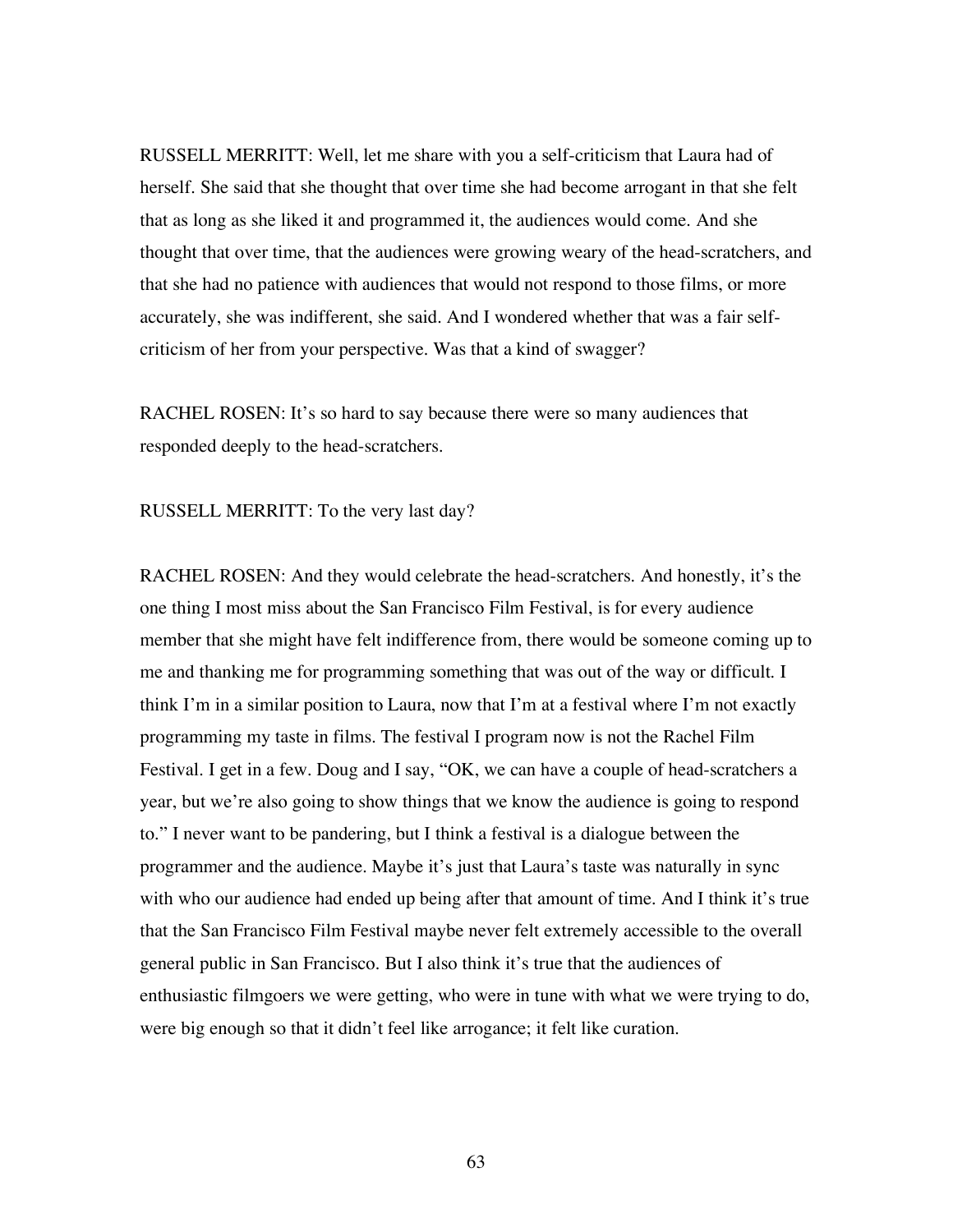RUSSELL MERRITT: Well, let me share with you a self-criticism that Laura had of herself. She said that she thought that over time she had become arrogant in that she felt that as long as she liked it and programmed it, the audiences would come. And she thought that over time, that the audiences were growing weary of the head-scratchers, and that she had no patience with audiences that would not respond to those films, or more accurately, she was indifferent, she said. And I wondered whether that was a fair self-criticism of her from your perspective. Was that a kind of swagger?

RACHEL ROSEN: It's so hard to say because there were so many audiences that responded deeply to the head-scratchers.

RUSSELL MERRITT: To the very last day?

RACHEL ROSEN: And they would celebrate the head-scratchers. And honestly, it's the one thing I most miss about the San Francisco Film Festival, is for every audience member that she might have felt indifference from, there would be someone coming up to me and thanking me for programming something that was out of the way or difficult. I think I'm in a similar position to Laura, now that I'm at a festival where I'm not exactly programming my taste in films. The festival I program now is not the Rachel Film Festival. I get in a few. Doug and I say, "OK, we can have a couple of head-scratchers a year, but we're also going to show things that we know the audience is going to respond to." I never want to be pandering, but I think a festival is a dialogue between the programmer and the audience. Maybe it's just that Laura's taste was naturally in sync with who our audience had ended up being after that amount of time. And I think it's true that the San Francisco Film Festival maybe never felt extremely accessible to the overall general public in San Francisco. But I also think it's true that the audiences of enthusiastic filmgoers we were getting, who were in tune with what we were trying to do, were big enough so that it didn't feel like arrogance; it felt like curation.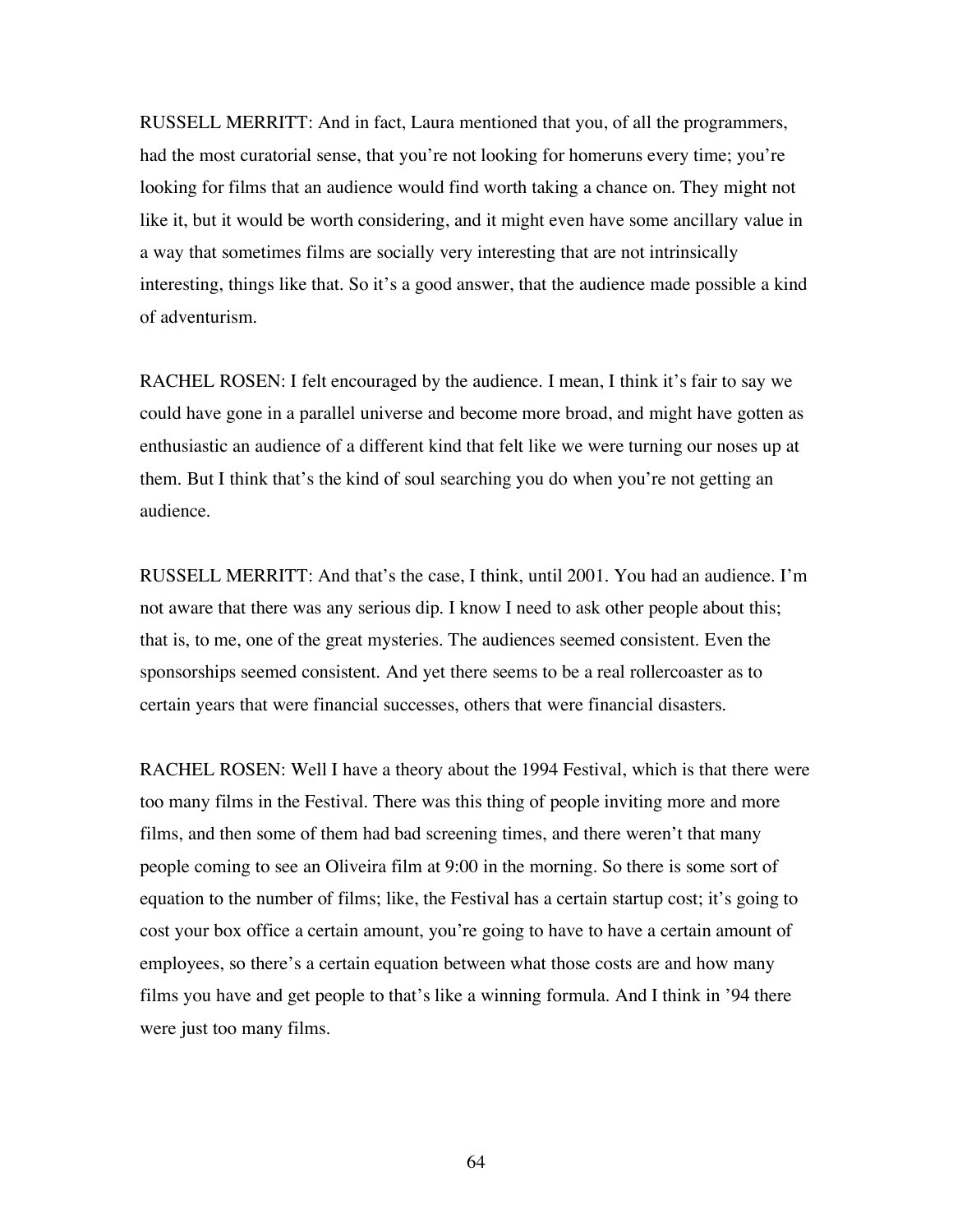RUSSELL MERRITT: And in fact, Laura mentioned that you, of all the programmers, had the most curatorial sense, that you're not looking for homeruns every time; you're looking for films that an audience would find worth taking a chance on. They might not like it, but it would be worth considering, and it might even have some ancillary value in a way that sometimes films are socially very interesting that are not intrinsically interesting, things like that. So it's a good answer, that the audience made possible a kind of adventurism.

RACHEL ROSEN: I felt encouraged by the audience. I mean, I think it's fair to say we could have gone in a parallel universe and become more broad, and might have gotten as enthusiastic an audience of a different kind that felt like we were turning our noses up at them. But I think that's the kind of soul searching you do when you're not getting an audience.

RUSSELL MERRITT: And that's the case, I think, until 2001. You had an audience. I'm not aware that there was any serious dip. I know I need to ask other people about this; that is, to me, one of the great mysteries. The audiences seemed consistent. Even the sponsorships seemed consistent. And yet there seems to be a real rollercoaster as to certain years that were financial successes, others that were financial disasters.

RACHEL ROSEN: Well I have a theory about the 1994 Festival, which is that there were too many films in the Festival. There was this thing of people inviting more and more films, and then some of them had bad screening times, and there weren't that many people coming to see an Oliveira film at 9:00 in the morning. So there is some sort of equation to the number of films; like, the Festival has a certain startup cost; it's going to cost your box office a certain amount, you're going to have to have a certain amount of employees, so there's a certain equation between what those costs are and how many films you have and get people to that's like a winning formula. And I think in '94 there were just too many films.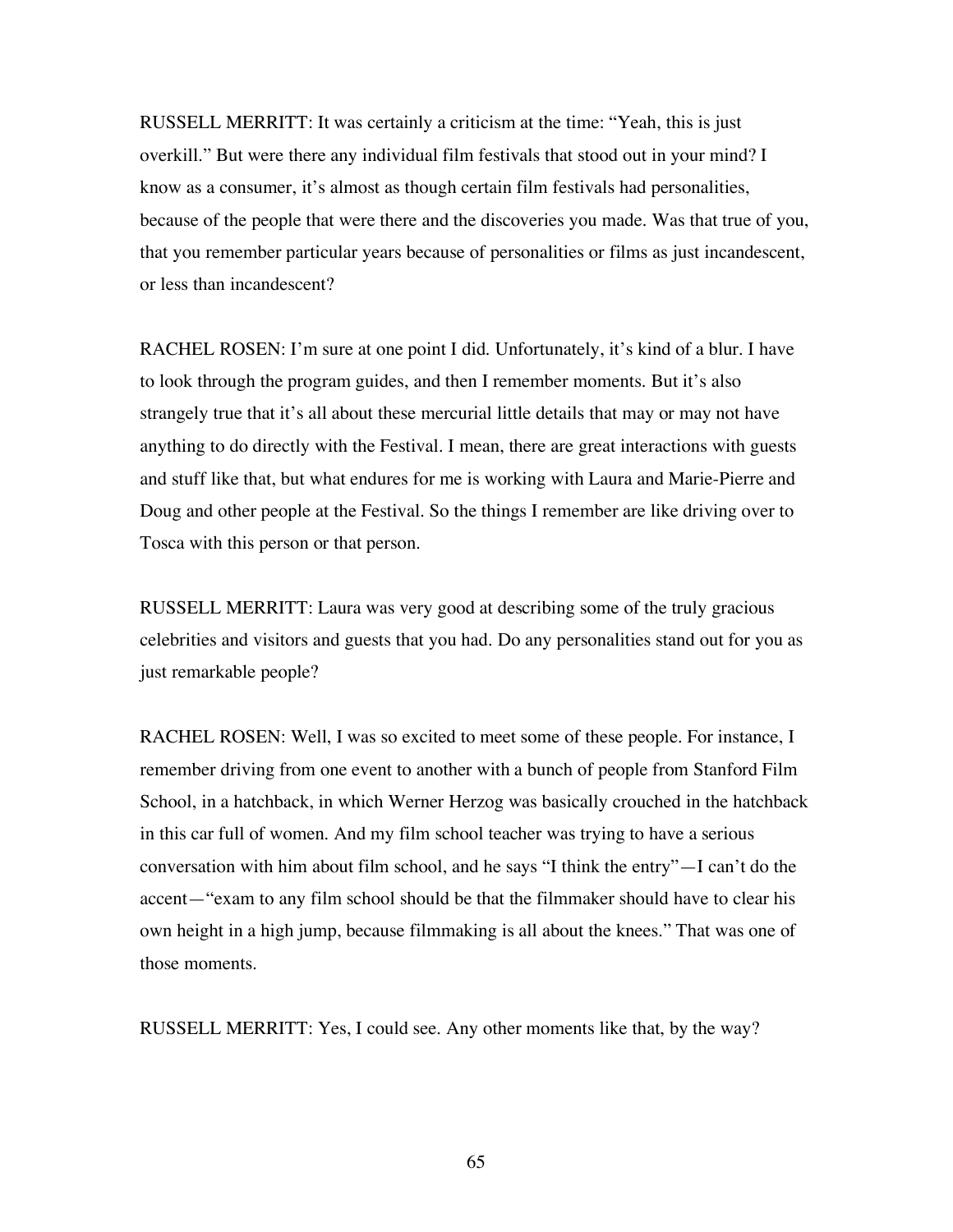RUSSELL MERRITT: It was certainly a criticism at the time: "Yeah, this is just overkill." But were there any individual film festivals that stood out in your mind? I know as a consumer, it's almost as though certain film festivals had personalities, because of the people that were there and the discoveries you made. Was that true of you, that you remember particular years because of personalities or films as just incandescent, or less than incandescent?

RACHEL ROSEN: I'm sure at one point I did. Unfortunately, it's kind of a blur. I have to look through the program guides, and then I remember moments. But it's also strangely true that it's all about these mercurial little details that may or may not have anything to do directly with the Festival. I mean, there are great interactions with guests and stuff like that, but what endures for me is working with Laura and Marie-Pierre and Doug and other people at the Festival. So the things I remember are like driving over to Tosca with this person or that person.

RUSSELL MERRITT: Laura was very good at describing some of the truly gracious celebrities and visitors and guests that you had. Do any personalities stand out for you as just remarkable people?

RACHEL ROSEN: Well, I was so excited to meet some of these people. For instance, I remember driving from one event to another with a bunch of people from Stanford Film School, in a hatchback, in which Werner Herzog was basically crouched in the hatchback in this car full of women. And my film school teacher was trying to have a serious conversation with him about film school, and he says "I think the entry"—I can't do the accent—"exam to any film school should be that the filmmaker should have to clear his own height in a high jump, because filmmaking is all about the knees." That was one of those moments.

RUSSELL MERRITT: Yes, I could see. Any other moments like that, by the way?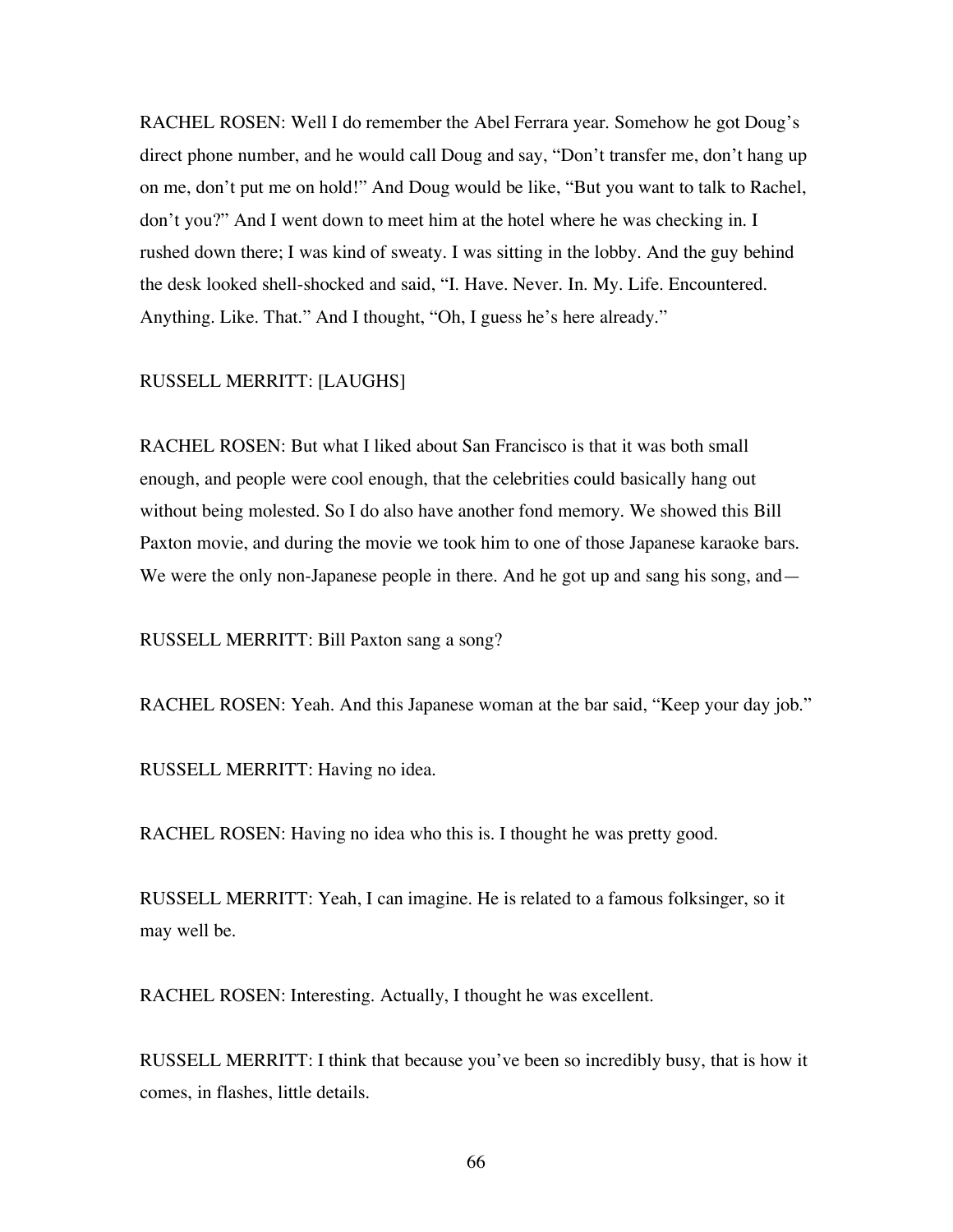RACHEL ROSEN: Well I do remember the Abel Ferrara year. Somehow he got Doug's direct phone number, and he would call Doug and say, "Don't transfer me, don't hang up on me, don't put me on hold!" And Doug would be like, "But you want to talk to Rachel, don't you?" And I went down to meet him at the hotel where he was checking in. I rushed down there; I was kind of sweaty. I was sitting in the lobby. And the guy behind the desk looked shell-shocked and said, "I. Have. Never. In. My. Life. Encountered. Anything. Like. That." And I thought, "Oh, I guess he's here already."

RUSSELL MERRITT: [LAUGHS]

RACHEL ROSEN: But what I liked about San Francisco is that it was both small enough, and people were cool enough, that the celebrities could basically hang out without being molested. So I do also have another fond memory. We showed this Bill Paxton movie, and during the movie we took him to one of those Japanese karaoke bars. We were the only non-Japanese people in there. And he got up and sang his song, and—

RUSSELL MERRITT: Bill Paxton sang a song?

RACHEL ROSEN: Yeah. And this Japanese woman at the bar said, "Keep your day job."

RUSSELL MERRITT: Having no idea.

RACHEL ROSEN: Having no idea who this is. I thought he was pretty good.

RUSSELL MERRITT: Yeah, I can imagine. He is related to a famous folksinger, so it may well be.

RACHEL ROSEN: Interesting. Actually, I thought he was excellent.

RUSSELL MERRITT: I think that because you've been so incredibly busy, that is how it comes, in flashes, little details.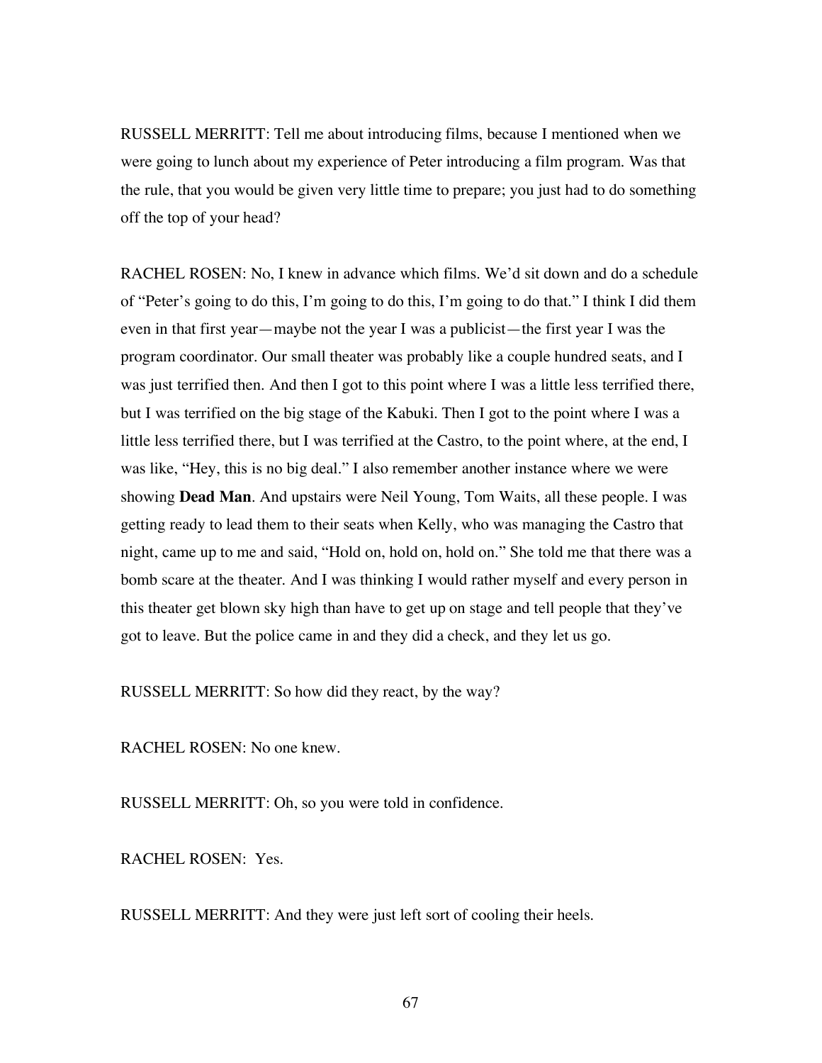RUSSELL MERRITT: Tell me about introducing films, because I mentioned when we were going to lunch about my experience of Peter introducing a film program. Was that the rule, that you would be given very little time to prepare; you just had to do something off the top of your head?

RACHEL ROSEN: No, I knew in advance which films. We'd sit down and do a schedule of "Peter's going to do this, I'm going to do this, I'm going to do that." I think I did them even in that first year—maybe not the year I was a publicist—the first year I was the program coordinator. Our small theater was probably like a couple hundred seats, and I was just terrified then. And then I got to this point where I was a little less terrified there, but I was terrified on the big stage of the Kabuki. Then I got to the point where I was a little less terrified there, but I was terrified at the Castro, to the point where, at the end, I was like, "Hey, this is no big deal." I also remember another instance where we were showing **Dead Man**. And upstairs were Neil Young, Tom Waits, all these people. I was getting ready to lead them to their seats when Kelly, who was managing the Castro that night, came up to me and said, "Hold on, hold on, hold on." She told me that there was a bomb scare at the theater. And I was thinking I would rather myself and every person in this theater get blown sky high than have to get up on stage and tell people that they've got to leave. But the police came in and they did a check, and they let us go.

RUSSELL MERRITT: So how did they react, by the way?

RACHEL ROSEN: No one knew.

RUSSELL MERRITT: Oh, so you were told in confidence.

RACHEL ROSEN: Yes.

RUSSELL MERRITT: And they were just left sort of cooling their heels.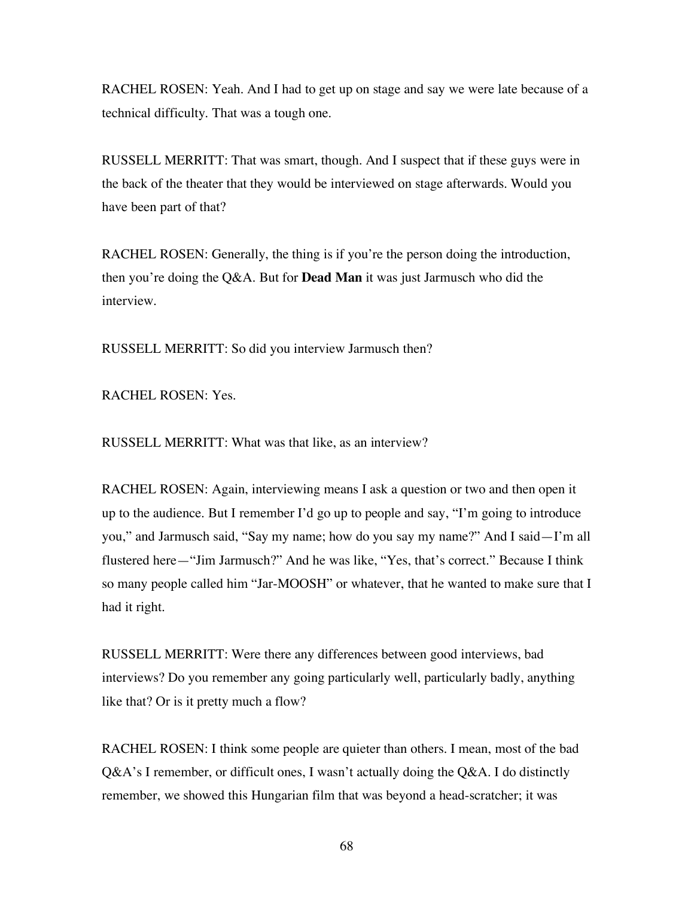RACHEL ROSEN: Yeah. And I had to get up on stage and say we were late because of a technical difficulty. That was a tough one.

RUSSELL MERRITT: That was smart, though. And I suspect that if these guys were in the back of the theater that they would be interviewed on stage afterwards. Would you have been part of that?

RACHEL ROSEN: Generally, the thing is if you're the person doing the introduction, then you're doing the Q&A. But for **Dead Man** it was just Jarmusch who did the interview.

RUSSELL MERRITT: So did you interview Jarmusch then?

RACHEL ROSEN: Yes.

RUSSELL MERRITT: What was that like, as an interview?

RACHEL ROSEN: Again, interviewing means I ask a question or two and then open it up to the audience. But I remember I'd go up to people and say, "I'm going to introduce you," and Jarmusch said, "Say my name; how do you say my name?" And I said—I'm all flustered here—"Jim Jarmusch?" And he was like, "Yes, that's correct." Because I think so many people called him "Jar-MOOSH" or whatever, that he wanted to make sure that I had it right.

RUSSELL MERRITT: Were there any differences between good interviews, bad interviews? Do you remember any going particularly well, particularly badly, anything like that? Or is it pretty much a flow?

RACHEL ROSEN: I think some people are quieter than others. I mean, most of the bad Q&A's I remember, or difficult ones, I wasn't actually doing the Q&A. I do distinctly remember, we showed this Hungarian film that was beyond a head-scratcher; it was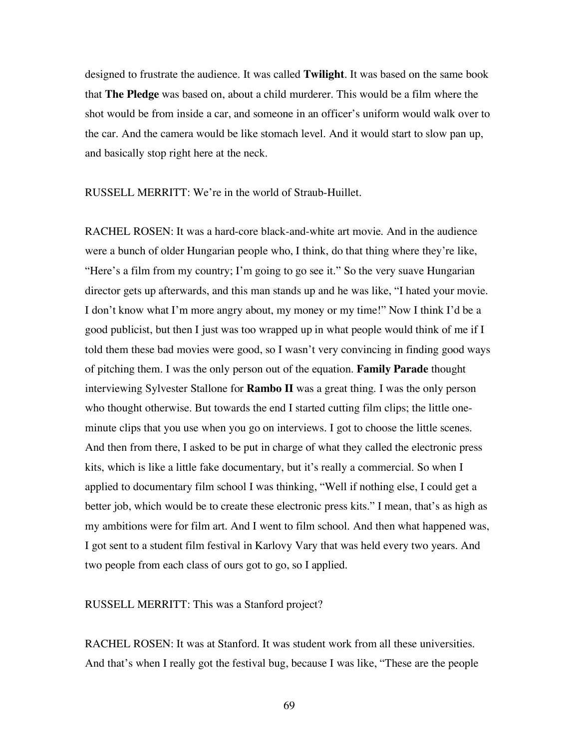designed to frustrate the audience. It was called **Twilight**. It was based on the same book that **The Pledge** was based on, about a child murderer. This would be a film where the shot would be from inside a car, and someone in an officer's uniform would walk over to the car. And the camera would be like stomach level. And it would start to slow pan up, and basically stop right here at the neck.

RUSSELL MERRITT: We're in the world of Straub-Huillet.

RACHEL ROSEN: It was a hard-core black-and-white art movie. And in the audience were a bunch of older Hungarian people who, I think, do that thing where they're like, "Here's a film from my country; I'm going to go see it." So the very suave Hungarian director gets up afterwards, and this man stands up and he was like, "I hated your movie. I don't know what I'm more angry about, my money or my time!" Now I think I'd be a good publicist, but then I just was too wrapped up in what people would think of me if I told them these bad movies were good, so I wasn't very convincing in finding good ways of pitching them. I was the only person out of the equation. **Family Parade** thought interviewing Sylvester Stallone for **Rambo II** was a great thing. I was the only person who thought otherwise. But towards the end I started cutting film clips; the little one-minute clips that you use when you go on interviews. I got to choose the little scenes. And then from there, I asked to be put in charge of what they called the electronic press kits, which is like a little fake documentary, but it's really a commercial. So when I applied to documentary film school I was thinking, "Well if nothing else, I could get a better job, which would be to create these electronic press kits." I mean, that's as high as my ambitions were for film art. And I went to film school. And then what happened was, I got sent to a student film festival in Karlovy Vary that was held every two years. And two people from each class of ours got to go, so I applied.

RUSSELL MERRITT: This was a Stanford project?

RACHEL ROSEN: It was at Stanford. It was student work from all these universities. And that's when I really got the festival bug, because I was like, "These are the people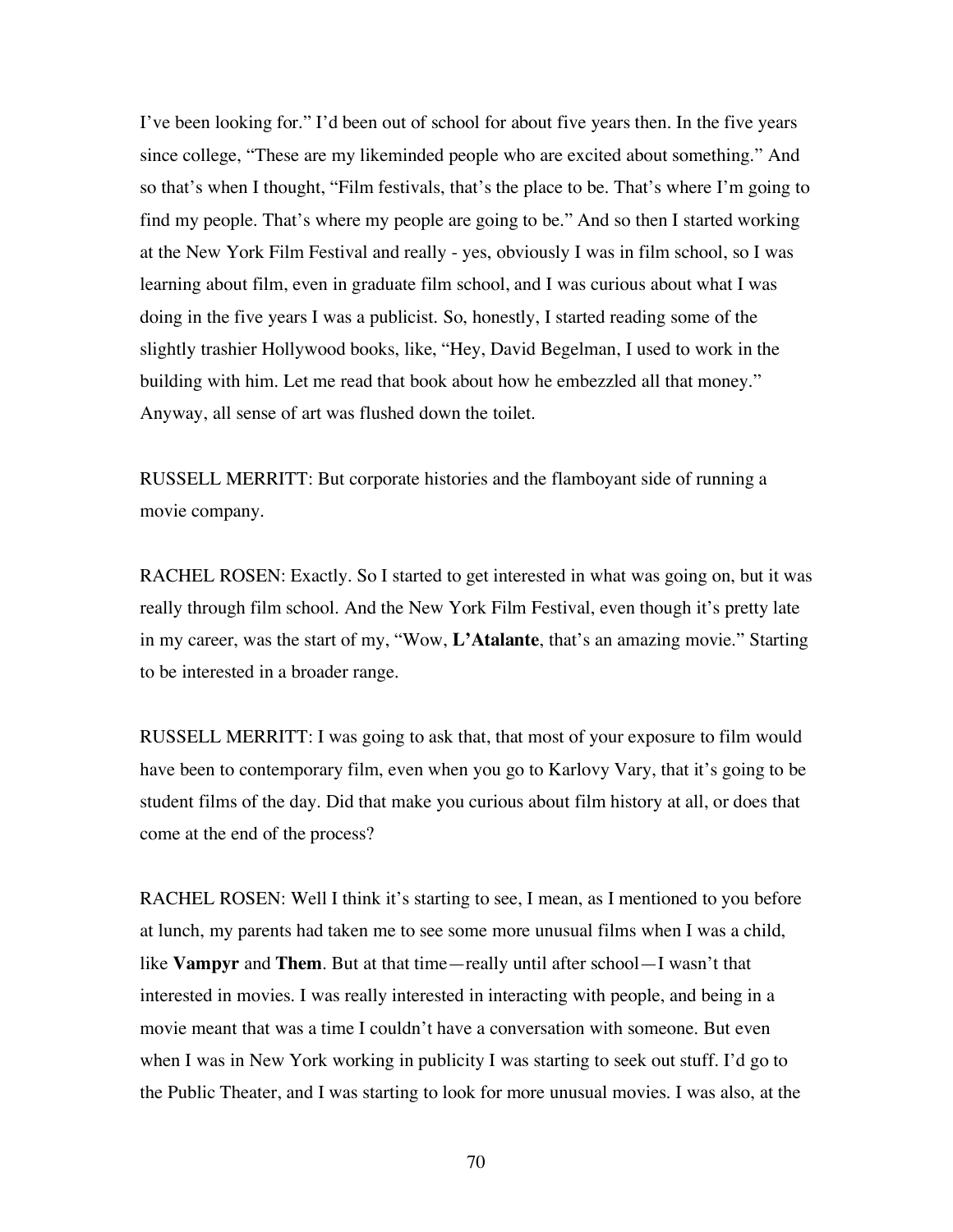I've been looking for." I'd been out of school for about five years then. In the five years since college, "These are my likeminded people who are excited about something." And so that's when I thought, "Film festivals, that's the place to be. That's where I'm going to find my people. That's where my people are going to be." And so then I started working at the New York Film Festival and really - yes, obviously I was in film school, so I was learning about film, even in graduate film school, and I was curious about what I was doing in the five years I was a publicist. So, honestly, I started reading some of the slightly trashier Hollywood books, like, "Hey, David Begelman, I used to work in the building with him. Let me read that book about how he embezzled all that money." Anyway, all sense of art was flushed down the toilet.

RUSSELL MERRITT: But corporate histories and the flamboyant side of running a movie company.

RACHEL ROSEN: Exactly. So I started to get interested in what was going on, but it was really through film school. And the New York Film Festival, even though it's pretty late in my career, was the start of my, "Wow, **L'Atalante**, that's an amazing movie." Starting to be interested in a broader range.

RUSSELL MERRITT: I was going to ask that, that most of your exposure to film would have been to contemporary film, even when you go to Karlovy Vary, that it's going to be student films of the day. Did that make you curious about film history at all, or does that come at the end of the process?

RACHEL ROSEN: Well I think it's starting to see, I mean, as I mentioned to you before at lunch, my parents had taken me to see some more unusual films when I was a child, like **Vampyr** and **Them**. But at that time—really until after school—I wasn't that interested in movies. I was really interested in interacting with people, and being in a movie meant that was a time I couldn't have a conversation with someone. But even when I was in New York working in publicity I was starting to seek out stuff. I'd go to the Public Theater, and I was starting to look for more unusual movies. I was also, at the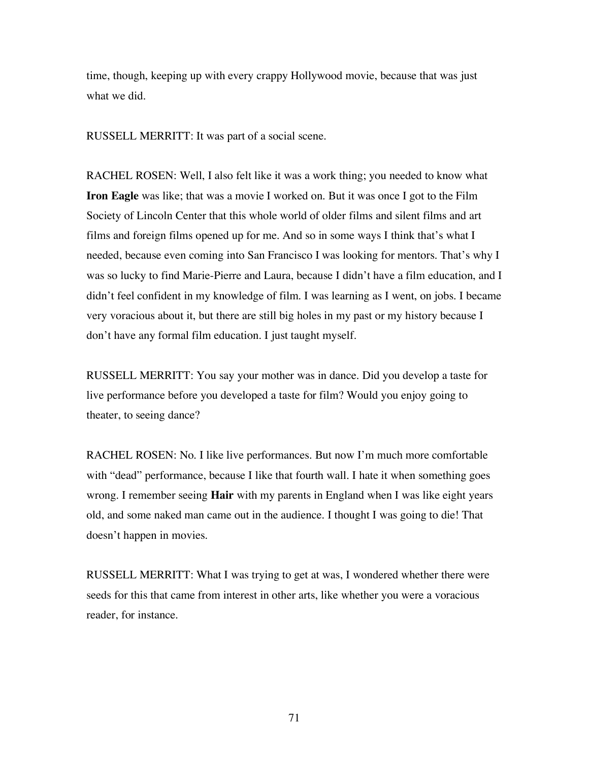time, though, keeping up with every crappy Hollywood movie, because that was just what we did.

RUSSELL MERRITT: It was part of a social scene.

RACHEL ROSEN: Well, I also felt like it was a work thing; you needed to know what **Iron Eagle** was like; that was a movie I worked on. But it was once I got to the Film Society of Lincoln Center that this whole world of older films and silent films and art films and foreign films opened up for me. And so in some ways I think that's what I needed, because even coming into San Francisco I was looking for mentors. That's why I was so lucky to find Marie-Pierre and Laura, because I didn't have a film education, and I didn't feel confident in my knowledge of film. I was learning as I went, on jobs. I became very voracious about it, but there are still big holes in my past or my history because I don't have any formal film education. I just taught myself.

RUSSELL MERRITT: You say your mother was in dance. Did you develop a taste for live performance before you developed a taste for film? Would you enjoy going to theater, to seeing dance?

RACHEL ROSEN: No. I like live performances. But now I'm much more comfortable with "dead" performance, because I like that fourth wall. I hate it when something goes wrong. I remember seeing **Hair** with my parents in England when I was like eight years old, and some naked man came out in the audience. I thought I was going to die! That doesn't happen in movies.

RUSSELL MERRITT: What I was trying to get at was, I wondered whether there were seeds for this that came from interest in other arts, like whether you were a voracious reader, for instance.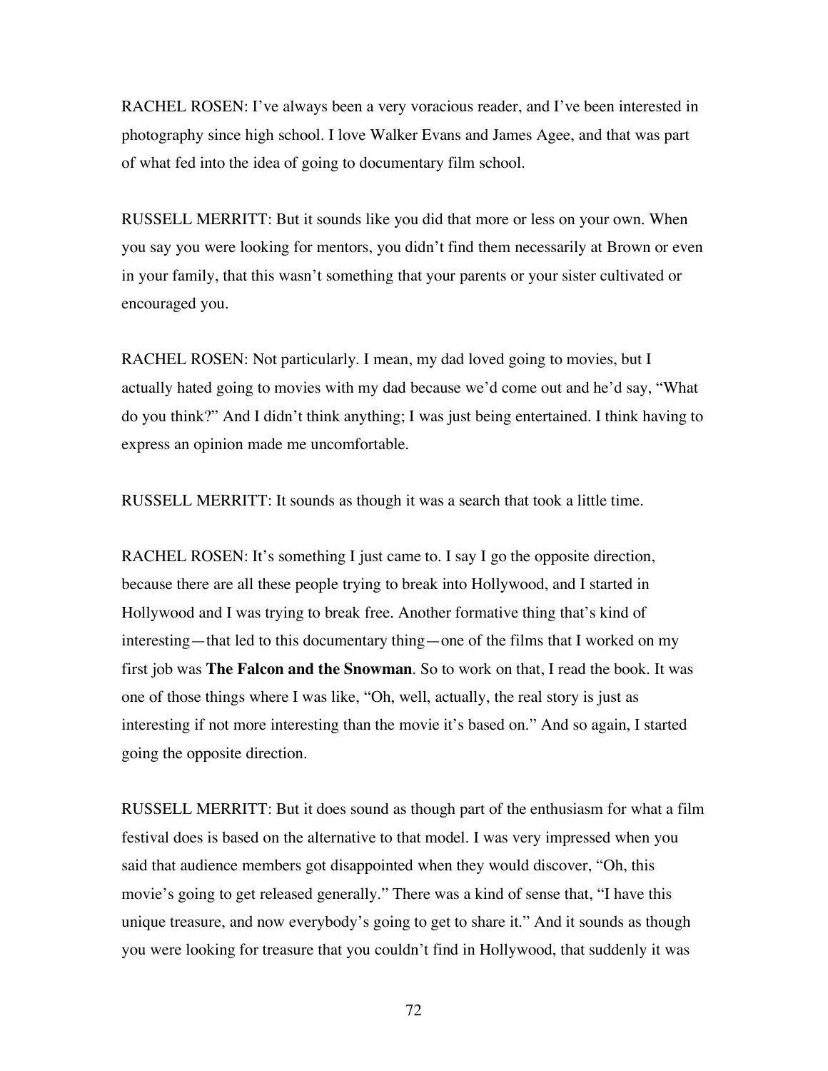RACHEL ROSEN: I've always been a very voracious reader, and I've been interested in photography since high school. I love Walker Evans and James Agee, and that was part of what fed into the idea of going to documentary film school.

RUSSELL MERRITT: But it sounds like you did that more or less on your own. When you say you were looking for mentors, you didn't find them necessarily at Brown or even in your family, that this wasn't something that your parents or your sister cultivated or encouraged you.

RACHEL ROSEN: Not particularly. I mean, my dad loved going to movies, but I actually hated going to movies with my dad because we'd come out and he'd say, "What do you think?" And I didn't think anything; I was just being entertained. I think having to express an opinion made me uncomfortable.

RUSSELL MERRITT: It sounds as though it was a search that took a little time.

RACHEL ROSEN: It's something I just came to. I say I go the opposite direction, because there are all these people trying to break into Hollywood, and I started in Hollywood and I was trying to break free. Another formative thing that's kind of interesting—that led to this documentary thing—one of the films that I worked on my first job was **The Falcon and the Snowman**. So to work on that, I read the book. It was one of those things where I was like, "Oh, well, actually, the real story is just as interesting if not more interesting than the movie it's based on." And so again, I started going the opposite direction.

RUSSELL MERRITT: But it does sound as though part of the enthusiasm for what a film festival does is based on the alternative to that model. I was very impressed when you said that audience members got disappointed when they would discover, "Oh, this movie's going to get released generally." There was a kind of sense that, "I have this unique treasure, and now everybody's going to get to share it." And it sounds as though you were looking for treasure that you couldn't find in Hollywood, that suddenly it was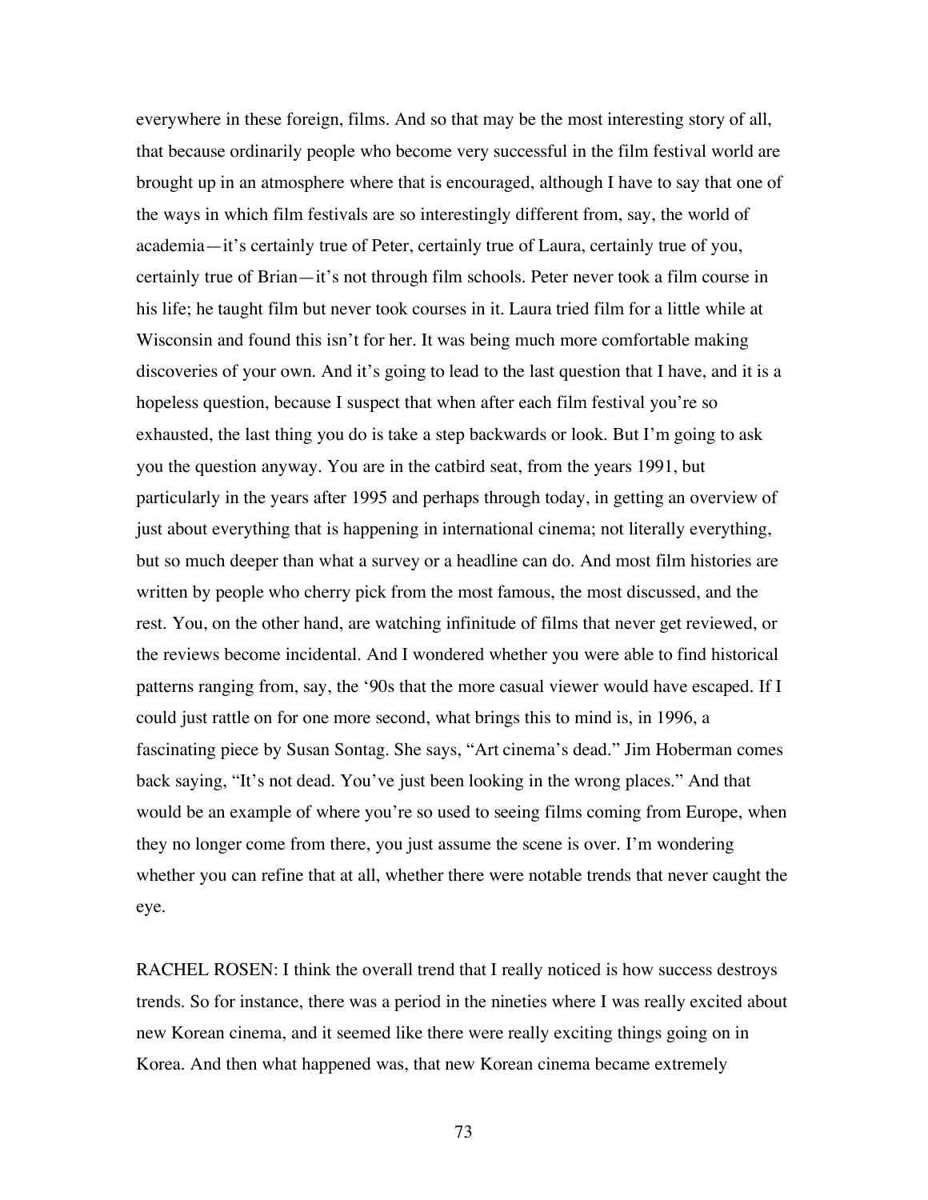everywhere in these foreign, films. And so that may be the most interesting story of all, that because ordinarily people who become very successful in the film festival world are brought up in an atmosphere where that is encouraged, although I have to say that one of the ways in which film festivals are so interestingly different from, say, the world of academia—it's certainly true of Peter, certainly true of Laura, certainly true of you, certainly true of Brian—it's not through film schools. Peter never took a film course in his life; he taught film but never took courses in it. Laura tried film for a little while at Wisconsin and found this isn't for her. It was being much more comfortable making discoveries of your own. And it's going to lead to the last question that I have, and it is a hopeless question, because I suspect that when after each film festival you're so exhausted, the last thing you do is take a step backwards or look. But I'm going to ask you the question anyway. You are in the catbird seat, from the years 1991, but particularly in the years after 1995 and perhaps through today, in getting an overview of just about everything that is happening in international cinema; not literally everything, but so much deeper than what a survey or a headline can do. And most film histories are written by people who cherry pick from the most famous, the most discussed, and the rest. You, on the other hand, are watching infinitude of films that never get reviewed, or the reviews become incidental. And I wondered whether you were able to find historical patterns ranging from, say, the '90s that the more casual viewer would have escaped. If I could just rattle on for one more second, what brings this to mind is, in 1996, a fascinating piece by Susan Sontag. She says, "Art cinema's dead." Jim Hoberman comes back saying, "It's not dead. You've just been looking in the wrong places." And that would be an example of where you're so used to seeing films coming from Europe, when they no longer come from there, you just assume the scene is over. I'm wondering whether you can refine that at all, whether there were notable trends that never caught the eye.

RACHEL ROSEN: I think the overall trend that I really noticed is how success destroys trends. So for instance, there was a period in the nineties where I was really excited about new Korean cinema, and it seemed like there were really exciting things going on in Korea. And then what happened was, that new Korean cinema became extremely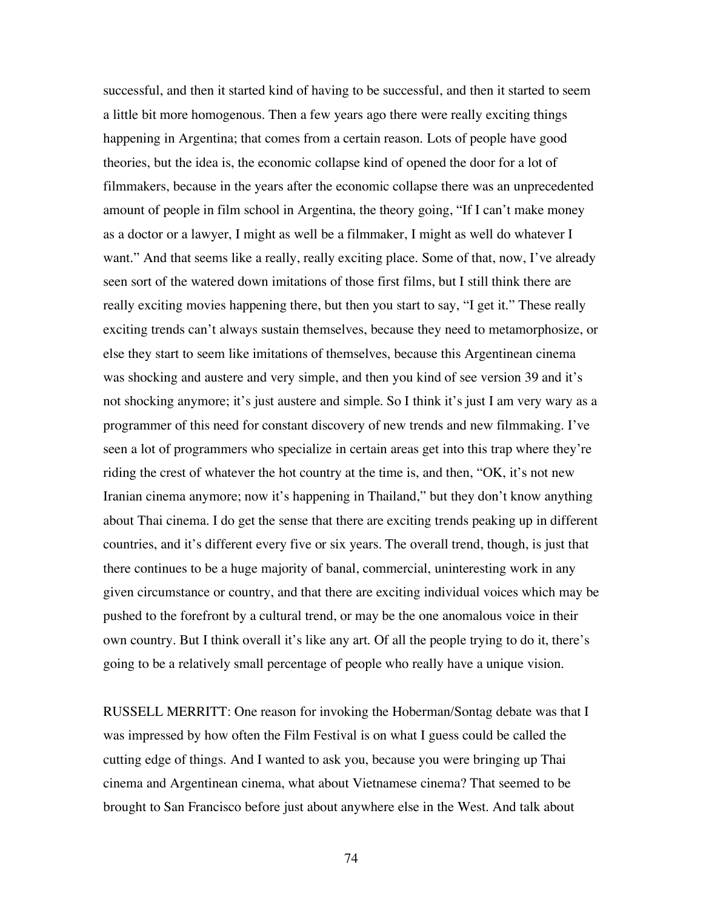successful, and then it started kind of having to be successful, and then it started to seem a little bit more homogenous. Then a few years ago there were really exciting things happening in Argentina; that comes from a certain reason. Lots of people have good theories, but the idea is, the economic collapse kind of opened the door for a lot of filmmakers, because in the years after the economic collapse there was an unprecedented amount of people in film school in Argentina, the theory going, "If I can't make money as a doctor or a lawyer, I might as well be a filmmaker, I might as well do whatever I want." And that seems like a really, really exciting place. Some of that, now, I've already seen sort of the watered down imitations of those first films, but I still think there are really exciting movies happening there, but then you start to say, "I get it." These really exciting trends can't always sustain themselves, because they need to metamorphosize, or else they start to seem like imitations of themselves, because this Argentinean cinema was shocking and austere and very simple, and then you kind of see version 39 and it's not shocking anymore; it's just austere and simple. So I think it's just I am very wary as a programmer of this need for constant discovery of new trends and new filmmaking. I've seen a lot of programmers who specialize in certain areas get into this trap where they're riding the crest of whatever the hot country at the time is, and then, "OK, it's not new Iranian cinema anymore; now it's happening in Thailand," but they don't know anything about Thai cinema. I do get the sense that there are exciting trends peaking up in different countries, and it's different every five or six years. The overall trend, though, is just that there continues to be a huge majority of banal, commercial, uninteresting work in any given circumstance or country, and that there are exciting individual voices which may be pushed to the forefront by a cultural trend, or may be the one anomalous voice in their own country. But I think overall it's like any art. Of all the people trying to do it, there's going to be a relatively small percentage of people who really have a unique vision.

RUSSELL MERRITT: One reason for invoking the Hoberman/Sontag debate was that I was impressed by how often the Film Festival is on what I guess could be called the cutting edge of things. And I wanted to ask you, because you were bringing up Thai cinema and Argentinean cinema, what about Vietnamese cinema? That seemed to be brought to San Francisco before just about anywhere else in the West. And talk about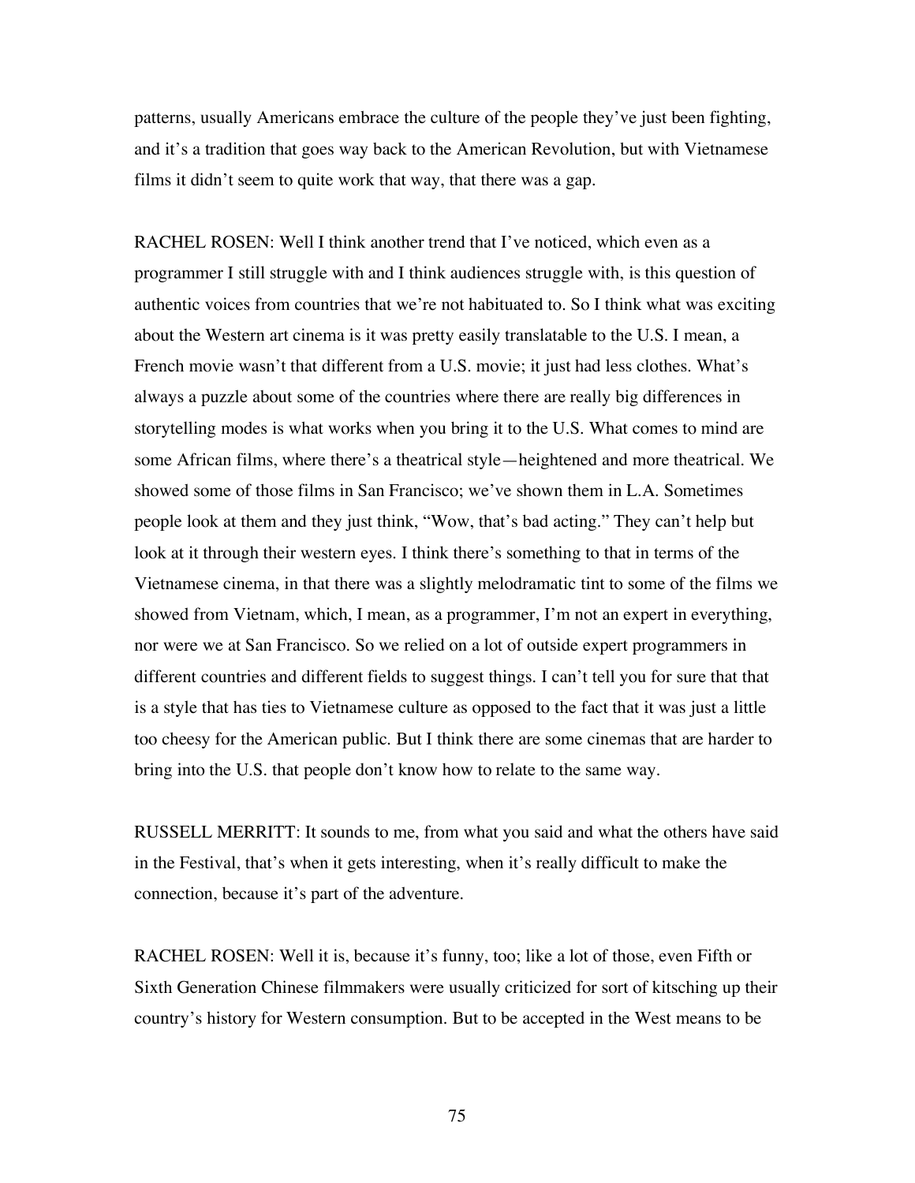patterns, usually Americans embrace the culture of the people they've just been fighting, and it's a tradition that goes way back to the American Revolution, but with Vietnamese films it didn't seem to quite work that way, that there was a gap.

RACHEL ROSEN: Well I think another trend that I've noticed, which even as a programmer I still struggle with and I think audiences struggle with, is this question of authentic voices from countries that we're not habituated to. So I think what was exciting about the Western art cinema is it was pretty easily translatable to the U.S. I mean, a French movie wasn't that different from a U.S. movie; it just had less clothes. What's always a puzzle about some of the countries where there are really big differences in storytelling modes is what works when you bring it to the U.S. What comes to mind are some African films, where there's a theatrical style—heightened and more theatrical. We showed some of those films in San Francisco; we've shown them in L.A. Sometimes people look at them and they just think, "Wow, that's bad acting." They can't help but look at it through their western eyes. I think there's something to that in terms of the Vietnamese cinema, in that there was a slightly melodramatic tint to some of the films we showed from Vietnam, which, I mean, as a programmer, I'm not an expert in everything, nor were we at San Francisco. So we relied on a lot of outside expert programmers in different countries and different fields to suggest things. I can't tell you for sure that that is a style that has ties to Vietnamese culture as opposed to the fact that it was just a little too cheesy for the American public. But I think there are some cinemas that are harder to bring into the U.S. that people don't know how to relate to the same way.

RUSSELL MERRITT: It sounds to me, from what you said and what the others have said in the Festival, that's when it gets interesting, when it's really difficult to make the connection, because it's part of the adventure.

RACHEL ROSEN: Well it is, because it's funny, too; like a lot of those, even Fifth or Sixth Generation Chinese filmmakers were usually criticized for sort of kitsching up their country's history for Western consumption. But to be accepted in the West means to be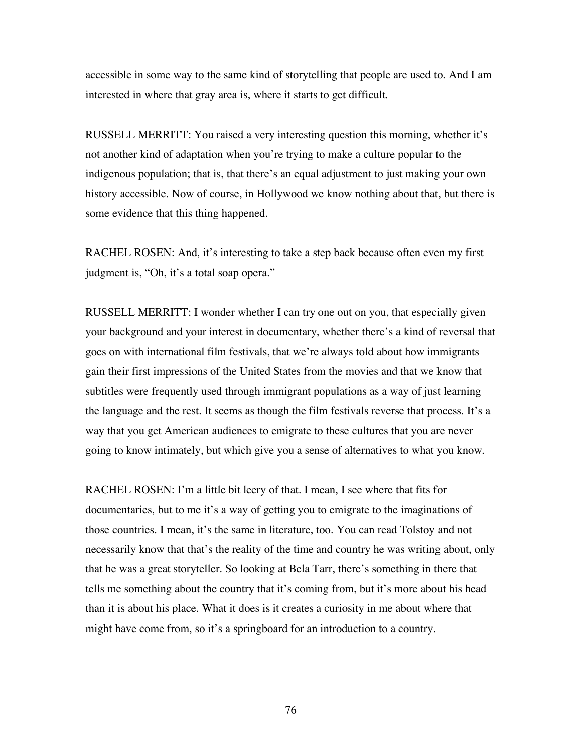accessible in some way to the same kind of storytelling that people are used to. And I am interested in where that gray area is, where it starts to get difficult.

RUSSELL MERRITT: You raised a very interesting question this morning, whether it's not another kind of adaptation when you're trying to make a culture popular to the indigenous population; that is, that there's an equal adjustment to just making your own history accessible. Now of course, in Hollywood we know nothing about that, but there is some evidence that this thing happened.

RACHEL ROSEN: And, it's interesting to take a step back because often even my first judgment is, "Oh, it's a total soap opera."

RUSSELL MERRITT: I wonder whether I can try one out on you, that especially given your background and your interest in documentary, whether there's a kind of reversal that goes on with international film festivals, that we're always told about how immigrants gain their first impressions of the United States from the movies and that we know that subtitles were frequently used through immigrant populations as a way of just learning the language and the rest. It seems as though the film festivals reverse that process. It's a way that you get American audiences to emigrate to these cultures that you are never going to know intimately, but which give you a sense of alternatives to what you know.

RACHEL ROSEN: I'm a little bit leery of that. I mean, I see where that fits for documentaries, but to me it's a way of getting you to emigrate to the imaginations of those countries. I mean, it's the same in literature, too. You can read Tolstoy and not necessarily know that that's the reality of the time and country he was writing about, only that he was a great storyteller. So looking at Bela Tarr, there's something in there that tells me something about the country that it's coming from, but it's more about his head than it is about his place. What it does is it creates a curiosity in me about where that might have come from, so it's a springboard for an introduction to a country.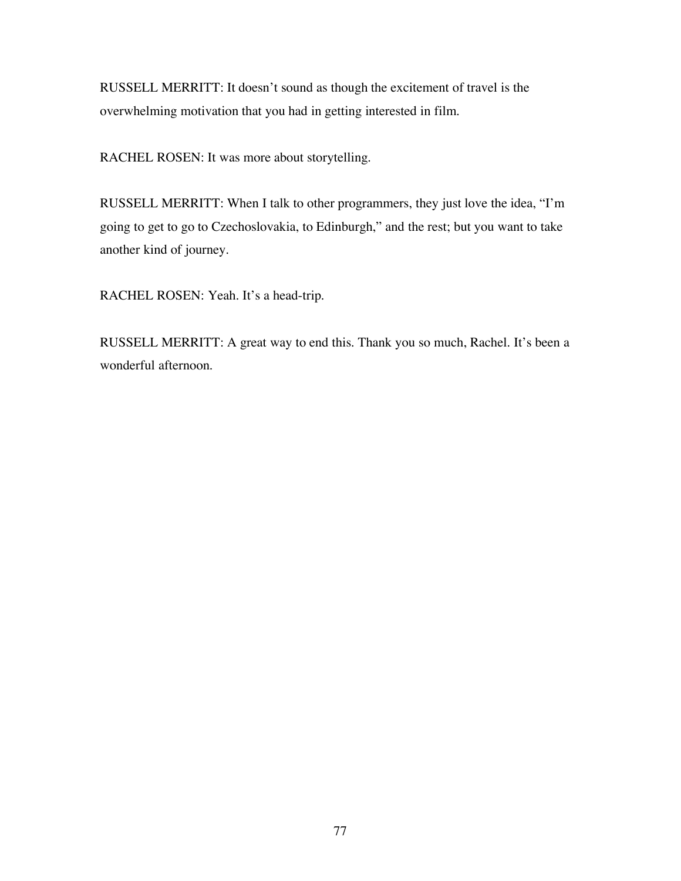RUSSELL MERRITT: It doesn't sound as though the excitement of travel is the overwhelming motivation that you had in getting interested in film.

RACHEL ROSEN: It was more about storytelling.

RUSSELL MERRITT: When I talk to other programmers, they just love the idea, "I'm going to get to go to Czechoslovakia, to Edinburgh," and the rest; but you want to take another kind of journey.

RACHEL ROSEN: Yeah. It's a head-trip.

RUSSELL MERRITT: A great way to end this. Thank you so much, Rachel. It's been a wonderful afternoon.